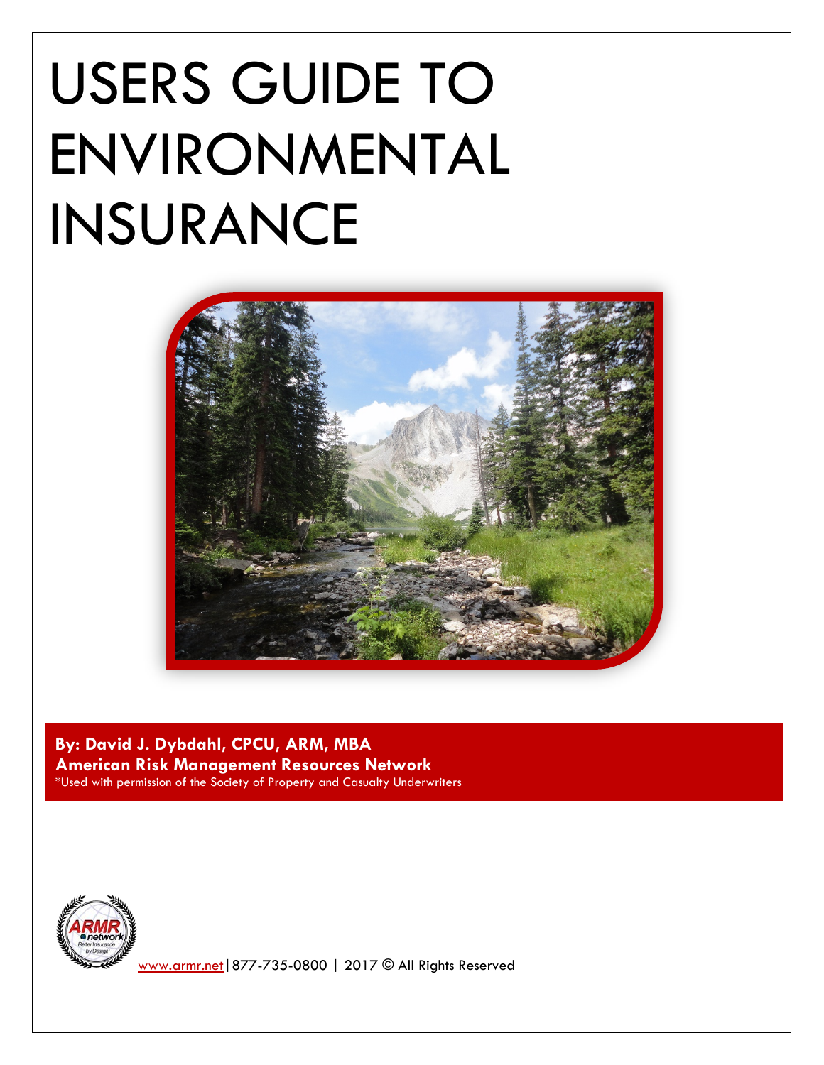# USERS GUIDE TO ENVIRONMENTAL INSURANCE

**By: David J. Dybdahl, CPCU, ARM, MBA**
**American Risk Management Resources Network**
*Used with permission of the Society of Property and Casualty Underwriters

www.armr.net|877-735-0800 | 2017 © All Rights Reserved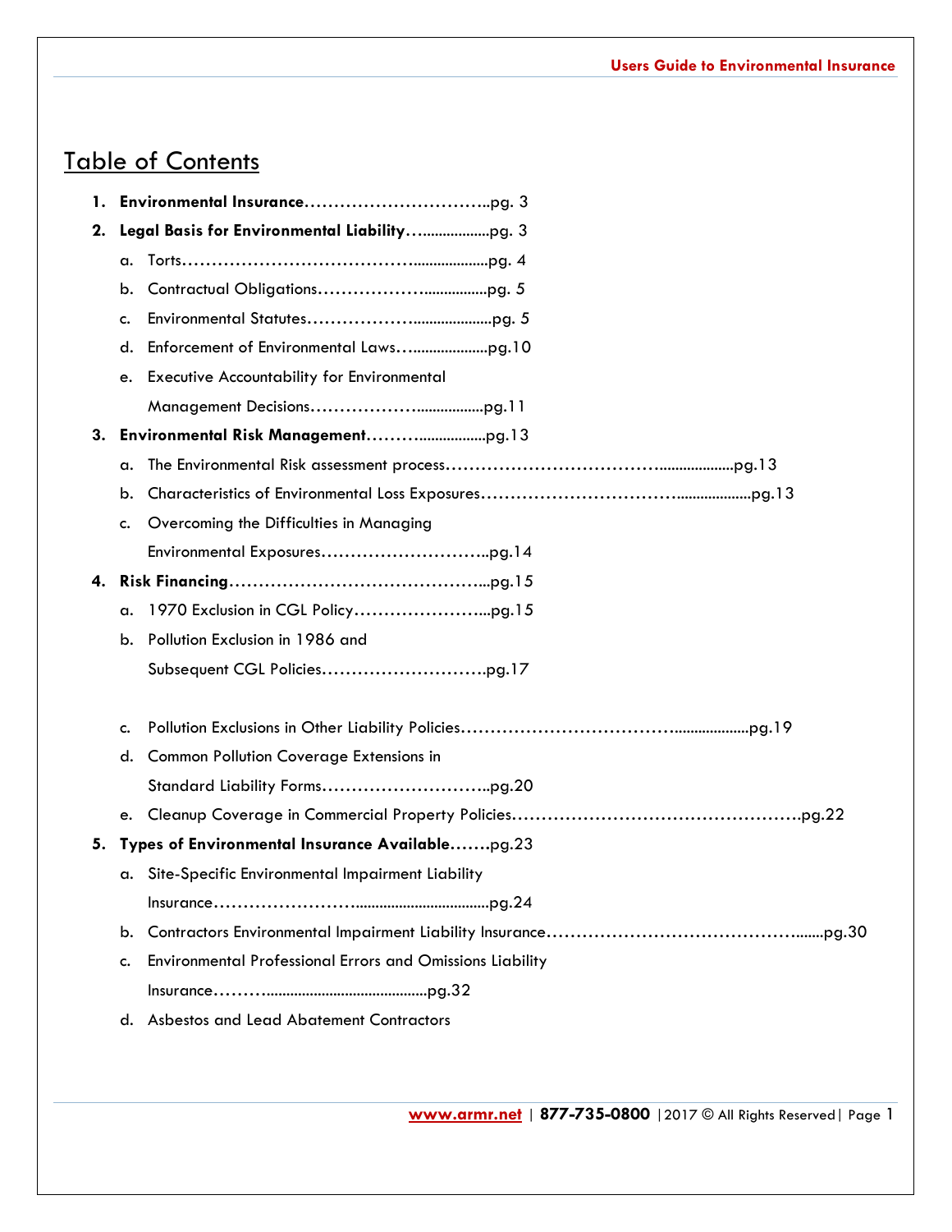# Table of Contents

1. **Environmental Insurance**……………………………..pg. 3
2. **Legal Basis for Environmental Liability**…..................pg. 3
    a. Torts……………………………………...................pg. 4
    b. Contractual Obligations………………................pg. 5
    c. Environmental Statutes…………………...................pg. 5
    d. Enforcement of Environmental Laws…...................pg.10
    e. Executive Accountability for Environmental Management Decisions……………….................pg.11
3. **Environmental Risk Management**……….................pg.13
    a. The Environmental Risk assessment process……………………………….................pg.13
    b. Characteristics of Environmental Loss Exposures…………………………….................pg.13
    c. Overcoming the Difficulties in Managing Environmental Exposures………………………..pg.14
4. **Risk Financing**……………………………………...pg.15
    a. 1970 Exclusion in CGL Policy…………………...pg.15
    b. Pollution Exclusion in 1986 and Subsequent CGL Policies……………………….pg.17
    c. Pollution Exclusions in Other Liability Policies……………………………….................pg.19
    d. Common Pollution Coverage Extensions in Standard Liability Forms………………………..pg.20
    e. Cleanup Coverage in Commercial Property Policies…………………………………………..pg.22
5. **Types of Environmental Insurance Available**…….pg.23
    a. Site-Specific Environmental Impairment Liability Insurance…………………….................................pg.24
    b. Contractors Environmental Impairment Liability Insurance……………………………………........pg.30
    c. Environmental Professional Errors and Omissions Liability Insurance……..........................................pg.32
    d. Asbestos and Lead Abatement Contractors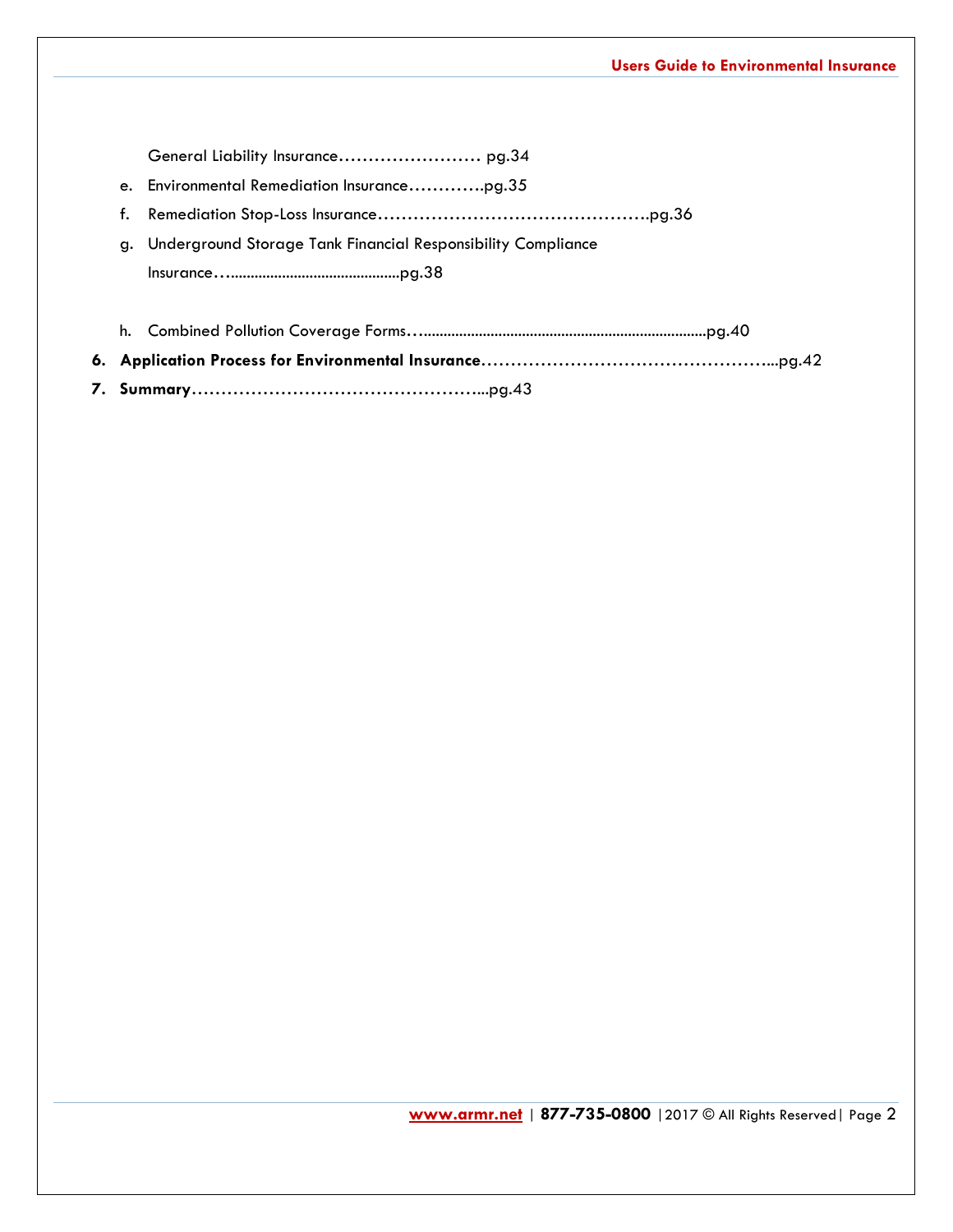General Liability Insurance…………………… pg.34

e. Environmental Remediation Insurance………….pg.35

f. Remediation Stop-Loss Insurance……………………………………….pg.36

g. Underground Storage Tank Financial Responsibility Compliance Insurance…..........................................pg.38

h. Combined Pollution Coverage Forms…......................................................................pg.40

6. **Application Process for Environmental Insurance**…………………………………………...pg.42

7. **Summary**…………………………………………...pg.43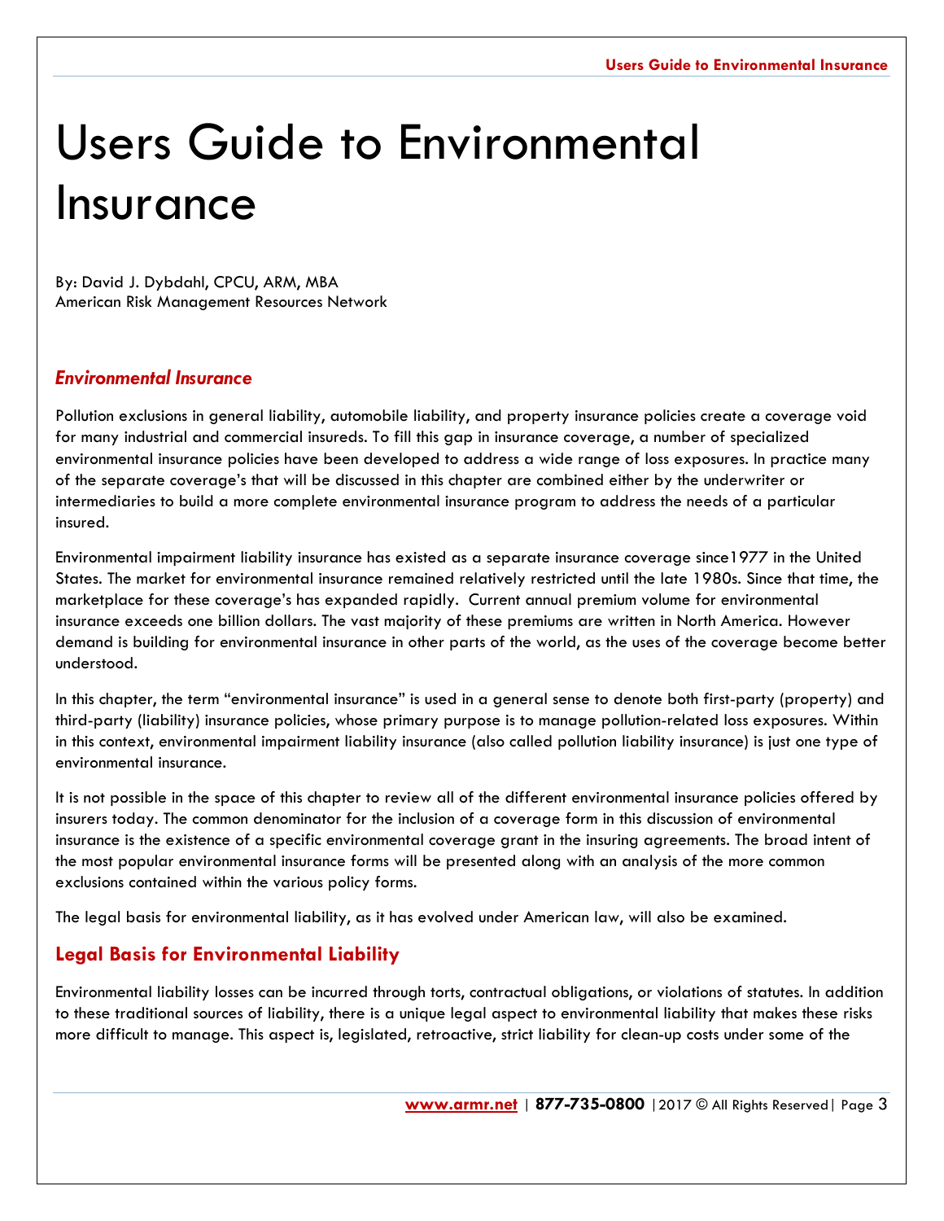# Users Guide to Environmental Insurance

By: David J. Dybdahl, CPCU, ARM, MBA
American Risk Management Resources Network

### *Environmental Insurance*

Pollution exclusions in general liability, automobile liability, and property insurance policies create a coverage void for many industrial and commercial insureds. To fill this gap in insurance coverage, a number of specialized environmental insurance policies have been developed to address a wide range of loss exposures. In practice many of the separate coverage's that will be discussed in this chapter are combined either by the underwriter or intermediaries to build a more complete environmental insurance program to address the needs of a particular insured.

Environmental impairment liability insurance has existed as a separate insurance coverage since1977 in the United States. The market for environmental insurance remained relatively restricted until the late 1980s. Since that time, the marketplace for these coverage's has expanded rapidly. Current annual premium volume for environmental insurance exceeds one billion dollars. The vast majority of these premiums are written in North America. However demand is building for environmental insurance in other parts of the world, as the uses of the coverage become better understood.

In this chapter, the term "environmental insurance" is used in a general sense to denote both first-party (property) and third-party (liability) insurance policies, whose primary purpose is to manage pollution-related loss exposures. Within in this context, environmental impairment liability insurance (also called pollution liability insurance) is just one type of environmental insurance.

It is not possible in the space of this chapter to review all of the different environmental insurance policies offered by insurers today. The common denominator for the inclusion of a coverage form in this discussion of environmental insurance is the existence of a specific environmental coverage grant in the insuring agreements. The broad intent of the most popular environmental insurance forms will be presented along with an analysis of the more common exclusions contained within the various policy forms.

The legal basis for environmental liability, as it has evolved under American law, will also be examined.

## Legal Basis for Environmental Liability

Environmental liability losses can be incurred through torts, contractual obligations, or violations of statutes. In addition to these traditional sources of liability, there is a unique legal aspect to environmental liability that makes these risks more difficult to manage. This aspect is, legislated, retroactive, strict liability for clean-up costs under some of the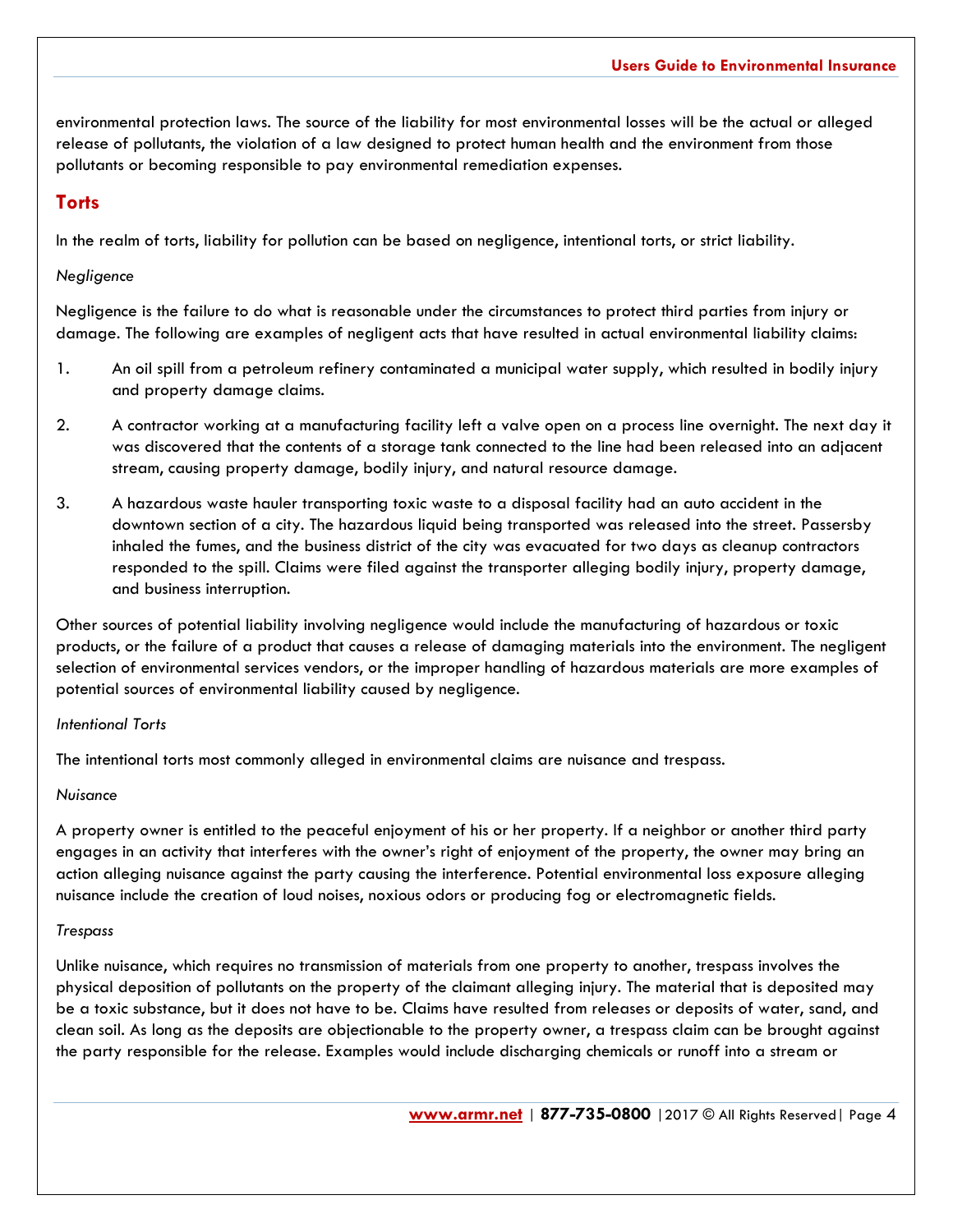environmental protection laws. The source of the liability for most environmental losses will be the actual or alleged release of pollutants, the violation of a law designed to protect human health and the environment from those pollutants or becoming responsible to pay environmental remediation expenses.

## Torts

In the realm of torts, liability for pollution can be based on negligence, intentional torts, or strict liability.

*Negligence*

Negligence is the failure to do what is reasonable under the circumstances to protect third parties from injury or damage. The following are examples of negligent acts that have resulted in actual environmental liability claims:

1. An oil spill from a petroleum refinery contaminated a municipal water supply, which resulted in bodily injury and property damage claims.
2. A contractor working at a manufacturing facility left a valve open on a process line overnight. The next day it was discovered that the contents of a storage tank connected to the line had been released into an adjacent stream, causing property damage, bodily injury, and natural resource damage.
3. A hazardous waste hauler transporting toxic waste to a disposal facility had an auto accident in the downtown section of a city. The hazardous liquid being transported was released into the street. Passersby inhaled the fumes, and the business district of the city was evacuated for two days as cleanup contractors responded to the spill. Claims were filed against the transporter alleging bodily injury, property damage, and business interruption.

Other sources of potential liability involving negligence would include the manufacturing of hazardous or toxic products, or the failure of a product that causes a release of damaging materials into the environment. The negligent selection of environmental services vendors, or the improper handling of hazardous materials are more examples of potential sources of environmental liability caused by negligence.

*Intentional Torts*

The intentional torts most commonly alleged in environmental claims are nuisance and trespass.

*Nuisance*

A property owner is entitled to the peaceful enjoyment of his or her property. If a neighbor or another third party engages in an activity that interferes with the owner's right of enjoyment of the property, the owner may bring an action alleging nuisance against the party causing the interference. Potential environmental loss exposure alleging nuisance include the creation of loud noises, noxious odors or producing fog or electromagnetic fields.

*Trespass*

Unlike nuisance, which requires no transmission of materials from one property to another, trespass involves the physical deposition of pollutants on the property of the claimant alleging injury. The material that is deposited may be a toxic substance, but it does not have to be. Claims have resulted from releases or deposits of water, sand, and clean soil. As long as the deposits are objectionable to the property owner, a trespass claim can be brought against the party responsible for the release. Examples would include discharging chemicals or runoff into a stream or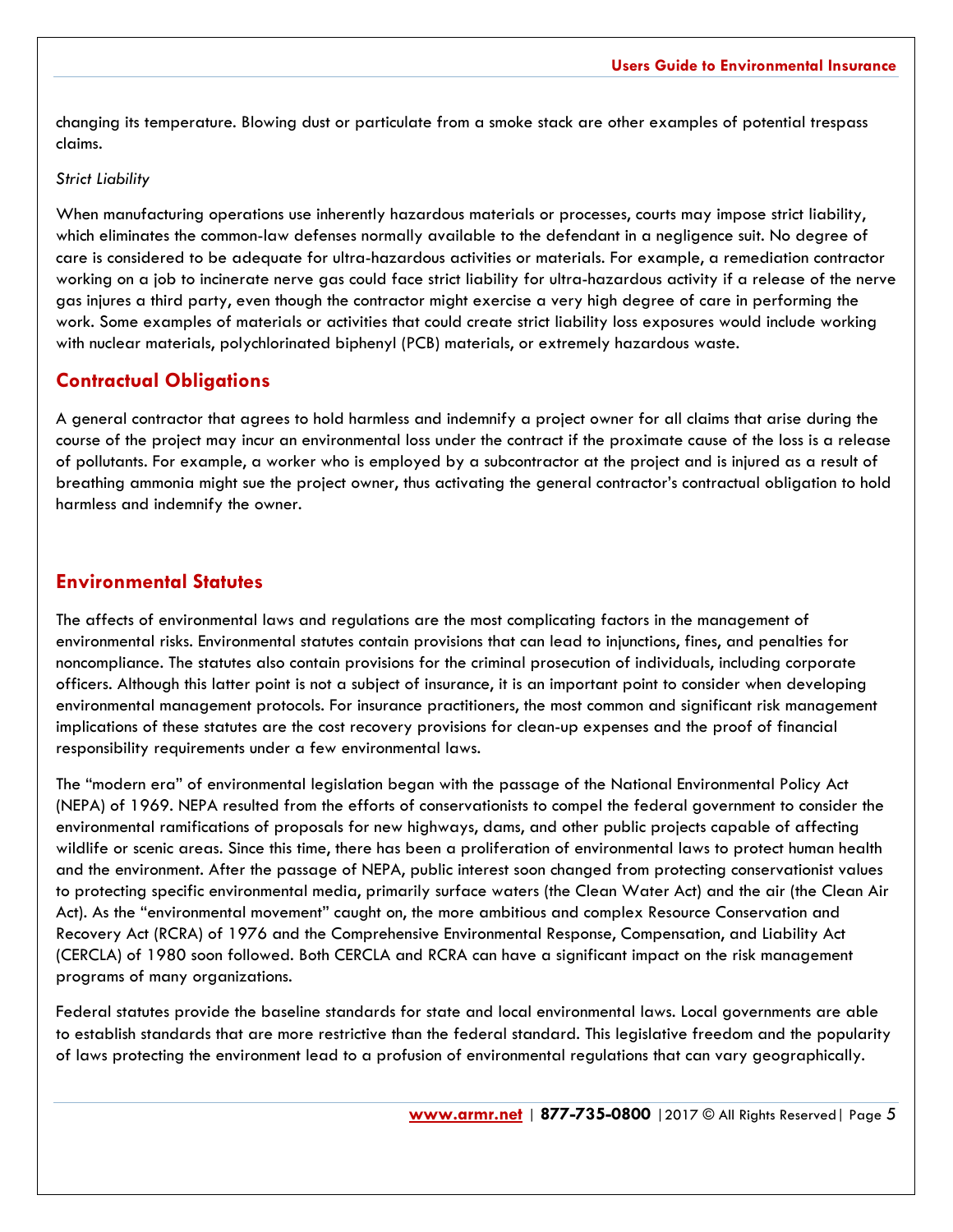changing its temperature. Blowing dust or particulate from a smoke stack are other examples of potential trespass claims.

*Strict Liability*

When manufacturing operations use inherently hazardous materials or processes, courts may impose strict liability, which eliminates the common-law defenses normally available to the defendant in a negligence suit. No degree of care is considered to be adequate for ultra-hazardous activities or materials. For example, a remediation contractor working on a job to incinerate nerve gas could face strict liability for ultra-hazardous activity if a release of the nerve gas injures a third party, even though the contractor might exercise a very high degree of care in performing the work. Some examples of materials or activities that could create strict liability loss exposures would include working with nuclear materials, polychlorinated biphenyl (PCB) materials, or extremely hazardous waste.

## Contractual Obligations

A general contractor that agrees to hold harmless and indemnify a project owner for all claims that arise during the course of the project may incur an environmental loss under the contract if the proximate cause of the loss is a release of pollutants. For example, a worker who is employed by a subcontractor at the project and is injured as a result of breathing ammonia might sue the project owner, thus activating the general contractor's contractual obligation to hold harmless and indemnify the owner.

## Environmental Statutes

The affects of environmental laws and regulations are the most complicating factors in the management of environmental risks. Environmental statutes contain provisions that can lead to injunctions, fines, and penalties for noncompliance. The statutes also contain provisions for the criminal prosecution of individuals, including corporate officers. Although this latter point is not a subject of insurance, it is an important point to consider when developing environmental management protocols. For insurance practitioners, the most common and significant risk management implications of these statutes are the cost recovery provisions for clean-up expenses and the proof of financial responsibility requirements under a few environmental laws.

The "modern era" of environmental legislation began with the passage of the National Environmental Policy Act (NEPA) of 1969. NEPA resulted from the efforts of conservationists to compel the federal government to consider the environmental ramifications of proposals for new highways, dams, and other public projects capable of affecting wildlife or scenic areas. Since this time, there has been a proliferation of environmental laws to protect human health and the environment. After the passage of NEPA, public interest soon changed from protecting conservationist values to protecting specific environmental media, primarily surface waters (the Clean Water Act) and the air (the Clean Air Act). As the "environmental movement" caught on, the more ambitious and complex Resource Conservation and Recovery Act (RCRA) of 1976 and the Comprehensive Environmental Response, Compensation, and Liability Act (CERCLA) of 1980 soon followed. Both CERCLA and RCRA can have a significant impact on the risk management programs of many organizations.

Federal statutes provide the baseline standards for state and local environmental laws. Local governments are able to establish standards that are more restrictive than the federal standard. This legislative freedom and the popularity of laws protecting the environment lead to a profusion of environmental regulations that can vary geographically.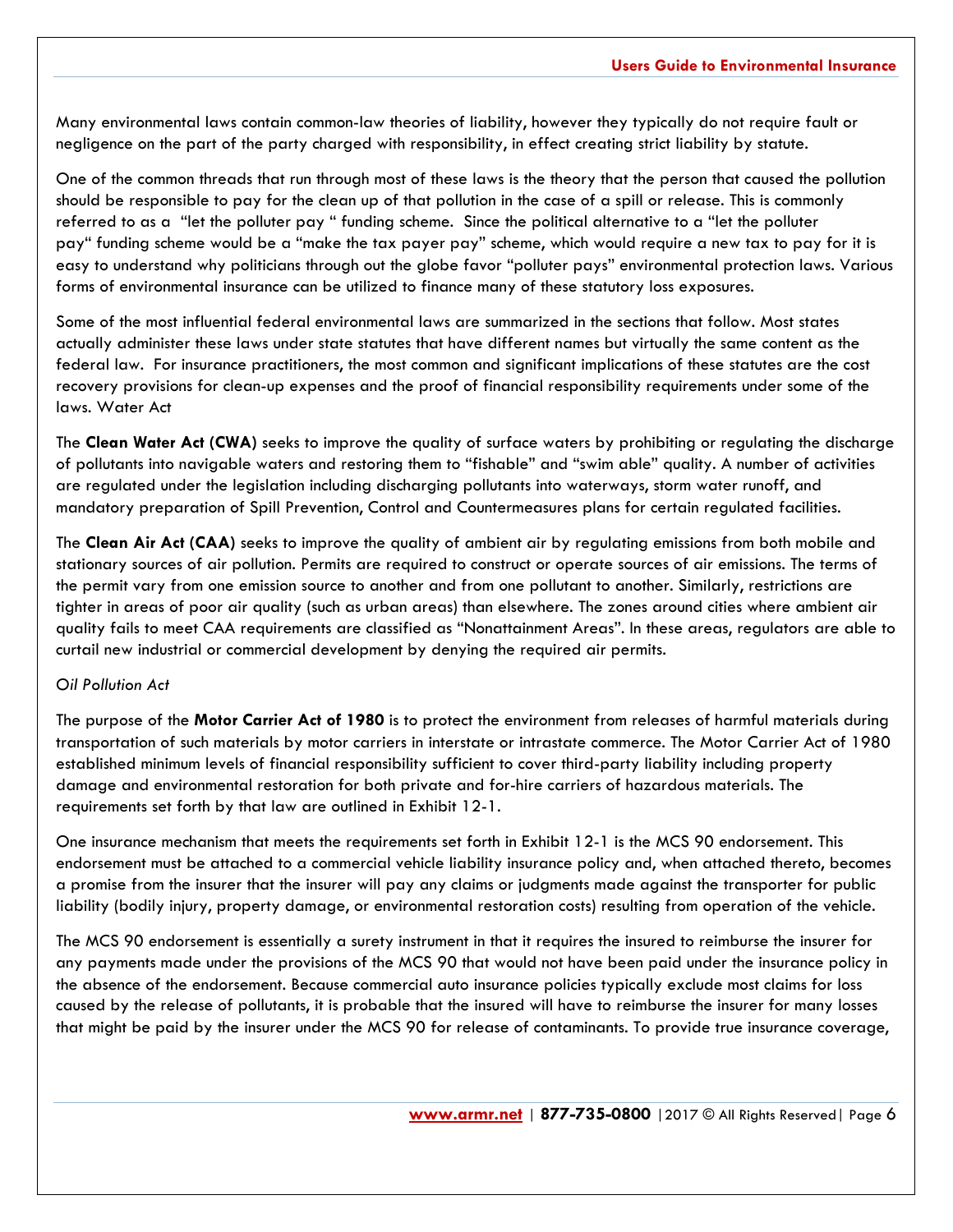Many environmental laws contain common-law theories of liability, however they typically do not require fault or negligence on the part of the party charged with responsibility, in effect creating strict liability by statute.

One of the common threads that run through most of these laws is the theory that the person that caused the pollution should be responsible to pay for the clean up of that pollution in the case of a spill or release. This is commonly referred to as a "let the polluter pay " funding scheme. Since the political alternative to a "let the polluter pay" funding scheme would be a "make the tax payer pay" scheme, which would require a new tax to pay for it is easy to understand why politicians through out the globe favor "polluter pays" environmental protection laws. Various forms of environmental insurance can be utilized to finance many of these statutory loss exposures.

Some of the most influential federal environmental laws are summarized in the sections that follow. Most states actually administer these laws under state statutes that have different names but virtually the same content as the federal law. For insurance practitioners, the most common and significant implications of these statutes are the cost recovery provisions for clean-up expenses and the proof of financial responsibility requirements under some of the laws. Water Act

The **Clean Water Act (CWA)** seeks to improve the quality of surface waters by prohibiting or regulating the discharge of pollutants into navigable waters and restoring them to "fishable" and "swim able" quality. A number of activities are regulated under the legislation including discharging pollutants into waterways, storm water runoff, and mandatory preparation of Spill Prevention, Control and Countermeasures plans for certain regulated facilities.

The **Clean Air Act (CAA)** seeks to improve the quality of ambient air by regulating emissions from both mobile and stationary sources of air pollution. Permits are required to construct or operate sources of air emissions. The terms of the permit vary from one emission source to another and from one pollutant to another. Similarly, restrictions are tighter in areas of poor air quality (such as urban areas) than elsewhere. The zones around cities where ambient air quality fails to meet CAA requirements are classified as "Nonattainment Areas". In these areas, regulators are able to curtail new industrial or commercial development by denying the required air permits.

*Oil Pollution Act*

The purpose of the **Motor Carrier Act of 1980** is to protect the environment from releases of harmful materials during transportation of such materials by motor carriers in interstate or intrastate commerce. The Motor Carrier Act of 1980 established minimum levels of financial responsibility sufficient to cover third-party liability including property damage and environmental restoration for both private and for-hire carriers of hazardous materials. The requirements set forth by that law are outlined in Exhibit 12-1.

One insurance mechanism that meets the requirements set forth in Exhibit 12-1 is the MCS 90 endorsement. This endorsement must be attached to a commercial vehicle liability insurance policy and, when attached thereto, becomes a promise from the insurer that the insurer will pay any claims or judgments made against the transporter for public liability (bodily injury, property damage, or environmental restoration costs) resulting from operation of the vehicle.

The MCS 90 endorsement is essentially a surety instrument in that it requires the insured to reimburse the insurer for any payments made under the provisions of the MCS 90 that would not have been paid under the insurance policy in the absence of the endorsement. Because commercial auto insurance policies typically exclude most claims for loss caused by the release of pollutants, it is probable that the insured will have to reimburse the insurer for many losses that might be paid by the insurer under the MCS 90 for release of contaminants. To provide true insurance coverage,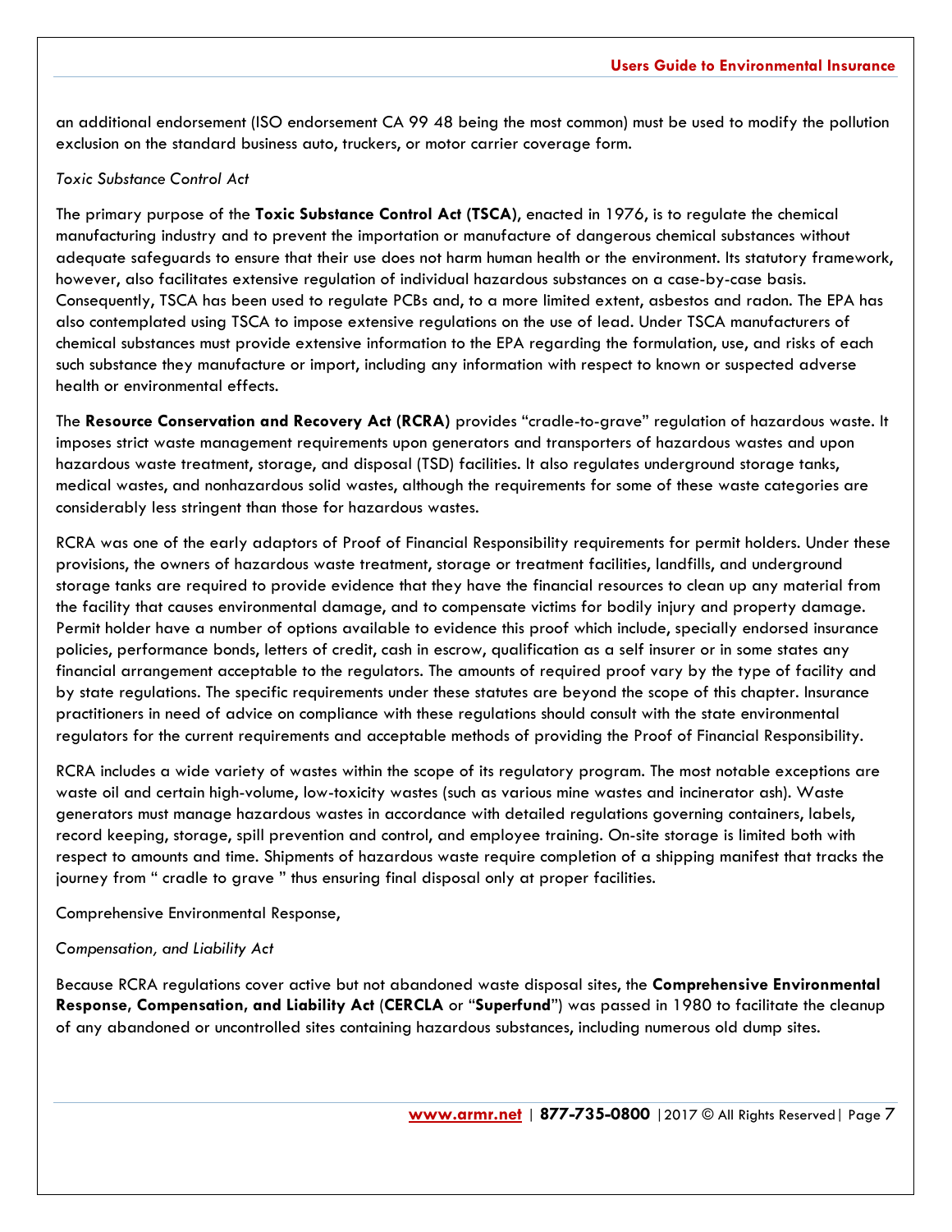an additional endorsement (ISO endorsement CA 99 48 being the most common) must be used to modify the pollution exclusion on the standard business auto, truckers, or motor carrier coverage form.

*Toxic Substance Control Act*

The primary purpose of the **Toxic Substance Control Act (TSCA)**, enacted in 1976, is to regulate the chemical manufacturing industry and to prevent the importation or manufacture of dangerous chemical substances without adequate safeguards to ensure that their use does not harm human health or the environment. Its statutory framework, however, also facilitates extensive regulation of individual hazardous substances on a case-by-case basis. Consequently, TSCA has been used to regulate PCBs and, to a more limited extent, asbestos and radon. The EPA has also contemplated using TSCA to impose extensive regulations on the use of lead. Under TSCA manufacturers of chemical substances must provide extensive information to the EPA regarding the formulation, use, and risks of each such substance they manufacture or import, including any information with respect to known or suspected adverse health or environmental effects.

The **Resource Conservation and Recovery Act (RCRA)** provides "cradle-to-grave" regulation of hazardous waste. It imposes strict waste management requirements upon generators and transporters of hazardous wastes and upon hazardous waste treatment, storage, and disposal (TSD) facilities. It also regulates underground storage tanks, medical wastes, and nonhazardous solid wastes, although the requirements for some of these waste categories are considerably less stringent than those for hazardous wastes.

RCRA was one of the early adaptors of Proof of Financial Responsibility requirements for permit holders. Under these provisions, the owners of hazardous waste treatment, storage or treatment facilities, landfills, and underground storage tanks are required to provide evidence that they have the financial resources to clean up any material from the facility that causes environmental damage, and to compensate victims for bodily injury and property damage. Permit holder have a number of options available to evidence this proof which include, specially endorsed insurance policies, performance bonds, letters of credit, cash in escrow, qualification as a self insurer or in some states any financial arrangement acceptable to the regulators. The amounts of required proof vary by the type of facility and by state regulations. The specific requirements under these statutes are beyond the scope of this chapter. Insurance practitioners in need of advice on compliance with these regulations should consult with the state environmental regulators for the current requirements and acceptable methods of providing the Proof of Financial Responsibility.

RCRA includes a wide variety of wastes within the scope of its regulatory program. The most notable exceptions are waste oil and certain high-volume, low-toxicity wastes (such as various mine wastes and incinerator ash). Waste generators must manage hazardous wastes in accordance with detailed regulations governing containers, labels, record keeping, storage, spill prevention and control, and employee training. On-site storage is limited both with respect to amounts and time. Shipments of hazardous waste require completion of a shipping manifest that tracks the journey from " cradle to grave " thus ensuring final disposal only at proper facilities.

Comprehensive Environmental Response,

*Compensation, and Liability Act*

Because RCRA regulations cover active but not abandoned waste disposal sites, the **Comprehensive Environmental Response, Compensation, and Liability Act** (**CERCLA** or "**Superfund**") was passed in 1980 to facilitate the cleanup of any abandoned or uncontrolled sites containing hazardous substances, including numerous old dump sites.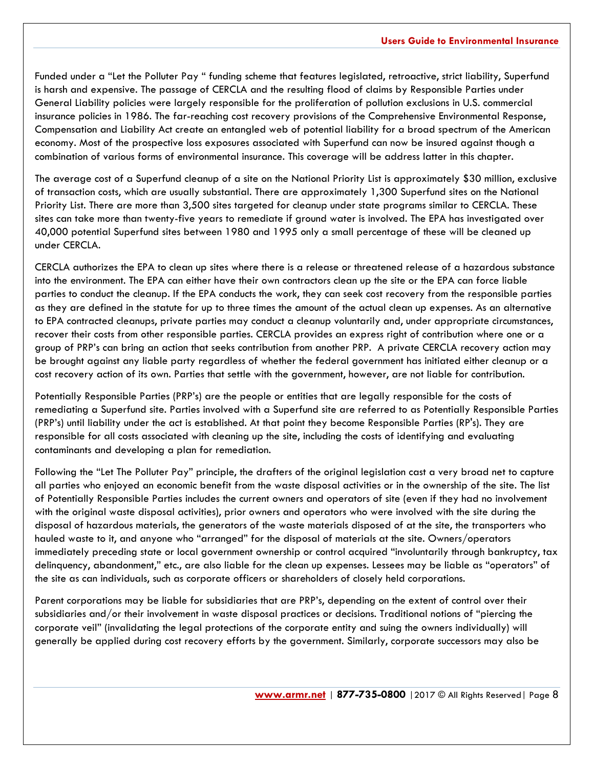Funded under a "Let the Polluter Pay " funding scheme that features legislated, retroactive, strict liability, Superfund is harsh and expensive. The passage of CERCLA and the resulting flood of claims by Responsible Parties under General Liability policies were largely responsible for the proliferation of pollution exclusions in U.S. commercial insurance policies in 1986. The far-reaching cost recovery provisions of the Comprehensive Environmental Response, Compensation and Liability Act create an entangled web of potential liability for a broad spectrum of the American economy. Most of the prospective loss exposures associated with Superfund can now be insured against though a combination of various forms of environmental insurance. This coverage will be address latter in this chapter.

The average cost of a Superfund cleanup of a site on the National Priority List is approximately $30 million, exclusive of transaction costs, which are usually substantial. There are approximately 1,300 Superfund sites on the National Priority List. There are more than 3,500 sites targeted for cleanup under state programs similar to CERCLA. These sites can take more than twenty-five years to remediate if ground water is involved. The EPA has investigated over 40,000 potential Superfund sites between 1980 and 1995 only a small percentage of these will be cleaned up under CERCLA.

CERCLA authorizes the EPA to clean up sites where there is a release or threatened release of a hazardous substance into the environment. The EPA can either have their own contractors clean up the site or the EPA can force liable parties to conduct the cleanup. If the EPA conducts the work, they can seek cost recovery from the responsible parties as they are defined in the statute for up to three times the amount of the actual clean up expenses. As an alternative to EPA contracted cleanups, private parties may conduct a cleanup voluntarily and, under appropriate circumstances, recover their costs from other responsible parties. CERCLA provides an express right of contribution where one or a group of PRP's can bring an action that seeks contribution from another PRP. A private CERCLA recovery action may be brought against any liable party regardless of whether the federal government has initiated either cleanup or a cost recovery action of its own. Parties that settle with the government, however, are not liable for contribution.

Potentially Responsible Parties (PRP's) are the people or entities that are legally responsible for the costs of remediating a Superfund site. Parties involved with a Superfund site are referred to as Potentially Responsible Parties (PRP's) until liability under the act is established. At that point they become Responsible Parties (RP's). They are responsible for all costs associated with cleaning up the site, including the costs of identifying and evaluating contaminants and developing a plan for remediation.

Following the "Let The Polluter Pay" principle, the drafters of the original legislation cast a very broad net to capture all parties who enjoyed an economic benefit from the waste disposal activities or in the ownership of the site. The list of Potentially Responsible Parties includes the current owners and operators of site (even if they had no involvement with the original waste disposal activities), prior owners and operators who were involved with the site during the disposal of hazardous materials, the generators of the waste materials disposed of at the site, the transporters who hauled waste to it, and anyone who "arranged" for the disposal of materials at the site. Owners/operators immediately preceding state or local government ownership or control acquired "involuntarily through bankruptcy, tax delinquency, abandonment," etc., are also liable for the clean up expenses. Lessees may be liable as "operators" of the site as can individuals, such as corporate officers or shareholders of closely held corporations.

Parent corporations may be liable for subsidiaries that are PRP's, depending on the extent of control over their subsidiaries and/or their involvement in waste disposal practices or decisions. Traditional notions of "piercing the corporate veil" (invalidating the legal protections of the corporate entity and suing the owners individually) will generally be applied during cost recovery efforts by the government. Similarly, corporate successors may also be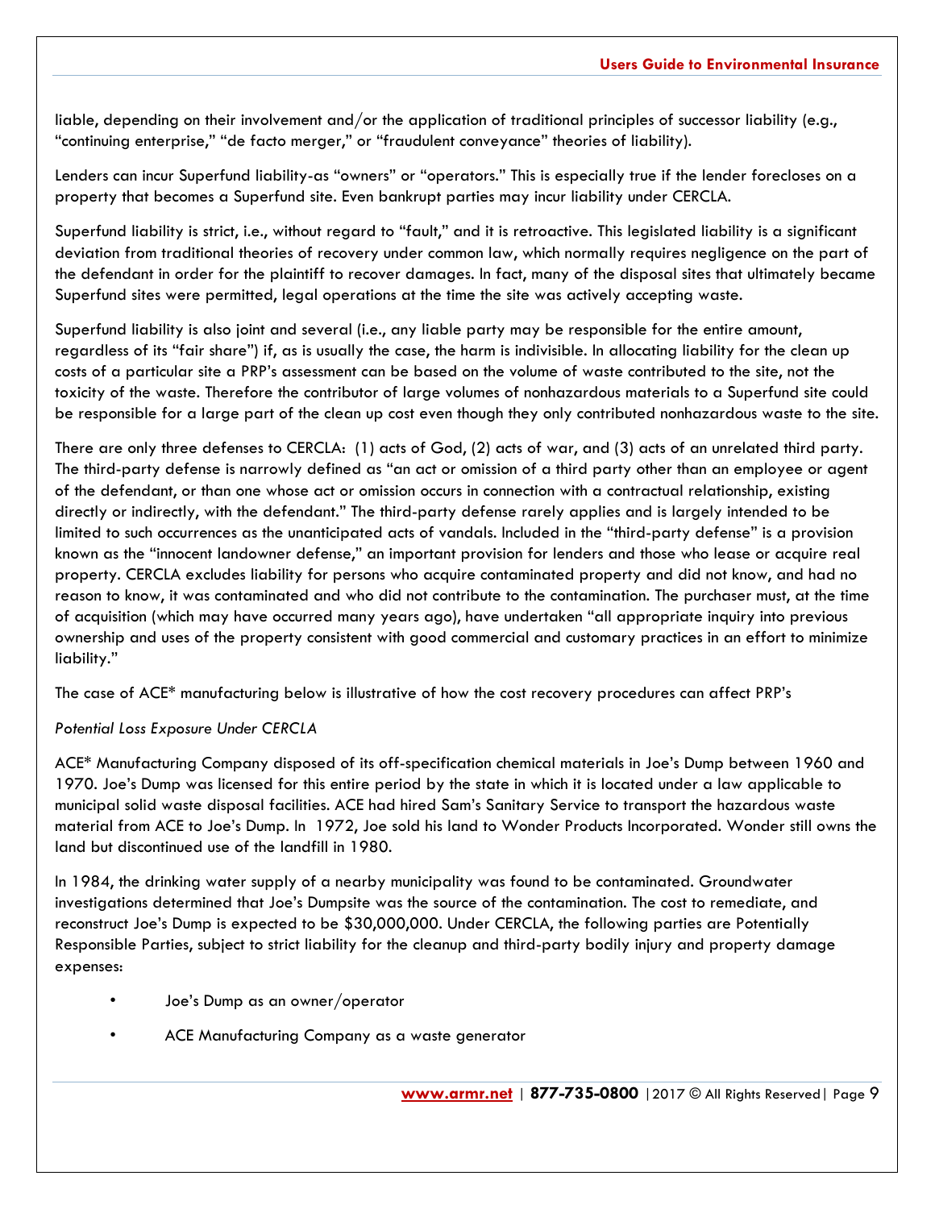liable, depending on their involvement and/or the application of traditional principles of successor liability (e.g., "continuing enterprise," "de facto merger," or "fraudulent conveyance" theories of liability).

Lenders can incur Superfund liability-as "owners" or "operators." This is especially true if the lender forecloses on a property that becomes a Superfund site. Even bankrupt parties may incur liability under CERCLA.

Superfund liability is strict, i.e., without regard to "fault," and it is retroactive. This legislated liability is a significant deviation from traditional theories of recovery under common law, which normally requires negligence on the part of the defendant in order for the plaintiff to recover damages. In fact, many of the disposal sites that ultimately became Superfund sites were permitted, legal operations at the time the site was actively accepting waste.

Superfund liability is also joint and several (i.e., any liable party may be responsible for the entire amount, regardless of its "fair share") if, as is usually the case, the harm is indivisible. In allocating liability for the clean up costs of a particular site a PRP's assessment can be based on the volume of waste contributed to the site, not the toxicity of the waste. Therefore the contributor of large volumes of nonhazardous materials to a Superfund site could be responsible for a large part of the clean up cost even though they only contributed nonhazardous waste to the site.

There are only three defenses to CERCLA: (1) acts of God, (2) acts of war, and (3) acts of an unrelated third party. The third-party defense is narrowly defined as "an act or omission of a third party other than an employee or agent of the defendant, or than one whose act or omission occurs in connection with a contractual relationship, existing directly or indirectly, with the defendant." The third-party defense rarely applies and is largely intended to be limited to such occurrences as the unanticipated acts of vandals. Included in the "third-party defense" is a provision known as the "innocent landowner defense," an important provision for lenders and those who lease or acquire real property. CERCLA excludes liability for persons who acquire contaminated property and did not know, and had no reason to know, it was contaminated and who did not contribute to the contamination. The purchaser must, at the time of acquisition (which may have occurred many years ago), have undertaken "all appropriate inquiry into previous ownership and uses of the property consistent with good commercial and customary practices in an effort to minimize liability."

The case of ACE* manufacturing below is illustrative of how the cost recovery procedures can affect PRP's

*Potential Loss Exposure Under CERCLA*

ACE* Manufacturing Company disposed of its off-specification chemical materials in Joe's Dump between 1960 and 1970. Joe's Dump was licensed for this entire period by the state in which it is located under a law applicable to municipal solid waste disposal facilities. ACE had hired Sam's Sanitary Service to transport the hazardous waste material from ACE to Joe's Dump. In 1972, Joe sold his land to Wonder Products Incorporated. Wonder still owns the land but discontinued use of the landfill in 1980.

In 1984, the drinking water supply of a nearby municipality was found to be contaminated. Groundwater investigations determined that Joe's Dumpsite was the source of the contamination. The cost to remediate, and reconstruct Joe's Dump is expected to be $30,000,000. Under CERCLA, the following parties are Potentially Responsible Parties, subject to strict liability for the cleanup and third-party bodily injury and property damage expenses:

- Joe's Dump as an owner/operator
- ACE Manufacturing Company as a waste generator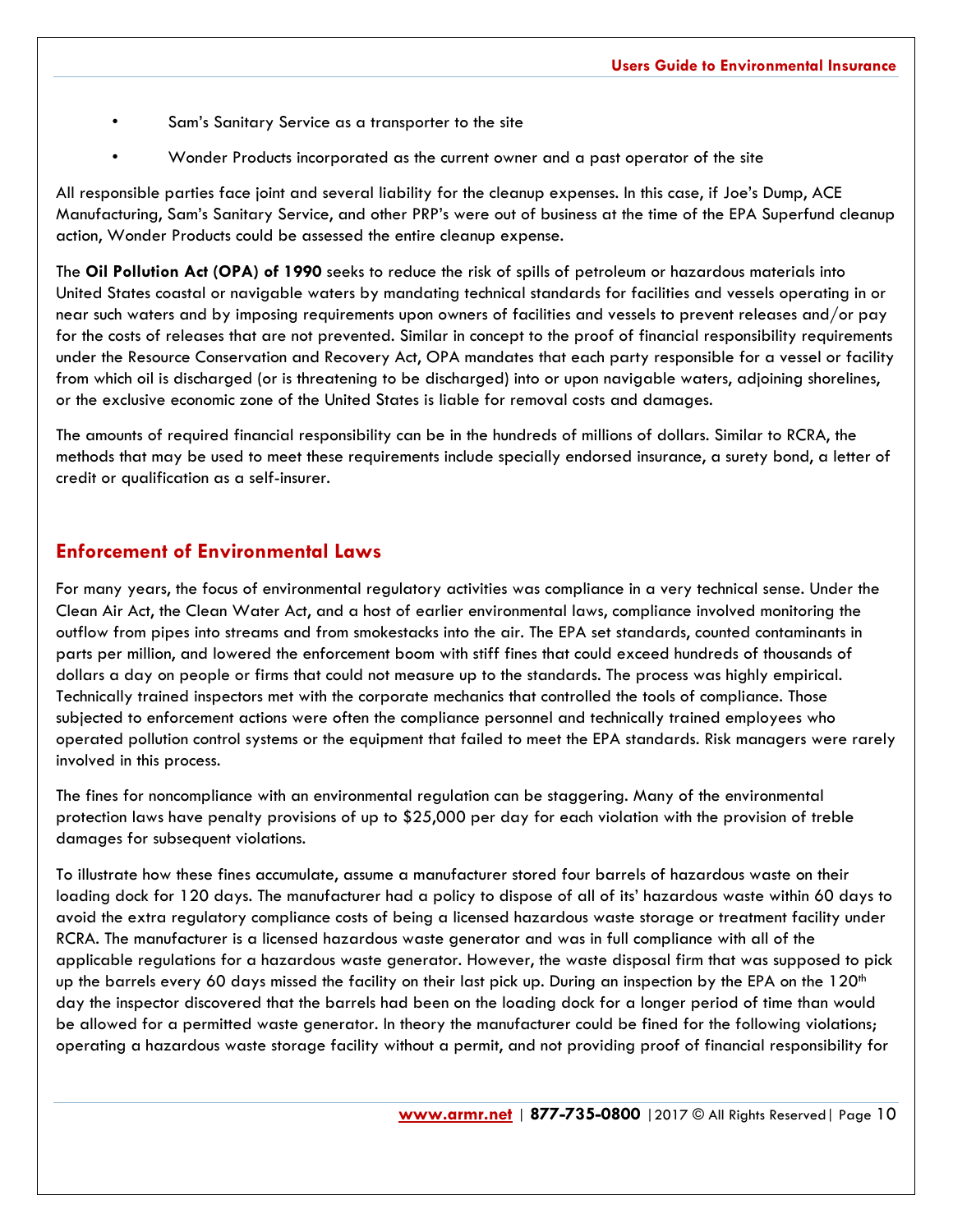- Sam's Sanitary Service as a transporter to the site
- Wonder Products incorporated as the current owner and a past operator of the site

All responsible parties face joint and several liability for the cleanup expenses. In this case, if Joe's Dump, ACE Manufacturing, Sam's Sanitary Service, and other PRP's were out of business at the time of the EPA Superfund cleanup action, Wonder Products could be assessed the entire cleanup expense.

The **Oil Pollution Act (OPA) of 1990** seeks to reduce the risk of spills of petroleum or hazardous materials into United States coastal or navigable waters by mandating technical standards for facilities and vessels operating in or near such waters and by imposing requirements upon owners of facilities and vessels to prevent releases and/or pay for the costs of releases that are not prevented. Similar in concept to the proof of financial responsibility requirements under the Resource Conservation and Recovery Act, OPA mandates that each party responsible for a vessel or facility from which oil is discharged (or is threatening to be discharged) into or upon navigable waters, adjoining shorelines, or the exclusive economic zone of the United States is liable for removal costs and damages.

The amounts of required financial responsibility can be in the hundreds of millions of dollars. Similar to RCRA, the methods that may be used to meet these requirements include specially endorsed insurance, a surety bond, a letter of credit or qualification as a self-insurer.

## Enforcement of Environmental Laws

For many years, the focus of environmental regulatory activities was compliance in a very technical sense. Under the Clean Air Act, the Clean Water Act, and a host of earlier environmental laws, compliance involved monitoring the outflow from pipes into streams and from smokestacks into the air. The EPA set standards, counted contaminants in parts per million, and lowered the enforcement boom with stiff fines that could exceed hundreds of thousands of dollars a day on people or firms that could not measure up to the standards. The process was highly empirical. Technically trained inspectors met with the corporate mechanics that controlled the tools of compliance. Those subjected to enforcement actions were often the compliance personnel and technically trained employees who operated pollution control systems or the equipment that failed to meet the EPA standards. Risk managers were rarely involved in this process.

The fines for noncompliance with an environmental regulation can be staggering. Many of the environmental protection laws have penalty provisions of up to $25,000 per day for each violation with the provision of treble damages for subsequent violations.

To illustrate how these fines accumulate, assume a manufacturer stored four barrels of hazardous waste on their loading dock for 120 days. The manufacturer had a policy to dispose of all of its' hazardous waste within 60 days to avoid the extra regulatory compliance costs of being a licensed hazardous waste storage or treatment facility under RCRA. The manufacturer is a licensed hazardous waste generator and was in full compliance with all of the applicable regulations for a hazardous waste generator. However, the waste disposal firm that was supposed to pick up the barrels every 60 days missed the facility on their last pick up. During an inspection by the EPA on the 120th day the inspector discovered that the barrels had been on the loading dock for a longer period of time than would be allowed for a permitted waste generator. In theory the manufacturer could be fined for the following violations; operating a hazardous waste storage facility without a permit, and not providing proof of financial responsibility for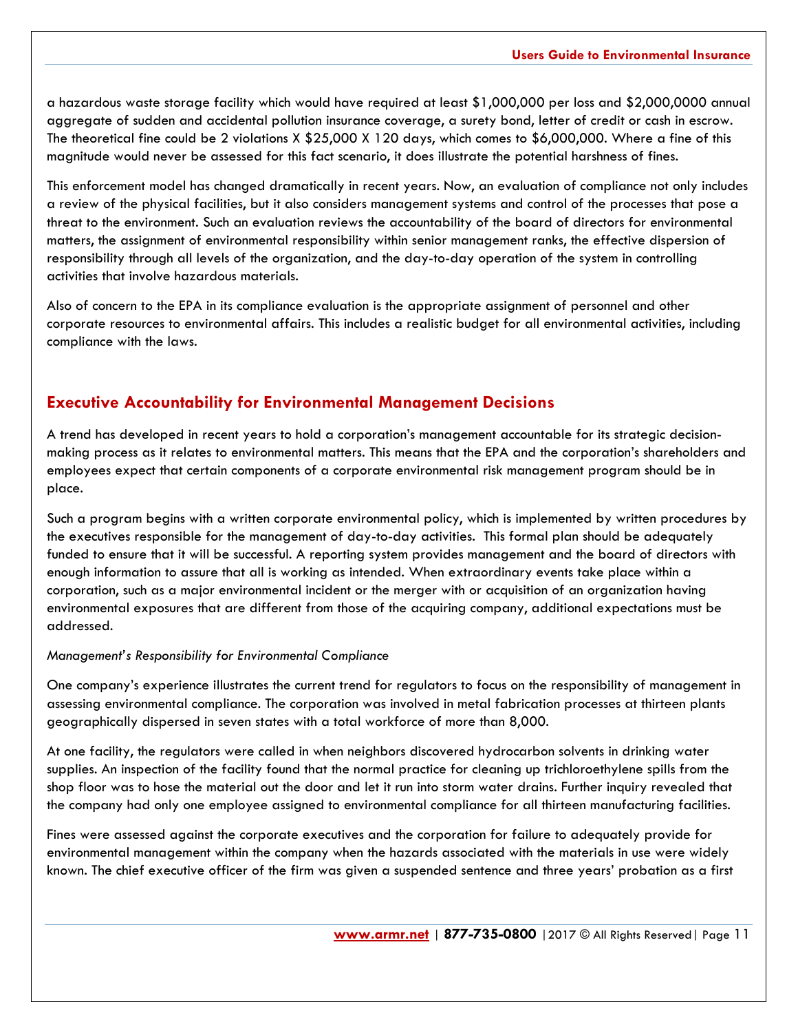a hazardous waste storage facility which would have required at least $1,000,000 per loss and $2,000,0000 annual aggregate of sudden and accidental pollution insurance coverage, a surety bond, letter of credit or cash in escrow. The theoretical fine could be 2 violations X $25,000 X 120 days, which comes to $6,000,000. Where a fine of this magnitude would never be assessed for this fact scenario, it does illustrate the potential harshness of fines.

This enforcement model has changed dramatically in recent years. Now, an evaluation of compliance not only includes a review of the physical facilities, but it also considers management systems and control of the processes that pose a threat to the environment. Such an evaluation reviews the accountability of the board of directors for environmental matters, the assignment of environmental responsibility within senior management ranks, the effective dispersion of responsibility through all levels of the organization, and the day-to-day operation of the system in controlling activities that involve hazardous materials.

Also of concern to the EPA in its compliance evaluation is the appropriate assignment of personnel and other corporate resources to environmental affairs. This includes a realistic budget for all environmental activities, including compliance with the laws.

## Executive Accountability for Environmental Management Decisions

A trend has developed in recent years to hold a corporation's management accountable for its strategic decision-making process as it relates to environmental matters. This means that the EPA and the corporation's shareholders and employees expect that certain components of a corporate environmental risk management program should be in place.

Such a program begins with a written corporate environmental policy, which is implemented by written procedures by the executives responsible for the management of day-to-day activities. This formal plan should be adequately funded to ensure that it will be successful. A reporting system provides management and the board of directors with enough information to assure that all is working as intended. When extraordinary events take place within a corporation, such as a major environmental incident or the merger with or acquisition of an organization having environmental exposures that are different from those of the acquiring company, additional expectations must be addressed.

*Management's Responsibility for Environmental Compliance*

One company's experience illustrates the current trend for regulators to focus on the responsibility of management in assessing environmental compliance. The corporation was involved in metal fabrication processes at thirteen plants geographically dispersed in seven states with a total workforce of more than 8,000.

At one facility, the regulators were called in when neighbors discovered hydrocarbon solvents in drinking water supplies. An inspection of the facility found that the normal practice for cleaning up trichloroethylene spills from the shop floor was to hose the material out the door and let it run into storm water drains. Further inquiry revealed that the company had only one employee assigned to environmental compliance for all thirteen manufacturing facilities.

Fines were assessed against the corporate executives and the corporation for failure to adequately provide for environmental management within the company when the hazards associated with the materials in use were widely known. The chief executive officer of the firm was given a suspended sentence and three years' probation as a first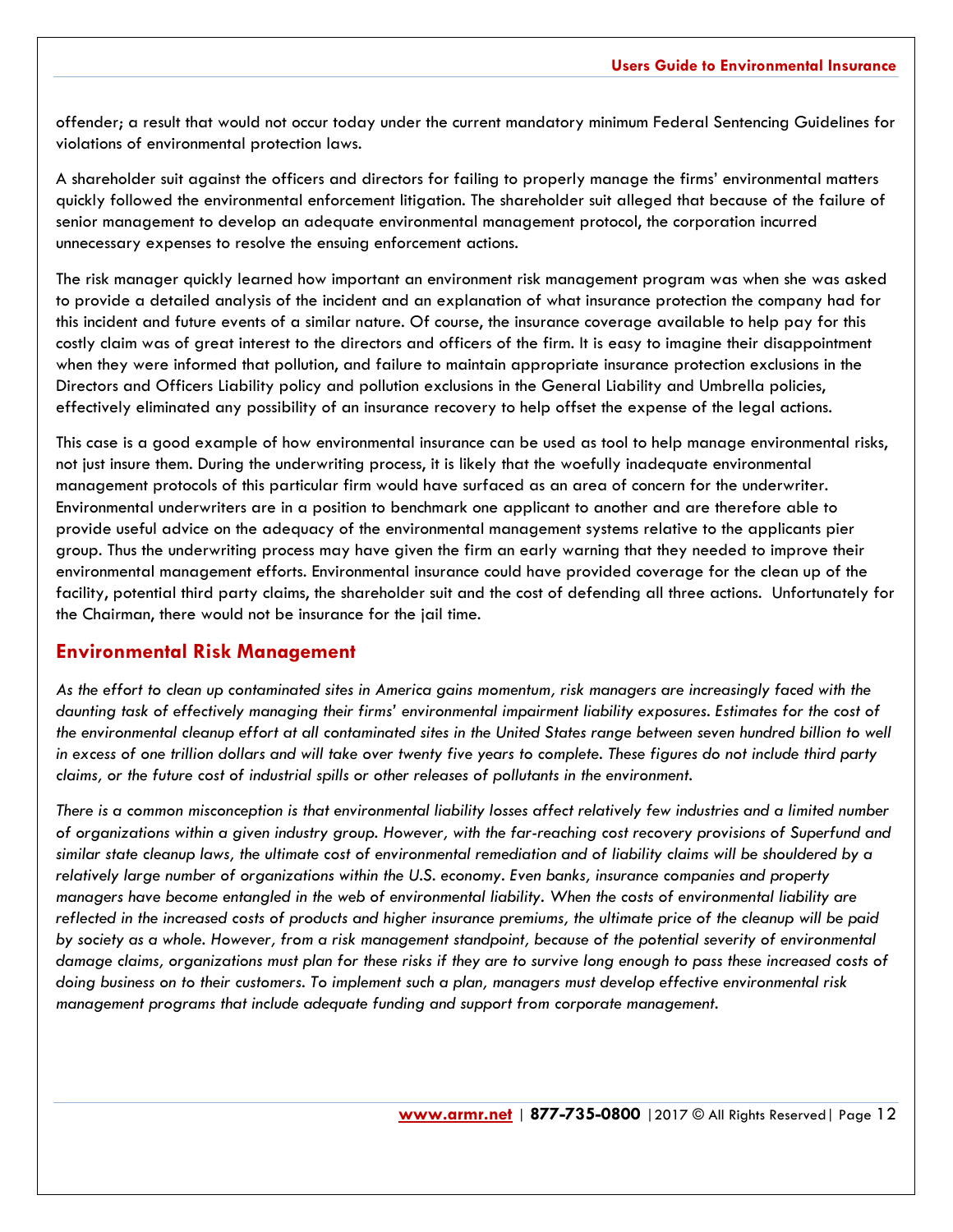offender; a result that would not occur today under the current mandatory minimum Federal Sentencing Guidelines for violations of environmental protection laws.

A shareholder suit against the officers and directors for failing to properly manage the firms' environmental matters quickly followed the environmental enforcement litigation. The shareholder suit alleged that because of the failure of senior management to develop an adequate environmental management protocol, the corporation incurred unnecessary expenses to resolve the ensuing enforcement actions.

The risk manager quickly learned how important an environment risk management program was when she was asked to provide a detailed analysis of the incident and an explanation of what insurance protection the company had for this incident and future events of a similar nature. Of course, the insurance coverage available to help pay for this costly claim was of great interest to the directors and officers of the firm. It is easy to imagine their disappointment when they were informed that pollution, and failure to maintain appropriate insurance protection exclusions in the Directors and Officers Liability policy and pollution exclusions in the General Liability and Umbrella policies, effectively eliminated any possibility of an insurance recovery to help offset the expense of the legal actions.

This case is a good example of how environmental insurance can be used as tool to help manage environmental risks, not just insure them. During the underwriting process, it is likely that the woefully inadequate environmental management protocols of this particular firm would have surfaced as an area of concern for the underwriter. Environmental underwriters are in a position to benchmark one applicant to another and are therefore able to provide useful advice on the adequacy of the environmental management systems relative to the applicants pier group. Thus the underwriting process may have given the firm an early warning that they needed to improve their environmental management efforts. Environmental insurance could have provided coverage for the clean up of the facility, potential third party claims, the shareholder suit and the cost of defending all three actions. Unfortunately for the Chairman, there would not be insurance for the jail time.

## Environmental Risk Management

*As the effort to clean up contaminated sites in America gains momentum, risk managers are increasingly faced with the daunting task of effectively managing their firms' environmental impairment liability exposures. Estimates for the cost of the environmental cleanup effort at all contaminated sites in the United States range between seven hundred billion to well in excess of one trillion dollars and will take over twenty five years to complete. These figures do not include third party claims, or the future cost of industrial spills or other releases of pollutants in the environment.*

*There is a common misconception is that environmental liability losses affect relatively few industries and a limited number of organizations within a given industry group. However, with the far-reaching cost recovery provisions of Superfund and similar state cleanup laws, the ultimate cost of environmental remediation and of liability claims will be shouldered by a relatively large number of organizations within the U.S. economy. Even banks, insurance companies and property managers have become entangled in the web of environmental liability. When the costs of environmental liability are reflected in the increased costs of products and higher insurance premiums, the ultimate price of the cleanup will be paid by society as a whole. However, from a risk management standpoint, because of the potential severity of environmental damage claims, organizations must plan for these risks if they are to survive long enough to pass these increased costs of doing business on to their customers. To implement such a plan, managers must develop effective environmental risk management programs that include adequate funding and support from corporate management.*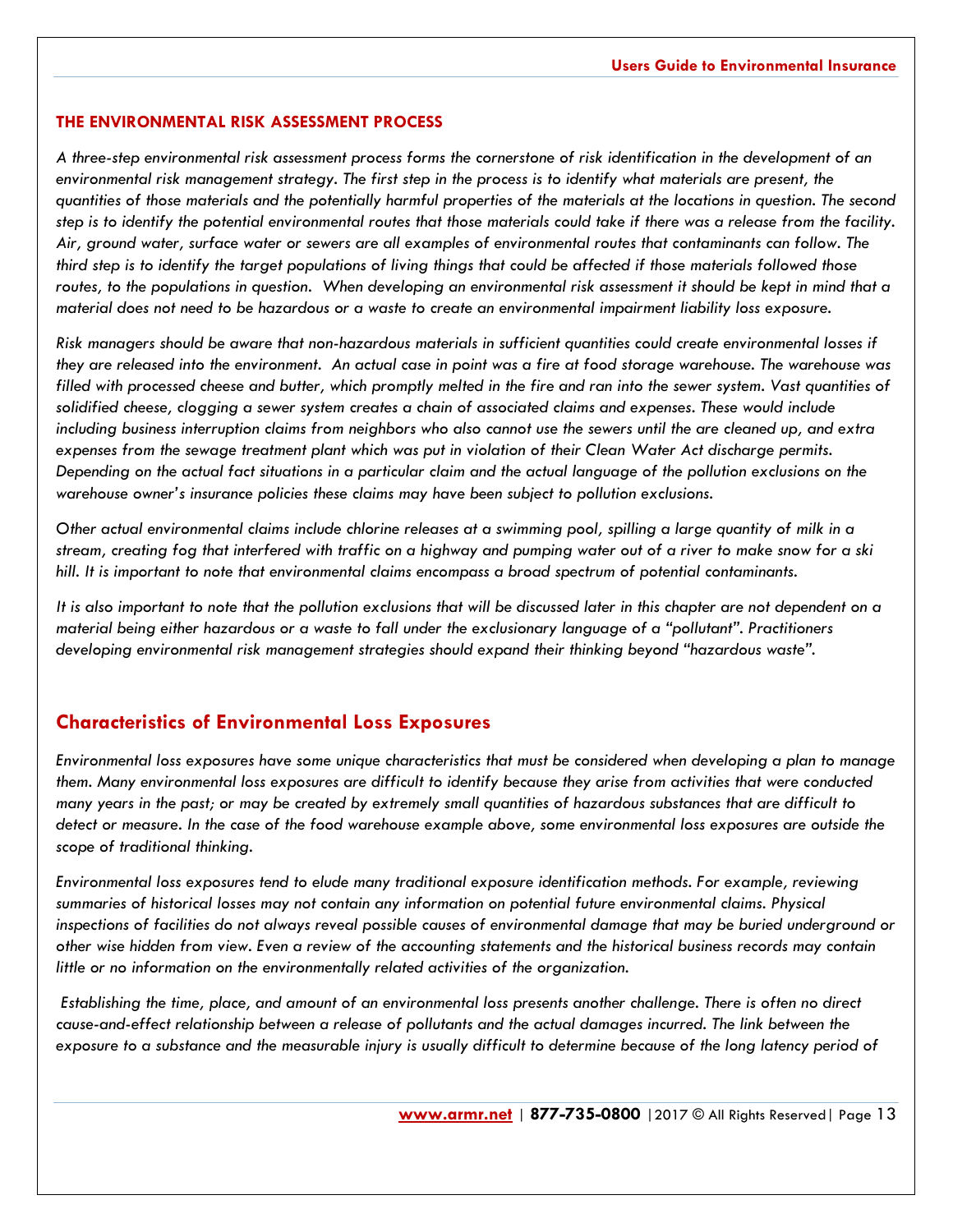## THE ENVIRONMENTAL RISK ASSESSMENT PROCESS

*A three-step environmental risk assessment process forms the cornerstone of risk identification in the development of an environmental risk management strategy. The first step in the process is to identify what materials are present, the quantities of those materials and the potentially harmful properties of the materials at the locations in question. The second step is to identify the potential environmental routes that those materials could take if there was a release from the facility. Air, ground water, surface water or sewers are all examples of environmental routes that contaminants can follow. The third step is to identify the target populations of living things that could be affected if those materials followed those routes, to the populations in question. When developing an environmental risk assessment it should be kept in mind that a material does not need to be hazardous or a waste to create an environmental impairment liability loss exposure.*

*Risk managers should be aware that non-hazardous materials in sufficient quantities could create environmental losses if they are released into the environment. An actual case in point was a fire at food storage warehouse. The warehouse was filled with processed cheese and butter, which promptly melted in the fire and ran into the sewer system. Vast quantities of solidified cheese, clogging a sewer system creates a chain of associated claims and expenses. These would include including business interruption claims from neighbors who also cannot use the sewers until the are cleaned up, and extra expenses from the sewage treatment plant which was put in violation of their Clean Water Act discharge permits. Depending on the actual fact situations in a particular claim and the actual language of the pollution exclusions on the warehouse owner's insurance policies these claims may have been subject to pollution exclusions.*

*Other actual environmental claims include chlorine releases at a swimming pool, spilling a large quantity of milk in a stream, creating fog that interfered with traffic on a highway and pumping water out of a river to make snow for a ski hill. It is important to note that environmental claims encompass a broad spectrum of potential contaminants.*

*It is also important to note that the pollution exclusions that will be discussed later in this chapter are not dependent on a material being either hazardous or a waste to fall under the exclusionary language of a "pollutant". Practitioners developing environmental risk management strategies should expand their thinking beyond "hazardous waste".*

## Characteristics of Environmental Loss Exposures

*Environmental loss exposures have some unique characteristics that must be considered when developing a plan to manage them. Many environmental loss exposures are difficult to identify because they arise from activities that were conducted many years in the past; or may be created by extremely small quantities of hazardous substances that are difficult to detect or measure. In the case of the food warehouse example above, some environmental loss exposures are outside the scope of traditional thinking.*

*Environmental loss exposures tend to elude many traditional exposure identification methods. For example, reviewing summaries of historical losses may not contain any information on potential future environmental claims. Physical inspections of facilities do not always reveal possible causes of environmental damage that may be buried underground or other wise hidden from view. Even a review of the accounting statements and the historical business records may contain little or no information on the environmentally related activities of the organization.*

*Establishing the time, place, and amount of an environmental loss presents another challenge. There is often no direct cause-and-effect relationship between a release of pollutants and the actual damages incurred. The link between the exposure to a substance and the measurable injury is usually difficult to determine because of the long latency period of*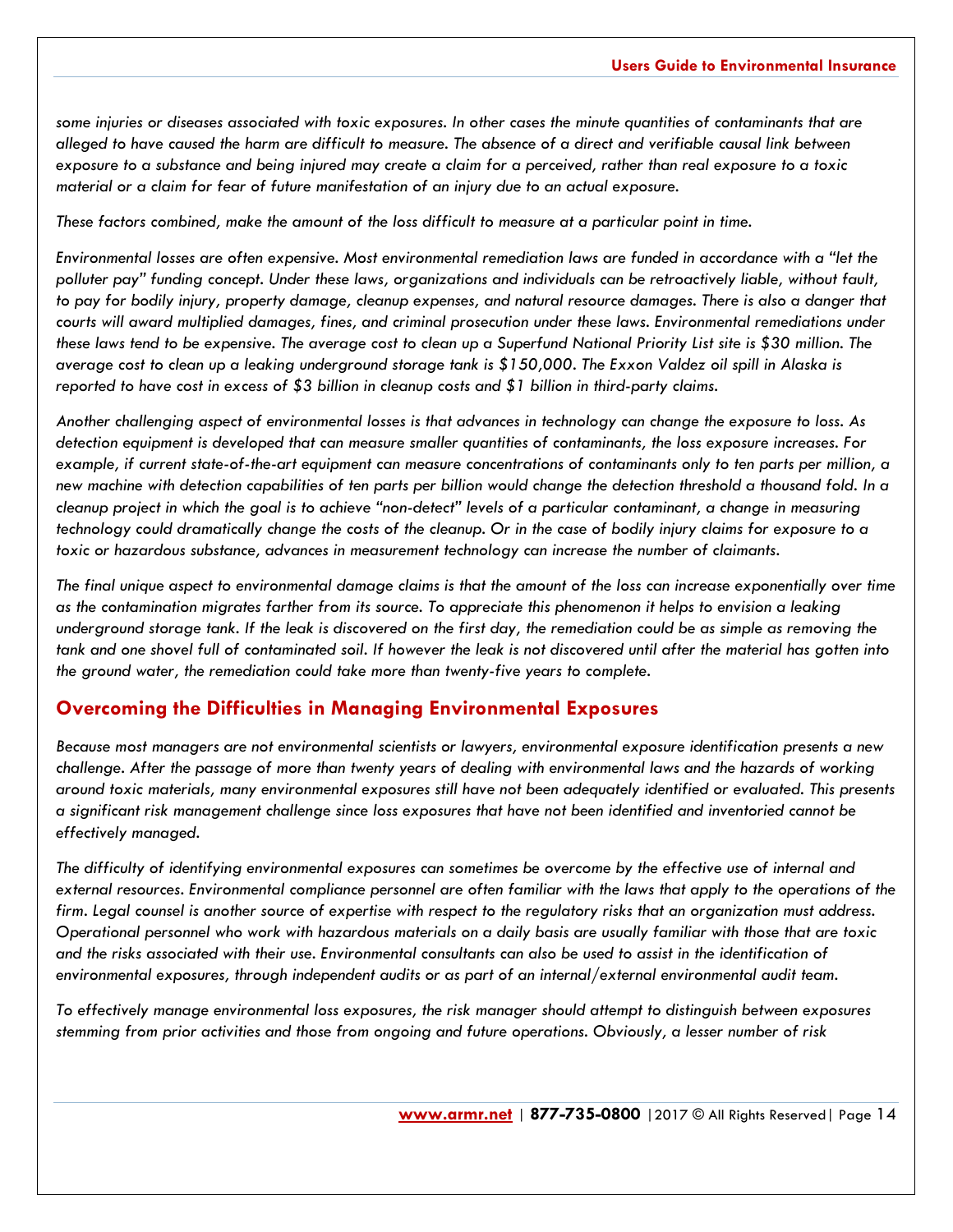*some injuries or diseases associated with toxic exposures. In other cases the minute quantities of contaminants that are alleged to have caused the harm are difficult to measure. The absence of a direct and verifiable causal link between exposure to a substance and being injured may create a claim for a perceived, rather than real exposure to a toxic material or a claim for fear of future manifestation of an injury due to an actual exposure.*

*These factors combined, make the amount of the loss difficult to measure at a particular point in time.*

*Environmental losses are often expensive. Most environmental remediation laws are funded in accordance with a "let the polluter pay" funding concept. Under these laws, organizations and individuals can be retroactively liable, without fault, to pay for bodily injury, property damage, cleanup expenses, and natural resource damages. There is also a danger that courts will award multiplied damages, fines, and criminal prosecution under these laws. Environmental remediations under these laws tend to be expensive. The average cost to clean up a Superfund National Priority List site is $30 million. The average cost to clean up a leaking underground storage tank is $150,000. The Exxon Valdez oil spill in Alaska is reported to have cost in excess of $3 billion in cleanup costs and $1 billion in third-party claims.*

*Another challenging aspect of environmental losses is that advances in technology can change the exposure to loss. As detection equipment is developed that can measure smaller quantities of contaminants, the loss exposure increases. For example, if current state-of-the-art equipment can measure concentrations of contaminants only to ten parts per million, a new machine with detection capabilities of ten parts per billion would change the detection threshold a thousand fold. In a cleanup project in which the goal is to achieve "non-detect" levels of a particular contaminant, a change in measuring technology could dramatically change the costs of the cleanup. Or in the case of bodily injury claims for exposure to a toxic or hazardous substance, advances in measurement technology can increase the number of claimants.*

*The final unique aspect to environmental damage claims is that the amount of the loss can increase exponentially over time as the contamination migrates farther from its source. To appreciate this phenomenon it helps to envision a leaking underground storage tank. If the leak is discovered on the first day, the remediation could be as simple as removing the tank and one shovel full of contaminated soil. If however the leak is not discovered until after the material has gotten into the ground water, the remediation could take more than twenty-five years to complete.*

## Overcoming the Difficulties in Managing Environmental Exposures

*Because most managers are not environmental scientists or lawyers, environmental exposure identification presents a new challenge. After the passage of more than twenty years of dealing with environmental laws and the hazards of working around toxic materials, many environmental exposures still have not been adequately identified or evaluated. This presents a significant risk management challenge since loss exposures that have not been identified and inventoried cannot be effectively managed.*

*The difficulty of identifying environmental exposures can sometimes be overcome by the effective use of internal and external resources. Environmental compliance personnel are often familiar with the laws that apply to the operations of the firm. Legal counsel is another source of expertise with respect to the regulatory risks that an organization must address. Operational personnel who work with hazardous materials on a daily basis are usually familiar with those that are toxic and the risks associated with their use. Environmental consultants can also be used to assist in the identification of environmental exposures, through independent audits or as part of an internal/external environmental audit team.*

*To effectively manage environmental loss exposures, the risk manager should attempt to distinguish between exposures stemming from prior activities and those from ongoing and future operations. Obviously, a lesser number of risk*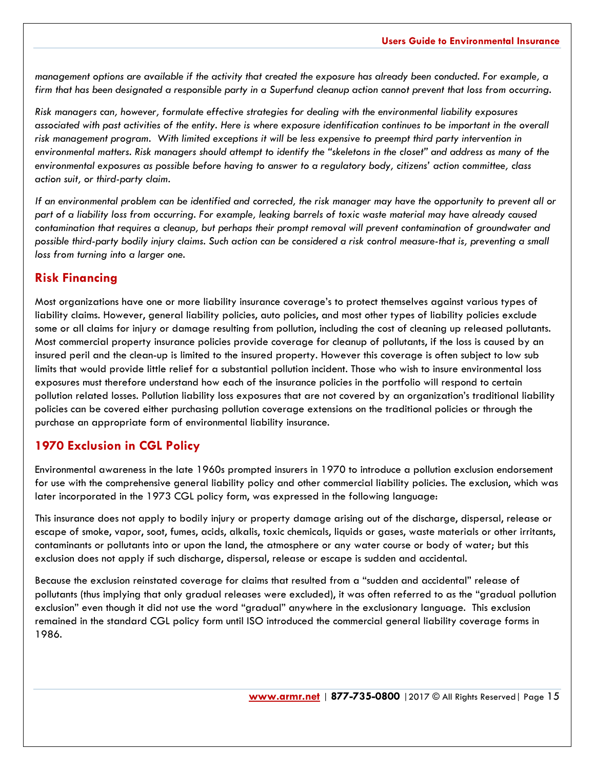*management options are available if the activity that created the exposure has already been conducted. For example, a firm that has been designated a responsible party in a Superfund cleanup action cannot prevent that loss from occurring.*

*Risk managers can, however, formulate effective strategies for dealing with the environmental liability exposures associated with past activities of the entity. Here is where exposure identification continues to be important in the overall risk management program. With limited exceptions it will be less expensive to preempt third party intervention in environmental matters. Risk managers should attempt to identify the "skeletons in the closet" and address as many of the environmental exposures as possible before having to answer to a regulatory body, citizens' action committee, class action suit, or third-party claim.*

*If an environmental problem can be identified and corrected, the risk manager may have the opportunity to prevent all or part of a liability loss from occurring. For example, leaking barrels of toxic waste material may have already caused contamination that requires a cleanup, but perhaps their prompt removal will prevent contamination of groundwater and possible third-party bodily injury claims. Such action can be considered a risk control measure-that is, preventing a small loss from turning into a larger one.*

## Risk Financing

Most organizations have one or more liability insurance coverage's to protect themselves against various types of liability claims. However, general liability policies, auto policies, and most other types of liability policies exclude some or all claims for injury or damage resulting from pollution, including the cost of cleaning up released pollutants. Most commercial property insurance policies provide coverage for cleanup of pollutants, if the loss is caused by an insured peril and the clean-up is limited to the insured property. However this coverage is often subject to low sub limits that would provide little relief for a substantial pollution incident. Those who wish to insure environmental loss exposures must therefore understand how each of the insurance policies in the portfolio will respond to certain pollution related losses. Pollution liability loss exposures that are not covered by an organization's traditional liability policies can be covered either purchasing pollution coverage extensions on the traditional policies or through the purchase an appropriate form of environmental liability insurance.

## 1970 Exclusion in CGL Policy

Environmental awareness in the late 1960s prompted insurers in 1970 to introduce a pollution exclusion endorsement for use with the comprehensive general liability policy and other commercial liability policies. The exclusion, which was later incorporated in the 1973 CGL policy form, was expressed in the following language:

This insurance does not apply to bodily injury or property damage arising out of the discharge, dispersal, release or escape of smoke, vapor, soot, fumes, acids, alkalis, toxic chemicals, liquids or gases, waste materials or other irritants, contaminants or pollutants into or upon the land, the atmosphere or any water course or body of water; but this exclusion does not apply if such discharge, dispersal, release or escape is sudden and accidental.

Because the exclusion reinstated coverage for claims that resulted from a "sudden and accidental" release of pollutants (thus implying that only gradual releases were excluded), it was often referred to as the "gradual pollution exclusion" even though it did not use the word "gradual" anywhere in the exclusionary language. This exclusion remained in the standard CGL policy form until ISO introduced the commercial general liability coverage forms in 1986.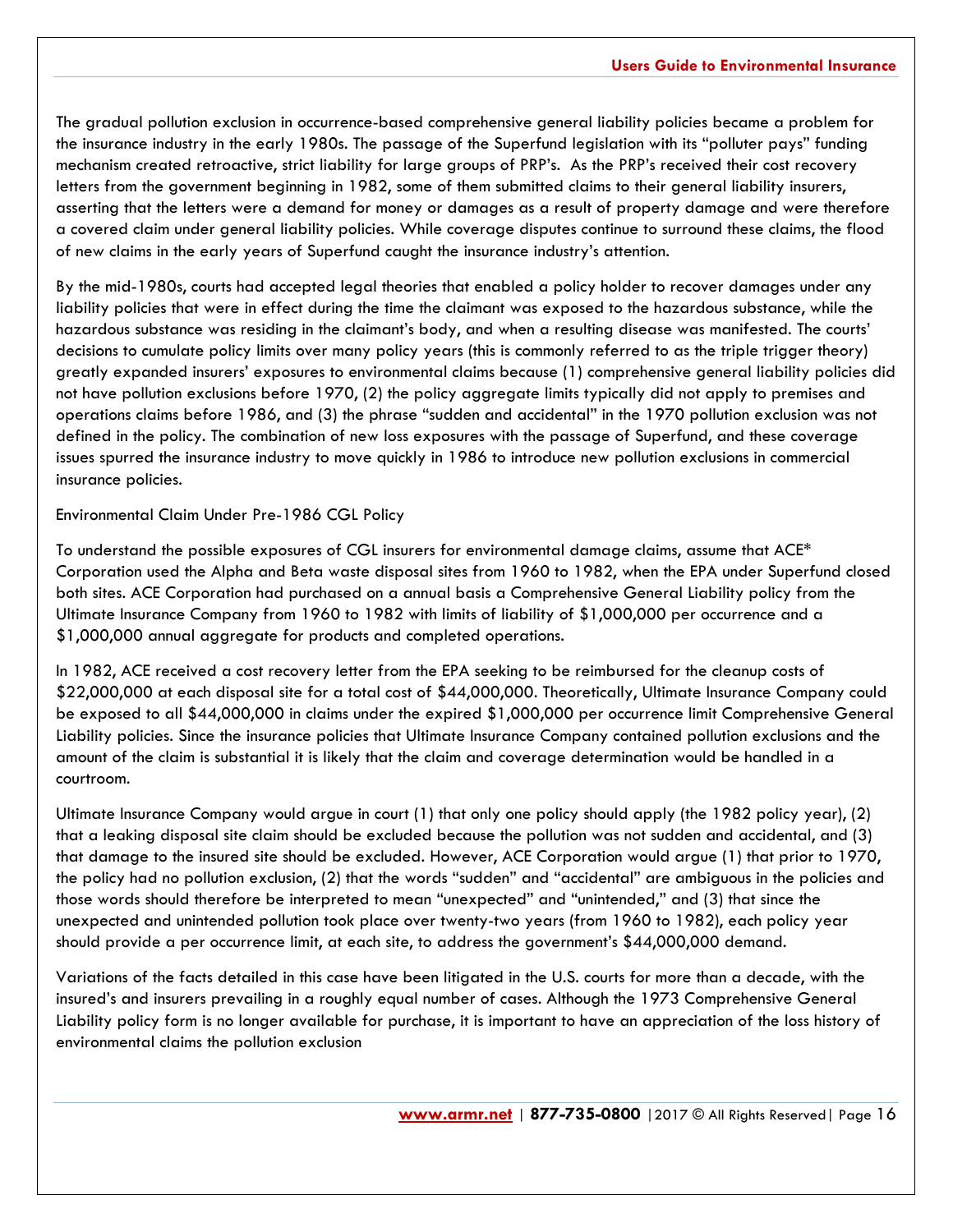The gradual pollution exclusion in occurrence-based comprehensive general liability policies became a problem for the insurance industry in the early 1980s. The passage of the Superfund legislation with its "polluter pays" funding mechanism created retroactive, strict liability for large groups of PRP's. As the PRP's received their cost recovery letters from the government beginning in 1982, some of them submitted claims to their general liability insurers, asserting that the letters were a demand for money or damages as a result of property damage and were therefore a covered claim under general liability policies. While coverage disputes continue to surround these claims, the flood of new claims in the early years of Superfund caught the insurance industry's attention.

By the mid-1980s, courts had accepted legal theories that enabled a policy holder to recover damages under any liability policies that were in effect during the time the claimant was exposed to the hazardous substance, while the hazardous substance was residing in the claimant's body, and when a resulting disease was manifested. The courts' decisions to cumulate policy limits over many policy years (this is commonly referred to as the triple trigger theory) greatly expanded insurers' exposures to environmental claims because (1) comprehensive general liability policies did not have pollution exclusions before 1970, (2) the policy aggregate limits typically did not apply to premises and operations claims before 1986, and (3) the phrase "sudden and accidental" in the 1970 pollution exclusion was not defined in the policy. The combination of new loss exposures with the passage of Superfund, and these coverage issues spurred the insurance industry to move quickly in 1986 to introduce new pollution exclusions in commercial insurance policies.

Environmental Claim Under Pre-1986 CGL Policy

To understand the possible exposures of CGL insurers for environmental damage claims, assume that ACE* Corporation used the Alpha and Beta waste disposal sites from 1960 to 1982, when the EPA under Superfund closed both sites. ACE Corporation had purchased on a annual basis a Comprehensive General Liability policy from the Ultimate Insurance Company from 1960 to 1982 with limits of liability of $1,000,000 per occurrence and a $1,000,000 annual aggregate for products and completed operations.

In 1982, ACE received a cost recovery letter from the EPA seeking to be reimbursed for the cleanup costs of $22,000,000 at each disposal site for a total cost of $44,000,000. Theoretically, Ultimate Insurance Company could be exposed to all $44,000,000 in claims under the expired $1,000,000 per occurrence limit Comprehensive General Liability policies. Since the insurance policies that Ultimate Insurance Company contained pollution exclusions and the amount of the claim is substantial it is likely that the claim and coverage determination would be handled in a courtroom.

Ultimate Insurance Company would argue in court (1) that only one policy should apply (the 1982 policy year), (2) that a leaking disposal site claim should be excluded because the pollution was not sudden and accidental, and (3) that damage to the insured site should be excluded. However, ACE Corporation would argue (1) that prior to 1970, the policy had no pollution exclusion, (2) that the words "sudden" and "accidental" are ambiguous in the policies and those words should therefore be interpreted to mean "unexpected" and "unintended," and (3) that since the unexpected and unintended pollution took place over twenty-two years (from 1960 to 1982), each policy year should provide a per occurrence limit, at each site, to address the government's $44,000,000 demand.

Variations of the facts detailed in this case have been litigated in the U.S. courts for more than a decade, with the insured's and insurers prevailing in a roughly equal number of cases. Although the 1973 Comprehensive General Liability policy form is no longer available for purchase, it is important to have an appreciation of the loss history of environmental claims the pollution exclusion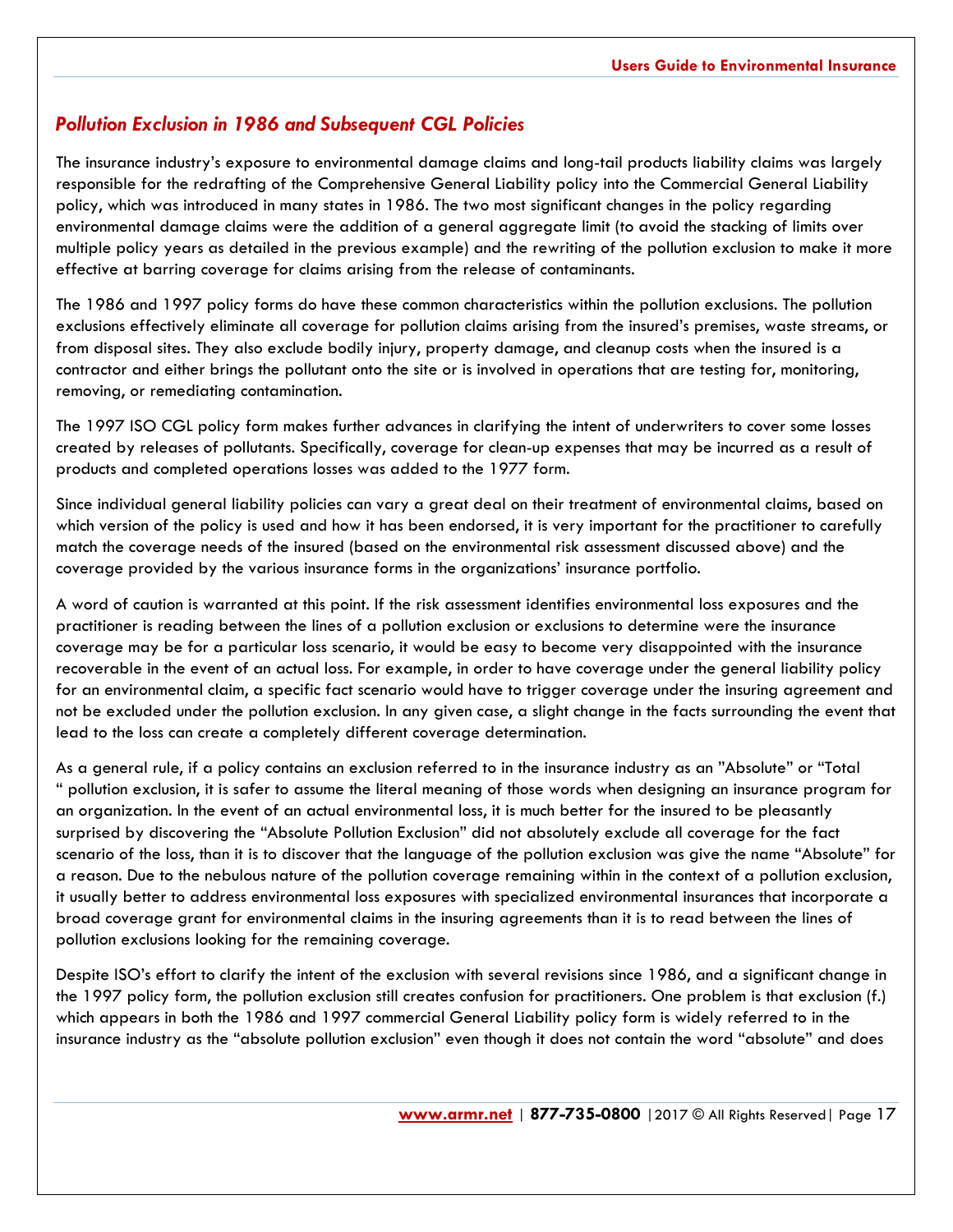## *Pollution Exclusion in 1986 and Subsequent CGL Policies*

The insurance industry's exposure to environmental damage claims and long-tail products liability claims was largely responsible for the redrafting of the Comprehensive General Liability policy into the Commercial General Liability policy, which was introduced in many states in 1986. The two most significant changes in the policy regarding environmental damage claims were the addition of a general aggregate limit (to avoid the stacking of limits over multiple policy years as detailed in the previous example) and the rewriting of the pollution exclusion to make it more effective at barring coverage for claims arising from the release of contaminants.

The 1986 and 1997 policy forms do have these common characteristics within the pollution exclusions. The pollution exclusions effectively eliminate all coverage for pollution claims arising from the insured's premises, waste streams, or from disposal sites. They also exclude bodily injury, property damage, and cleanup costs when the insured is a contractor and either brings the pollutant onto the site or is involved in operations that are testing for, monitoring, removing, or remediating contamination.

The 1997 ISO CGL policy form makes further advances in clarifying the intent of underwriters to cover some losses created by releases of pollutants. Specifically, coverage for clean-up expenses that may be incurred as a result of products and completed operations losses was added to the 1977 form.

Since individual general liability policies can vary a great deal on their treatment of environmental claims, based on which version of the policy is used and how it has been endorsed, it is very important for the practitioner to carefully match the coverage needs of the insured (based on the environmental risk assessment discussed above) and the coverage provided by the various insurance forms in the organizations' insurance portfolio.

A word of caution is warranted at this point. If the risk assessment identifies environmental loss exposures and the practitioner is reading between the lines of a pollution exclusion or exclusions to determine were the insurance coverage may be for a particular loss scenario, it would be easy to become very disappointed with the insurance recoverable in the event of an actual loss. For example, in order to have coverage under the general liability policy for an environmental claim, a specific fact scenario would have to trigger coverage under the insuring agreement and not be excluded under the pollution exclusion. In any given case, a slight change in the facts surrounding the event that lead to the loss can create a completely different coverage determination.

As a general rule, if a policy contains an exclusion referred to in the insurance industry as an "Absolute" or "Total " pollution exclusion, it is safer to assume the literal meaning of those words when designing an insurance program for an organization. In the event of an actual environmental loss, it is much better for the insured to be pleasantly surprised by discovering the "Absolute Pollution Exclusion" did not absolutely exclude all coverage for the fact scenario of the loss, than it is to discover that the language of the pollution exclusion was give the name "Absolute" for a reason. Due to the nebulous nature of the pollution coverage remaining within in the context of a pollution exclusion, it usually better to address environmental loss exposures with specialized environmental insurances that incorporate a broad coverage grant for environmental claims in the insuring agreements than it is to read between the lines of pollution exclusions looking for the remaining coverage.

Despite ISO's effort to clarify the intent of the exclusion with several revisions since 1986, and a significant change in the 1997 policy form, the pollution exclusion still creates confusion for practitioners. One problem is that exclusion (f.) which appears in both the 1986 and 1997 commercial General Liability policy form is widely referred to in the insurance industry as the "absolute pollution exclusion" even though it does not contain the word "absolute" and does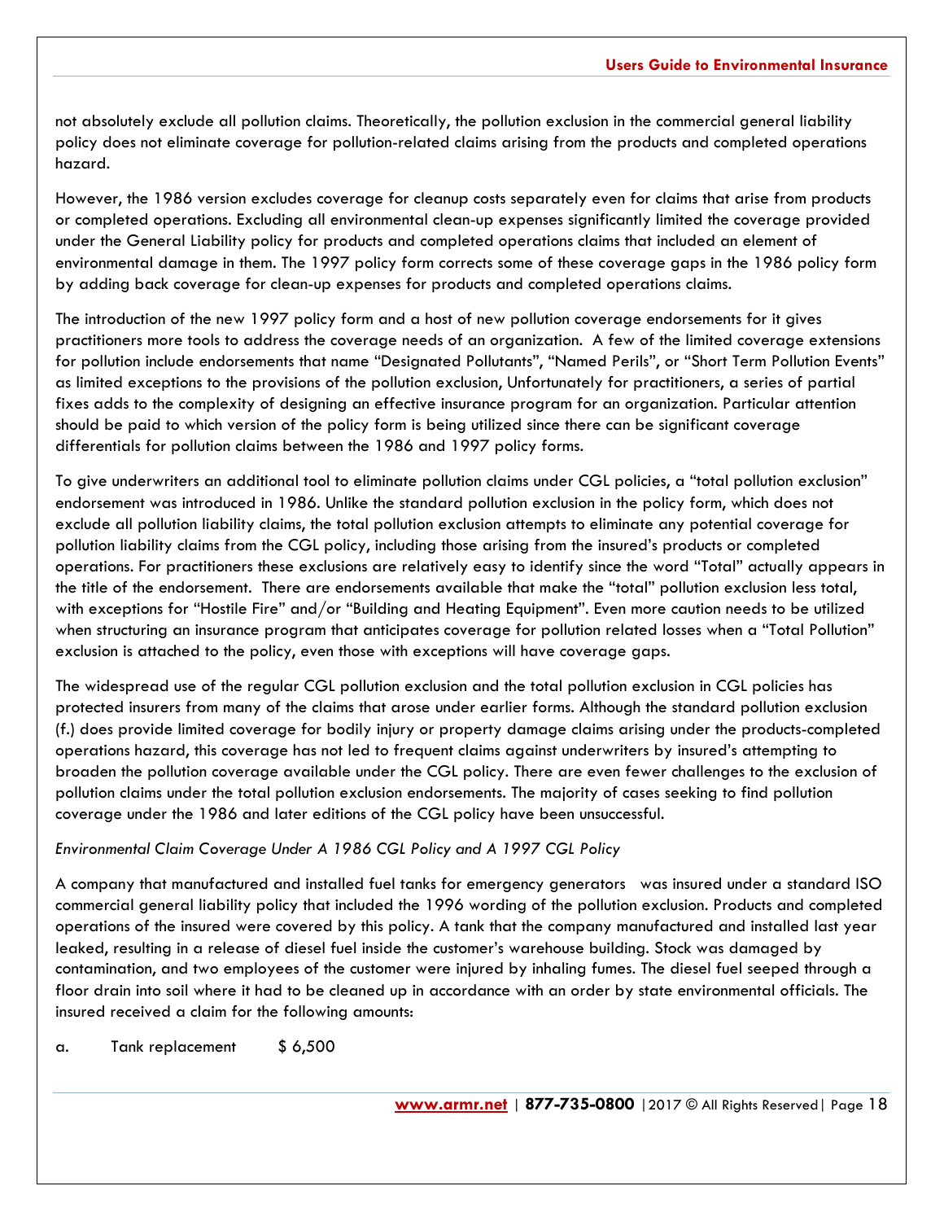not absolutely exclude all pollution claims. Theoretically, the pollution exclusion in the commercial general liability policy does not eliminate coverage for pollution-related claims arising from the products and completed operations hazard.

However, the 1986 version excludes coverage for cleanup costs separately even for claims that arise from products or completed operations. Excluding all environmental clean-up expenses significantly limited the coverage provided under the General Liability policy for products and completed operations claims that included an element of environmental damage in them. The 1997 policy form corrects some of these coverage gaps in the 1986 policy form by adding back coverage for clean-up expenses for products and completed operations claims.

The introduction of the new 1997 policy form and a host of new pollution coverage endorsements for it gives practitioners more tools to address the coverage needs of an organization. A few of the limited coverage extensions for pollution include endorsements that name "Designated Pollutants", "Named Perils", or "Short Term Pollution Events" as limited exceptions to the provisions of the pollution exclusion, Unfortunately for practitioners, a series of partial fixes adds to the complexity of designing an effective insurance program for an organization. Particular attention should be paid to which version of the policy form is being utilized since there can be significant coverage differentials for pollution claims between the 1986 and 1997 policy forms.

To give underwriters an additional tool to eliminate pollution claims under CGL policies, a "total pollution exclusion" endorsement was introduced in 1986. Unlike the standard pollution exclusion in the policy form, which does not exclude all pollution liability claims, the total pollution exclusion attempts to eliminate any potential coverage for pollution liability claims from the CGL policy, including those arising from the insured's products or completed operations. For practitioners these exclusions are relatively easy to identify since the word "Total" actually appears in the title of the endorsement. There are endorsements available that make the "total" pollution exclusion less total, with exceptions for "Hostile Fire" and/or "Building and Heating Equipment". Even more caution needs to be utilized when structuring an insurance program that anticipates coverage for pollution related losses when a "Total Pollution" exclusion is attached to the policy, even those with exceptions will have coverage gaps.

The widespread use of the regular CGL pollution exclusion and the total pollution exclusion in CGL policies has protected insurers from many of the claims that arose under earlier forms. Although the standard pollution exclusion (f.) does provide limited coverage for bodily injury or property damage claims arising under the products-completed operations hazard, this coverage has not led to frequent claims against underwriters by insured's attempting to broaden the pollution coverage available under the CGL policy. There are even fewer challenges to the exclusion of pollution claims under the total pollution exclusion endorsements. The majority of cases seeking to find pollution coverage under the 1986 and later editions of the CGL policy have been unsuccessful.

*Environmental Claim Coverage Under A 1986 CGL Policy and A 1997 CGL Policy*

A company that manufactured and installed fuel tanks for emergency generators was insured under a standard ISO commercial general liability policy that included the 1996 wording of the pollution exclusion. Products and completed operations of the insured were covered by this policy. A tank that the company manufactured and installed last year leaked, resulting in a release of diesel fuel inside the customer's warehouse building. Stock was damaged by contamination, and two employees of the customer were injured by inhaling fumes. The diesel fuel seeped through a floor drain into soil where it had to be cleaned up in accordance with an order by state environmental officials. The insured received a claim for the following amounts:

a. Tank replacement $ 6,500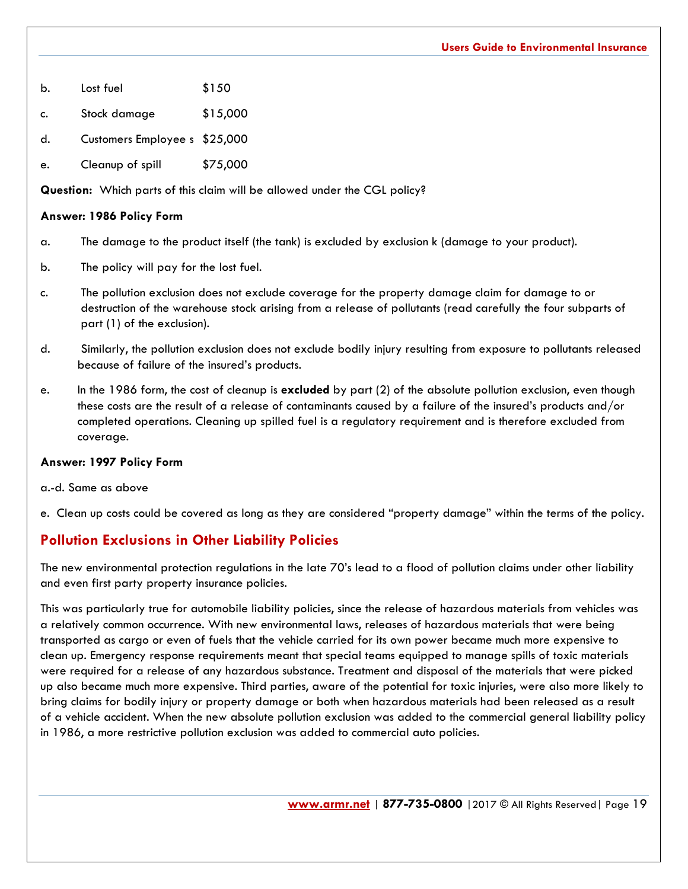b. Lost fuel $150

c. Stock damage $15,000

d. Customers Employee s $25,000

e. Cleanup of spill $75,000

**Question:** Which parts of this claim will be allowed under the CGL policy?

**Answer: 1986 Policy Form**

a. The damage to the product itself (the tank) is excluded by exclusion k (damage to your product).

b. The policy will pay for the lost fuel.

c. The pollution exclusion does not exclude coverage for the property damage claim for damage to or destruction of the warehouse stock arising from a release of pollutants (read carefully the four subparts of part (1) of the exclusion).

d. Similarly, the pollution exclusion does not exclude bodily injury resulting from exposure to pollutants released because of failure of the insured's products.

e. In the 1986 form, the cost of cleanup is **excluded** by part (2) of the absolute pollution exclusion, even though these costs are the result of a release of contaminants caused by a failure of the insured's products and/or completed operations. Cleaning up spilled fuel is a regulatory requirement and is therefore excluded from coverage.

**Answer: 1997 Policy Form**

a.-d. Same as above

e. Clean up costs could be covered as long as they are considered "property damage" within the terms of the policy.

## Pollution Exclusions in Other Liability Policies

The new environmental protection regulations in the late 70's lead to a flood of pollution claims under other liability and even first party property insurance policies.

This was particularly true for automobile liability policies, since the release of hazardous materials from vehicles was a relatively common occurrence. With new environmental laws, releases of hazardous materials that were being transported as cargo or even of fuels that the vehicle carried for its own power became much more expensive to clean up. Emergency response requirements meant that special teams equipped to manage spills of toxic materials were required for a release of any hazardous substance. Treatment and disposal of the materials that were picked up also became much more expensive. Third parties, aware of the potential for toxic injuries, were also more likely to bring claims for bodily injury or property damage or both when hazardous materials had been released as a result of a vehicle accident. When the new absolute pollution exclusion was added to the commercial general liability policy in 1986, a more restrictive pollution exclusion was added to commercial auto policies.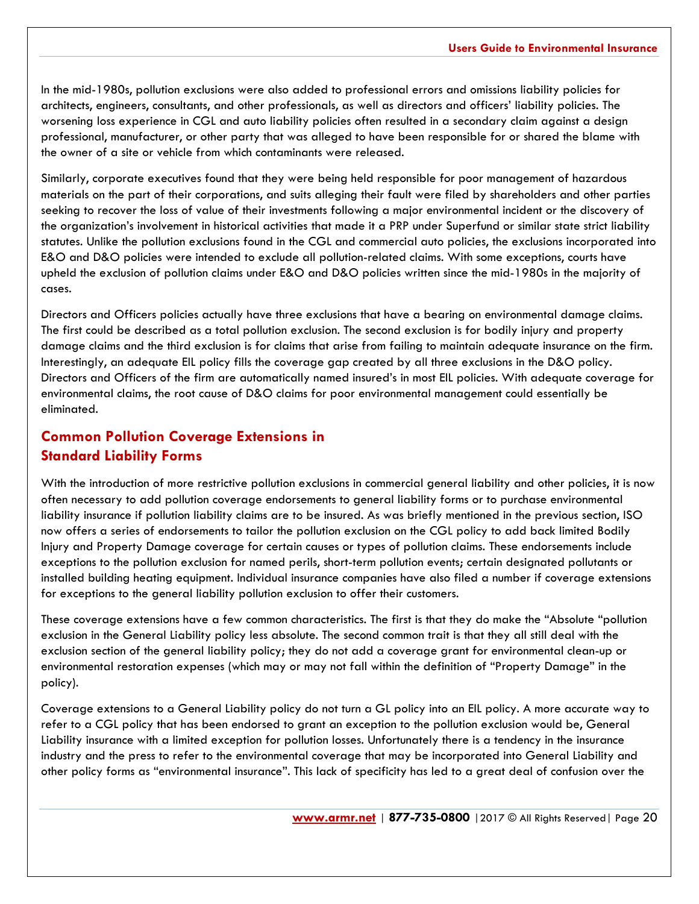In the mid-1980s, pollution exclusions were also added to professional errors and omissions liability policies for architects, engineers, consultants, and other professionals, as well as directors and officers' liability policies. The worsening loss experience in CGL and auto liability policies often resulted in a secondary claim against a design professional, manufacturer, or other party that was alleged to have been responsible for or shared the blame with the owner of a site or vehicle from which contaminants were released.

Similarly, corporate executives found that they were being held responsible for poor management of hazardous materials on the part of their corporations, and suits alleging their fault were filed by shareholders and other parties seeking to recover the loss of value of their investments following a major environmental incident or the discovery of the organization's involvement in historical activities that made it a PRP under Superfund or similar state strict liability statutes. Unlike the pollution exclusions found in the CGL and commercial auto policies, the exclusions incorporated into E&O and D&O policies were intended to exclude all pollution-related claims. With some exceptions, courts have upheld the exclusion of pollution claims under E&O and D&O policies written since the mid-1980s in the majority of cases.

Directors and Officers policies actually have three exclusions that have a bearing on environmental damage claims. The first could be described as a total pollution exclusion. The second exclusion is for bodily injury and property damage claims and the third exclusion is for claims that arise from failing to maintain adequate insurance on the firm. Interestingly, an adequate EIL policy fills the coverage gap created by all three exclusions in the D&O policy. Directors and Officers of the firm are automatically named insured's in most EIL policies. With adequate coverage for environmental claims, the root cause of D&O claims for poor environmental management could essentially be eliminated.

## Common Pollution Coverage Extensions in Standard Liability Forms

With the introduction of more restrictive pollution exclusions in commercial general liability and other policies, it is now often necessary to add pollution coverage endorsements to general liability forms or to purchase environmental liability insurance if pollution liability claims are to be insured. As was briefly mentioned in the previous section, ISO now offers a series of endorsements to tailor the pollution exclusion on the CGL policy to add back limited Bodily Injury and Property Damage coverage for certain causes or types of pollution claims. These endorsements include exceptions to the pollution exclusion for named perils, short-term pollution events; certain designated pollutants or installed building heating equipment. Individual insurance companies have also filed a number if coverage extensions for exceptions to the general liability pollution exclusion to offer their customers.

These coverage extensions have a few common characteristics. The first is that they do make the "Absolute "pollution exclusion in the General Liability policy less absolute. The second common trait is that they all still deal with the exclusion section of the general liability policy; they do not add a coverage grant for environmental clean-up or environmental restoration expenses (which may or may not fall within the definition of "Property Damage" in the policy).

Coverage extensions to a General Liability policy do not turn a GL policy into an EIL policy. A more accurate way to refer to a CGL policy that has been endorsed to grant an exception to the pollution exclusion would be, General Liability insurance with a limited exception for pollution losses. Unfortunately there is a tendency in the insurance industry and the press to refer to the environmental coverage that may be incorporated into General Liability and other policy forms as "environmental insurance". This lack of specificity has led to a great deal of confusion over the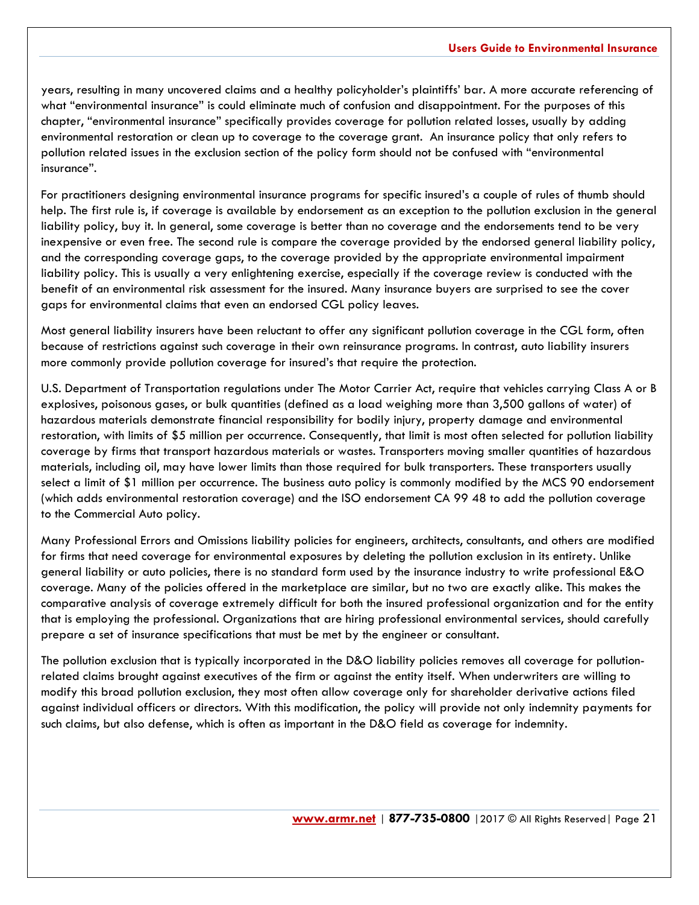years, resulting in many uncovered claims and a healthy policyholder's plaintiffs' bar. A more accurate referencing of what "environmental insurance" is could eliminate much of confusion and disappointment. For the purposes of this chapter, "environmental insurance" specifically provides coverage for pollution related losses, usually by adding environmental restoration or clean up to coverage to the coverage grant. An insurance policy that only refers to pollution related issues in the exclusion section of the policy form should not be confused with "environmental insurance".

For practitioners designing environmental insurance programs for specific insured's a couple of rules of thumb should help. The first rule is, if coverage is available by endorsement as an exception to the pollution exclusion in the general liability policy, buy it. In general, some coverage is better than no coverage and the endorsements tend to be very inexpensive or even free. The second rule is compare the coverage provided by the endorsed general liability policy, and the corresponding coverage gaps, to the coverage provided by the appropriate environmental impairment liability policy. This is usually a very enlightening exercise, especially if the coverage review is conducted with the benefit of an environmental risk assessment for the insured. Many insurance buyers are surprised to see the cover gaps for environmental claims that even an endorsed CGL policy leaves.

Most general liability insurers have been reluctant to offer any significant pollution coverage in the CGL form, often because of restrictions against such coverage in their own reinsurance programs. In contrast, auto liability insurers more commonly provide pollution coverage for insured's that require the protection.

U.S. Department of Transportation regulations under The Motor Carrier Act, require that vehicles carrying Class A or B explosives, poisonous gases, or bulk quantities (defined as a load weighing more than 3,500 gallons of water) of hazardous materials demonstrate financial responsibility for bodily injury, property damage and environmental restoration, with limits of $5 million per occurrence. Consequently, that limit is most often selected for pollution liability coverage by firms that transport hazardous materials or wastes. Transporters moving smaller quantities of hazardous materials, including oil, may have lower limits than those required for bulk transporters. These transporters usually select a limit of $1 million per occurrence. The business auto policy is commonly modified by the MCS 90 endorsement (which adds environmental restoration coverage) and the ISO endorsement CA 99 48 to add the pollution coverage to the Commercial Auto policy.

Many Professional Errors and Omissions liability policies for engineers, architects, consultants, and others are modified for firms that need coverage for environmental exposures by deleting the pollution exclusion in its entirety. Unlike general liability or auto policies, there is no standard form used by the insurance industry to write professional E&O coverage. Many of the policies offered in the marketplace are similar, but no two are exactly alike. This makes the comparative analysis of coverage extremely difficult for both the insured professional organization and for the entity that is employing the professional. Organizations that are hiring professional environmental services, should carefully prepare a set of insurance specifications that must be met by the engineer or consultant.

The pollution exclusion that is typically incorporated in the D&O liability policies removes all coverage for pollution-related claims brought against executives of the firm or against the entity itself. When underwriters are willing to modify this broad pollution exclusion, they most often allow coverage only for shareholder derivative actions filed against individual officers or directors. With this modification, the policy will provide not only indemnity payments for such claims, but also defense, which is often as important in the D&O field as coverage for indemnity.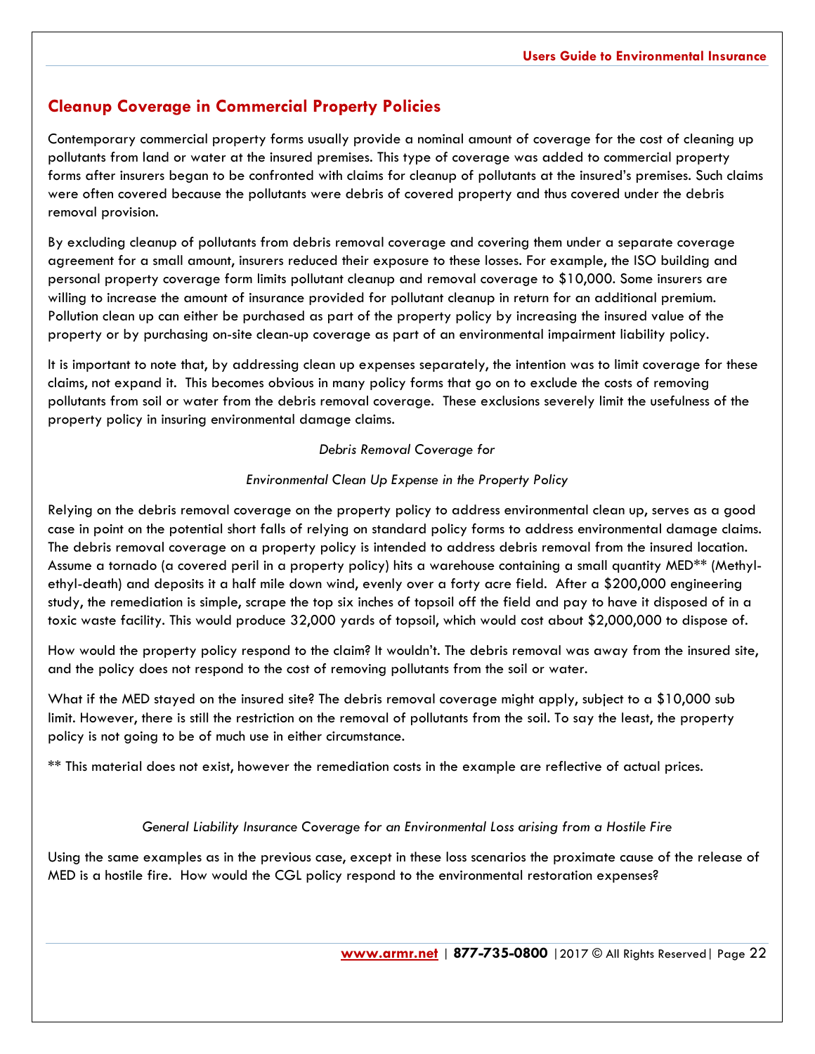## Cleanup Coverage in Commercial Property Policies

Contemporary commercial property forms usually provide a nominal amount of coverage for the cost of cleaning up pollutants from land or water at the insured premises. This type of coverage was added to commercial property forms after insurers began to be confronted with claims for cleanup of pollutants at the insured's premises. Such claims were often covered because the pollutants were debris of covered property and thus covered under the debris removal provision.

By excluding cleanup of pollutants from debris removal coverage and covering them under a separate coverage agreement for a small amount, insurers reduced their exposure to these losses. For example, the ISO building and personal property coverage form limits pollutant cleanup and removal coverage to $10,000. Some insurers are willing to increase the amount of insurance provided for pollutant cleanup in return for an additional premium. Pollution clean up can either be purchased as part of the property policy by increasing the insured value of the property or by purchasing on-site clean-up coverage as part of an environmental impairment liability policy.

It is important to note that, by addressing clean up expenses separately, the intention was to limit coverage for these claims, not expand it. This becomes obvious in many policy forms that go on to exclude the costs of removing pollutants from soil or water from the debris removal coverage. These exclusions severely limit the usefulness of the property policy in insuring environmental damage claims.

*Debris Removal Coverage for*

*Environmental Clean Up Expense in the Property Policy*

Relying on the debris removal coverage on the property policy to address environmental clean up, serves as a good case in point on the potential short falls of relying on standard policy forms to address environmental damage claims. The debris removal coverage on a property policy is intended to address debris removal from the insured location. Assume a tornado (a covered peril in a property policy) hits a warehouse containing a small quantity MED** (Methyl-ethyl-death) and deposits it a half mile down wind, evenly over a forty acre field. After a $200,000 engineering study, the remediation is simple, scrape the top six inches of topsoil off the field and pay to have it disposed of in a toxic waste facility. This would produce 32,000 yards of topsoil, which would cost about $2,000,000 to dispose of.

How would the property policy respond to the claim? It wouldn't. The debris removal was away from the insured site, and the policy does not respond to the cost of removing pollutants from the soil or water.

What if the MED stayed on the insured site? The debris removal coverage might apply, subject to a $10,000 sub limit. However, there is still the restriction on the removal of pollutants from the soil. To say the least, the property policy is not going to be of much use in either circumstance.

** This material does not exist, however the remediation costs in the example are reflective of actual prices.

*General Liability Insurance Coverage for an Environmental Loss arising from a Hostile Fire*

Using the same examples as in the previous case, except in these loss scenarios the proximate cause of the release of MED is a hostile fire. How would the CGL policy respond to the environmental restoration expenses?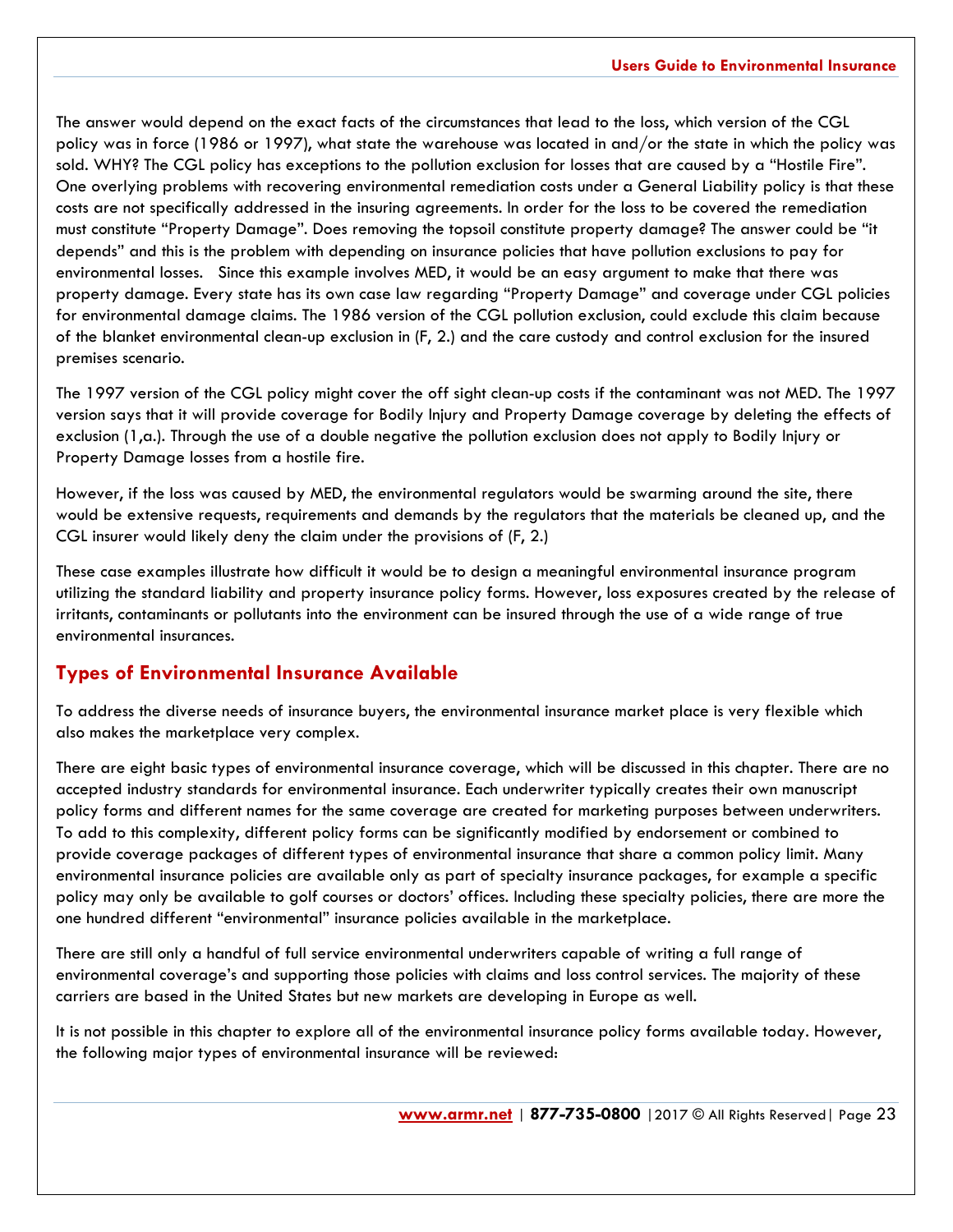The answer would depend on the exact facts of the circumstances that lead to the loss, which version of the CGL policy was in force (1986 or 1997), what state the warehouse was located in and/or the state in which the policy was sold. WHY? The CGL policy has exceptions to the pollution exclusion for losses that are caused by a "Hostile Fire". One overlying problems with recovering environmental remediation costs under a General Liability policy is that these costs are not specifically addressed in the insuring agreements. In order for the loss to be covered the remediation must constitute "Property Damage". Does removing the topsoil constitute property damage? The answer could be "it depends" and this is the problem with depending on insurance policies that have pollution exclusions to pay for environmental losses.   Since this example involves MED, it would be an easy argument to make that there was property damage. Every state has its own case law regarding "Property Damage" and coverage under CGL policies for environmental damage claims. The 1986 version of the CGL pollution exclusion, could exclude this claim because of the blanket environmental clean-up exclusion in (F, 2.) and the care custody and control exclusion for the insured premises scenario.

The 1997 version of the CGL policy might cover the off sight clean-up costs if the contaminant was not MED. The 1997 version says that it will provide coverage for Bodily Injury and Property Damage coverage by deleting the effects of exclusion (1,a.). Through the use of a double negative the pollution exclusion does not apply to Bodily Injury or Property Damage losses from a hostile fire.

However, if the loss was caused by MED, the environmental regulators would be swarming around the site, there would be extensive requests, requirements and demands by the regulators that the materials be cleaned up, and the CGL insurer would likely deny the claim under the provisions of (F, 2.)

These case examples illustrate how difficult it would be to design a meaningful environmental insurance program utilizing the standard liability and property insurance policy forms. However, loss exposures created by the release of irritants, contaminants or pollutants into the environment can be insured through the use of a wide range of true environmental insurances.

## Types of Environmental Insurance Available

To address the diverse needs of insurance buyers, the environmental insurance market place is very flexible which also makes the marketplace very complex.

There are eight basic types of environmental insurance coverage, which will be discussed in this chapter. There are no accepted industry standards for environmental insurance. Each underwriter typically creates their own manuscript policy forms and different names for the same coverage are created for marketing purposes between underwriters. To add to this complexity, different policy forms can be significantly modified by endorsement or combined to provide coverage packages of different types of environmental insurance that share a common policy limit. Many environmental insurance policies are available only as part of specialty insurance packages, for example a specific policy may only be available to golf courses or doctors' offices. Including these specialty policies, there are more the one hundred different "environmental" insurance policies available in the marketplace.

There are still only a handful of full service environmental underwriters capable of writing a full range of environmental coverage's and supporting those policies with claims and loss control services. The majority of these carriers are based in the United States but new markets are developing in Europe as well.

It is not possible in this chapter to explore all of the environmental insurance policy forms available today. However, the following major types of environmental insurance will be reviewed: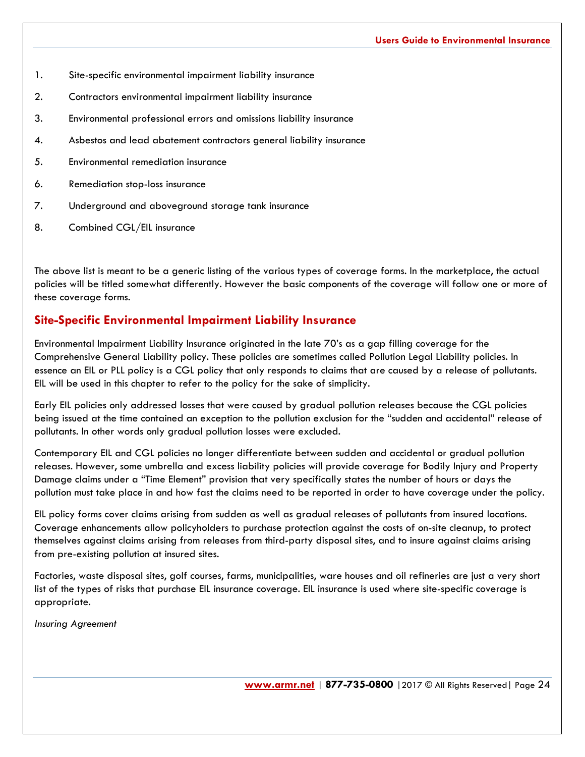1. Site-specific environmental impairment liability insurance
2. Contractors environmental impairment liability insurance
3. Environmental professional errors and omissions liability insurance
4. Asbestos and lead abatement contractors general liability insurance
5. Environmental remediation insurance
6. Remediation stop-loss insurance
7. Underground and aboveground storage tank insurance
8. Combined CGL/EIL insurance

The above list is meant to be a generic listing of the various types of coverage forms. In the marketplace, the actual policies will be titled somewhat differently. However the basic components of the coverage will follow one or more of these coverage forms.

## Site-Specific Environmental Impairment Liability Insurance

Environmental Impairment Liability Insurance originated in the late 70's as a gap filling coverage for the Comprehensive General Liability policy. These policies are sometimes called Pollution Legal Liability policies. In essence an EIL or PLL policy is a CGL policy that only responds to claims that are caused by a release of pollutants. EIL will be used in this chapter to refer to the policy for the sake of simplicity.

Early EIL policies only addressed losses that were caused by gradual pollution releases because the CGL policies being issued at the time contained an exception to the pollution exclusion for the "sudden and accidental" release of pollutants. In other words only gradual pollution losses were excluded.

Contemporary EIL and CGL policies no longer differentiate between sudden and accidental or gradual pollution releases. However, some umbrella and excess liability policies will provide coverage for Bodily Injury and Property Damage claims under a "Time Element" provision that very specifically states the number of hours or days the pollution must take place in and how fast the claims need to be reported in order to have coverage under the policy.

EIL policy forms cover claims arising from sudden as well as gradual releases of pollutants from insured locations. Coverage enhancements allow policyholders to purchase protection against the costs of on-site cleanup, to protect themselves against claims arising from releases from third-party disposal sites, and to insure against claims arising from pre-existing pollution at insured sites.

Factories, waste disposal sites, golf courses, farms, municipalities, ware houses and oil refineries are just a very short list of the types of risks that purchase EIL insurance coverage. EIL insurance is used where site-specific coverage is appropriate.

*Insuring Agreement*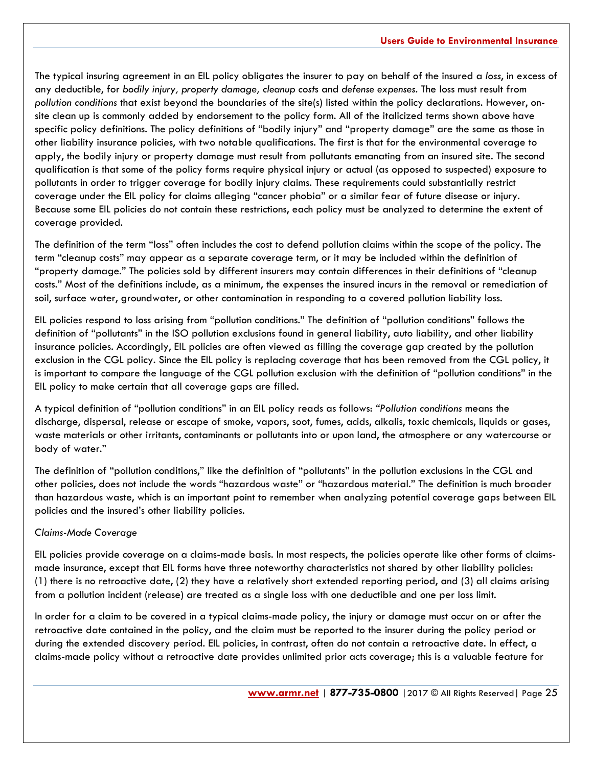The typical insuring agreement in an EIL policy obligates the insurer to pay on behalf of the insured a *loss*, in excess of any deductible, for *bodily injury, property damage, cleanup costs* and *defense expenses*. The loss must result from *pollution conditions* that exist beyond the boundaries of the site(s) listed within the policy declarations. However, on-site clean up is commonly added by endorsement to the policy form. All of the italicized terms shown above have specific policy definitions. The policy definitions of "bodily injury" and "property damage" are the same as those in other liability insurance policies, with two notable qualifications. The first is that for the environmental coverage to apply, the bodily injury or property damage must result from pollutants emanating from an insured site. The second qualification is that some of the policy forms require physical injury or actual (as opposed to suspected) exposure to pollutants in order to trigger coverage for bodily injury claims. These requirements could substantially restrict coverage under the EIL policy for claims alleging "cancer phobia" or a similar fear of future disease or injury. Because some EIL policies do not contain these restrictions, each policy must be analyzed to determine the extent of coverage provided.

The definition of the term "loss" often includes the cost to defend pollution claims within the scope of the policy. The term "cleanup costs" may appear as a separate coverage term, or it may be included within the definition of "property damage." The policies sold by different insurers may contain differences in their definitions of "cleanup costs." Most of the definitions include, as a minimum, the expenses the insured incurs in the removal or remediation of soil, surface water, groundwater, or other contamination in responding to a covered pollution liability loss.

EIL policies respond to loss arising from "pollution conditions." The definition of "pollution conditions" follows the definition of "pollutants" in the ISO pollution exclusions found in general liability, auto liability, and other liability insurance policies. Accordingly, EIL policies are often viewed as filling the coverage gap created by the pollution exclusion in the CGL policy. Since the EIL policy is replacing coverage that has been removed from the CGL policy, it is important to compare the language of the CGL pollution exclusion with the definition of "pollution conditions" in the EIL policy to make certain that all coverage gaps are filled.

A typical definition of "pollution conditions" in an EIL policy reads as follows: "*Pollution conditions* means the discharge, dispersal, release or escape of smoke, vapors, soot, fumes, acids, alkalis, toxic chemicals, liquids or gases, waste materials or other irritants, contaminants or pollutants into or upon land, the atmosphere or any watercourse or body of water."

The definition of "pollution conditions," like the definition of "pollutants" in the pollution exclusions in the CGL and other policies, does not include the words "hazardous waste" or "hazardous material." The definition is much broader than hazardous waste, which is an important point to remember when analyzing potential coverage gaps between EIL policies and the insured's other liability policies.

*Claims-Made Coverage*

EIL policies provide coverage on a claims-made basis. In most respects, the policies operate like other forms of claims-made insurance, except that EIL forms have three noteworthy characteristics not shared by other liability policies: (1) there is no retroactive date, (2) they have a relatively short extended reporting period, and (3) all claims arising from a pollution incident (release) are treated as a single loss with one deductible and one per loss limit.

In order for a claim to be covered in a typical claims-made policy, the injury or damage must occur on or after the retroactive date contained in the policy, and the claim must be reported to the insurer during the policy period or during the extended discovery period. EIL policies, in contrast, often do not contain a retroactive date. In effect, a claims-made policy without a retroactive date provides unlimited prior acts coverage; this is a valuable feature for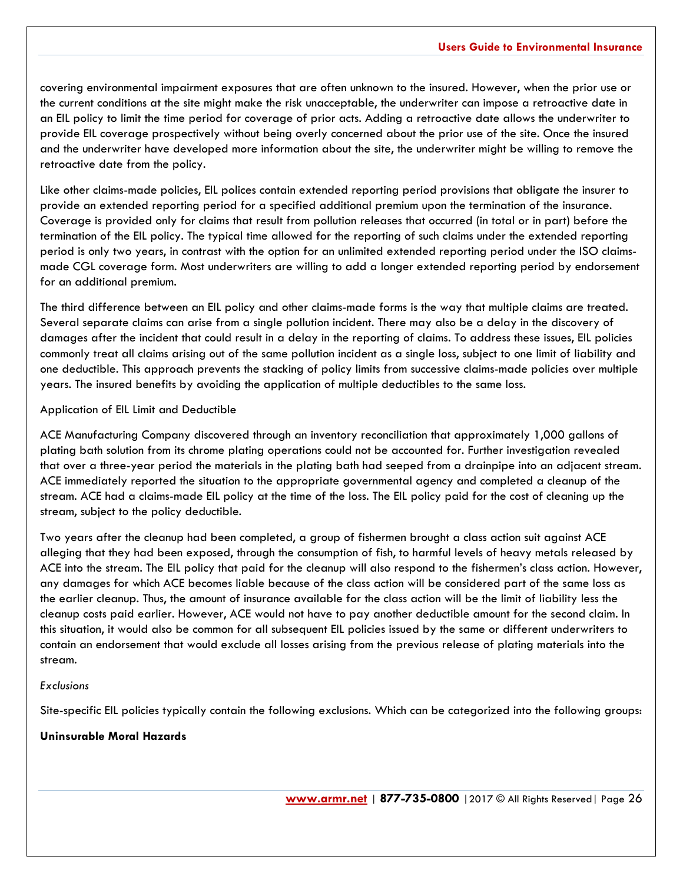covering environmental impairment exposures that are often unknown to the insured. However, when the prior use or the current conditions at the site might make the risk unacceptable, the underwriter can impose a retroactive date in an EIL policy to limit the time period for coverage of prior acts. Adding a retroactive date allows the underwriter to provide EIL coverage prospectively without being overly concerned about the prior use of the site. Once the insured and the underwriter have developed more information about the site, the underwriter might be willing to remove the retroactive date from the policy.

Like other claims-made policies, EIL polices contain extended reporting period provisions that obligate the insurer to provide an extended reporting period for a specified additional premium upon the termination of the insurance. Coverage is provided only for claims that result from pollution releases that occurred (in total or in part) before the termination of the EIL policy. The typical time allowed for the reporting of such claims under the extended reporting period is only two years, in contrast with the option for an unlimited extended reporting period under the ISO claims-made CGL coverage form. Most underwriters are willing to add a longer extended reporting period by endorsement for an additional premium.

The third difference between an EIL policy and other claims-made forms is the way that multiple claims are treated. Several separate claims can arise from a single pollution incident. There may also be a delay in the discovery of damages after the incident that could result in a delay in the reporting of claims. To address these issues, EIL policies commonly treat all claims arising out of the same pollution incident as a single loss, subject to one limit of liability and one deductible. This approach prevents the stacking of policy limits from successive claims-made policies over multiple years. The insured benefits by avoiding the application of multiple deductibles to the same loss.

Application of EIL Limit and Deductible

ACE Manufacturing Company discovered through an inventory reconciliation that approximately 1,000 gallons of plating bath solution from its chrome plating operations could not be accounted for. Further investigation revealed that over a three-year period the materials in the plating bath had seeped from a drainpipe into an adjacent stream. ACE immediately reported the situation to the appropriate governmental agency and completed a cleanup of the stream. ACE had a claims-made EIL policy at the time of the loss. The EIL policy paid for the cost of cleaning up the stream, subject to the policy deductible.

Two years after the cleanup had been completed, a group of fishermen brought a class action suit against ACE alleging that they had been exposed, through the consumption of fish, to harmful levels of heavy metals released by ACE into the stream. The EIL policy that paid for the cleanup will also respond to the fishermen's class action. However, any damages for which ACE becomes liable because of the class action will be considered part of the same loss as the earlier cleanup. Thus, the amount of insurance available for the class action will be the limit of liability less the cleanup costs paid earlier. However, ACE would not have to pay another deductible amount for the second claim. In this situation, it would also be common for all subsequent EIL policies issued by the same or different underwriters to contain an endorsement that would exclude all losses arising from the previous release of plating materials into the stream.

*Exclusions*

Site-specific EIL policies typically contain the following exclusions. Which can be categorized into the following groups:

**Uninsurable Moral Hazards**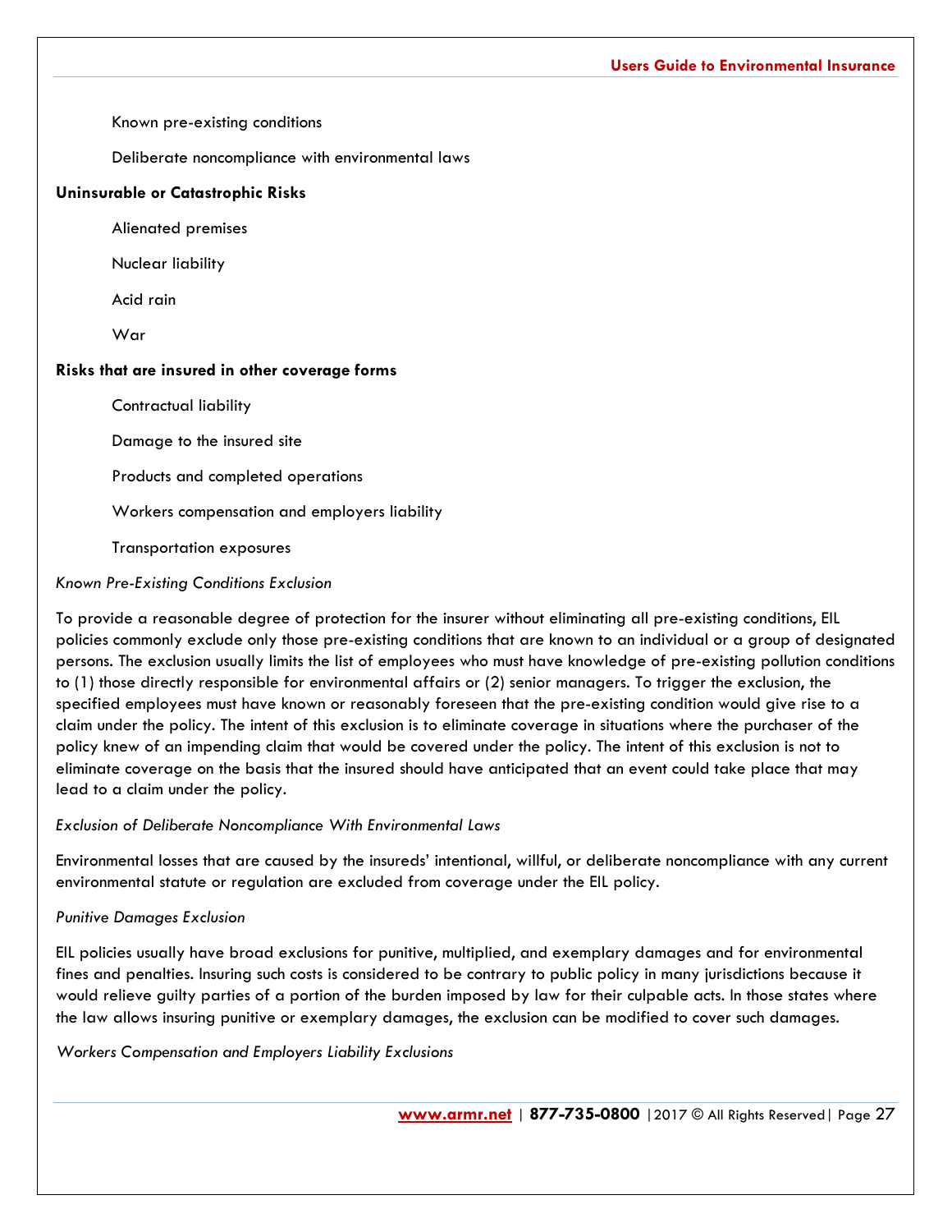Known pre-existing conditions

Deliberate noncompliance with environmental laws

**Uninsurable or Catastrophic Risks**

Alienated premises

Nuclear liability

Acid rain

War

**Risks that are insured in other coverage forms**

Contractual liability

Damage to the insured site

Products and completed operations

Workers compensation and employers liability

Transportation exposures

*Known Pre-Existing Conditions Exclusion*

To provide a reasonable degree of protection for the insurer without eliminating all pre-existing conditions, EIL policies commonly exclude only those pre-existing conditions that are known to an individual or a group of designated persons. The exclusion usually limits the list of employees who must have knowledge of pre-existing pollution conditions to (1) those directly responsible for environmental affairs or (2) senior managers. To trigger the exclusion, the specified employees must have known or reasonably foreseen that the pre-existing condition would give rise to a claim under the policy. The intent of this exclusion is to eliminate coverage in situations where the purchaser of the policy knew of an impending claim that would be covered under the policy. The intent of this exclusion is not to eliminate coverage on the basis that the insured should have anticipated that an event could take place that may lead to a claim under the policy.

*Exclusion of Deliberate Noncompliance With Environmental Laws*

Environmental losses that are caused by the insureds' intentional, willful, or deliberate noncompliance with any current environmental statute or regulation are excluded from coverage under the EIL policy.

*Punitive Damages Exclusion*

EIL policies usually have broad exclusions for punitive, multiplied, and exemplary damages and for environmental fines and penalties. Insuring such costs is considered to be contrary to public policy in many jurisdictions because it would relieve guilty parties of a portion of the burden imposed by law for their culpable acts. In those states where the law allows insuring punitive or exemplary damages, the exclusion can be modified to cover such damages.

*Workers Compensation and Employers Liability Exclusions*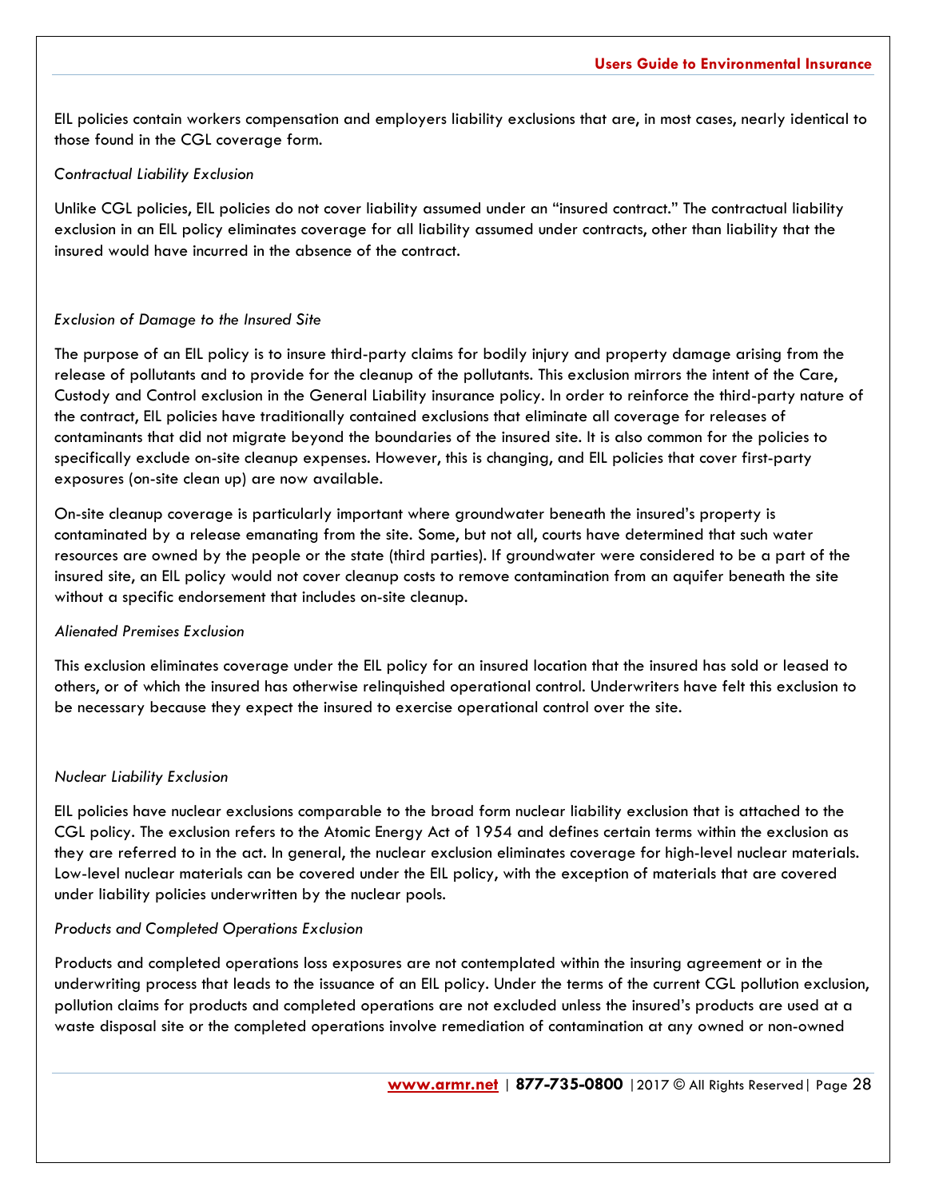EIL policies contain workers compensation and employers liability exclusions that are, in most cases, nearly identical to those found in the CGL coverage form.

*Contractual Liability Exclusion*

Unlike CGL policies, EIL policies do not cover liability assumed under an "insured contract." The contractual liability exclusion in an EIL policy eliminates coverage for all liability assumed under contracts, other than liability that the insured would have incurred in the absence of the contract.

*Exclusion of Damage to the Insured Site*

The purpose of an EIL policy is to insure third-party claims for bodily injury and property damage arising from the release of pollutants and to provide for the cleanup of the pollutants. This exclusion mirrors the intent of the Care, Custody and Control exclusion in the General Liability insurance policy. In order to reinforce the third-party nature of the contract, EIL policies have traditionally contained exclusions that eliminate all coverage for releases of contaminants that did not migrate beyond the boundaries of the insured site. It is also common for the policies to specifically exclude on-site cleanup expenses. However, this is changing, and EIL policies that cover first-party exposures (on-site clean up) are now available.

On-site cleanup coverage is particularly important where groundwater beneath the insured's property is contaminated by a release emanating from the site. Some, but not all, courts have determined that such water resources are owned by the people or the state (third parties). If groundwater were considered to be a part of the insured site, an EIL policy would not cover cleanup costs to remove contamination from an aquifer beneath the site without a specific endorsement that includes on-site cleanup.

*Alienated Premises Exclusion*

This exclusion eliminates coverage under the EIL policy for an insured location that the insured has sold or leased to others, or of which the insured has otherwise relinquished operational control. Underwriters have felt this exclusion to be necessary because they expect the insured to exercise operational control over the site.

*Nuclear Liability Exclusion*

EIL policies have nuclear exclusions comparable to the broad form nuclear liability exclusion that is attached to the CGL policy. The exclusion refers to the Atomic Energy Act of 1954 and defines certain terms within the exclusion as they are referred to in the act. In general, the nuclear exclusion eliminates coverage for high-level nuclear materials. Low-level nuclear materials can be covered under the EIL policy, with the exception of materials that are covered under liability policies underwritten by the nuclear pools.

*Products and Completed Operations Exclusion*

Products and completed operations loss exposures are not contemplated within the insuring agreement or in the underwriting process that leads to the issuance of an EIL policy. Under the terms of the current CGL pollution exclusion, pollution claims for products and completed operations are not excluded unless the insured's products are used at a waste disposal site or the completed operations involve remediation of contamination at any owned or non-owned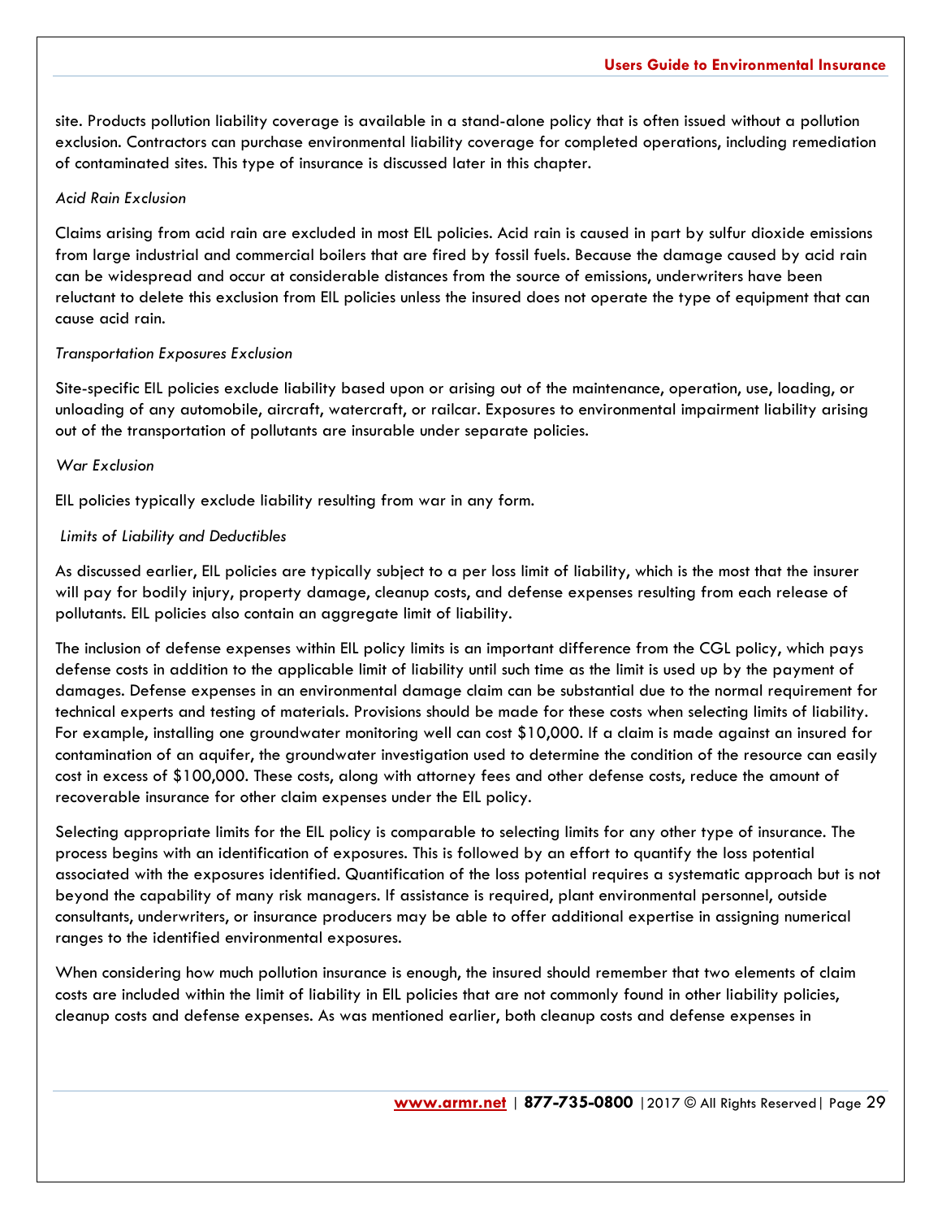site. Products pollution liability coverage is available in a stand-alone policy that is often issued without a pollution exclusion. Contractors can purchase environmental liability coverage for completed operations, including remediation of contaminated sites. This type of insurance is discussed later in this chapter.

*Acid Rain Exclusion*

Claims arising from acid rain are excluded in most EIL policies. Acid rain is caused in part by sulfur dioxide emissions from large industrial and commercial boilers that are fired by fossil fuels. Because the damage caused by acid rain can be widespread and occur at considerable distances from the source of emissions, underwriters have been reluctant to delete this exclusion from EIL policies unless the insured does not operate the type of equipment that can cause acid rain.

*Transportation Exposures Exclusion*

Site-specific EIL policies exclude liability based upon or arising out of the maintenance, operation, use, loading, or unloading of any automobile, aircraft, watercraft, or railcar. Exposures to environmental impairment liability arising out of the transportation of pollutants are insurable under separate policies.

*War Exclusion*

EIL policies typically exclude liability resulting from war in any form.

*Limits of Liability and Deductibles*

As discussed earlier, EIL policies are typically subject to a per loss limit of liability, which is the most that the insurer will pay for bodily injury, property damage, cleanup costs, and defense expenses resulting from each release of pollutants. EIL policies also contain an aggregate limit of liability.

The inclusion of defense expenses within EIL policy limits is an important difference from the CGL policy, which pays defense costs in addition to the applicable limit of liability until such time as the limit is used up by the payment of damages. Defense expenses in an environmental damage claim can be substantial due to the normal requirement for technical experts and testing of materials. Provisions should be made for these costs when selecting limits of liability. For example, installing one groundwater monitoring well can cost $10,000. If a claim is made against an insured for contamination of an aquifer, the groundwater investigation used to determine the condition of the resource can easily cost in excess of $100,000. These costs, along with attorney fees and other defense costs, reduce the amount of recoverable insurance for other claim expenses under the EIL policy.

Selecting appropriate limits for the EIL policy is comparable to selecting limits for any other type of insurance. The process begins with an identification of exposures. This is followed by an effort to quantify the loss potential associated with the exposures identified. Quantification of the loss potential requires a systematic approach but is not beyond the capability of many risk managers. If assistance is required, plant environmental personnel, outside consultants, underwriters, or insurance producers may be able to offer additional expertise in assigning numerical ranges to the identified environmental exposures.

When considering how much pollution insurance is enough, the insured should remember that two elements of claim costs are included within the limit of liability in EIL policies that are not commonly found in other liability policies, cleanup costs and defense expenses. As was mentioned earlier, both cleanup costs and defense expenses in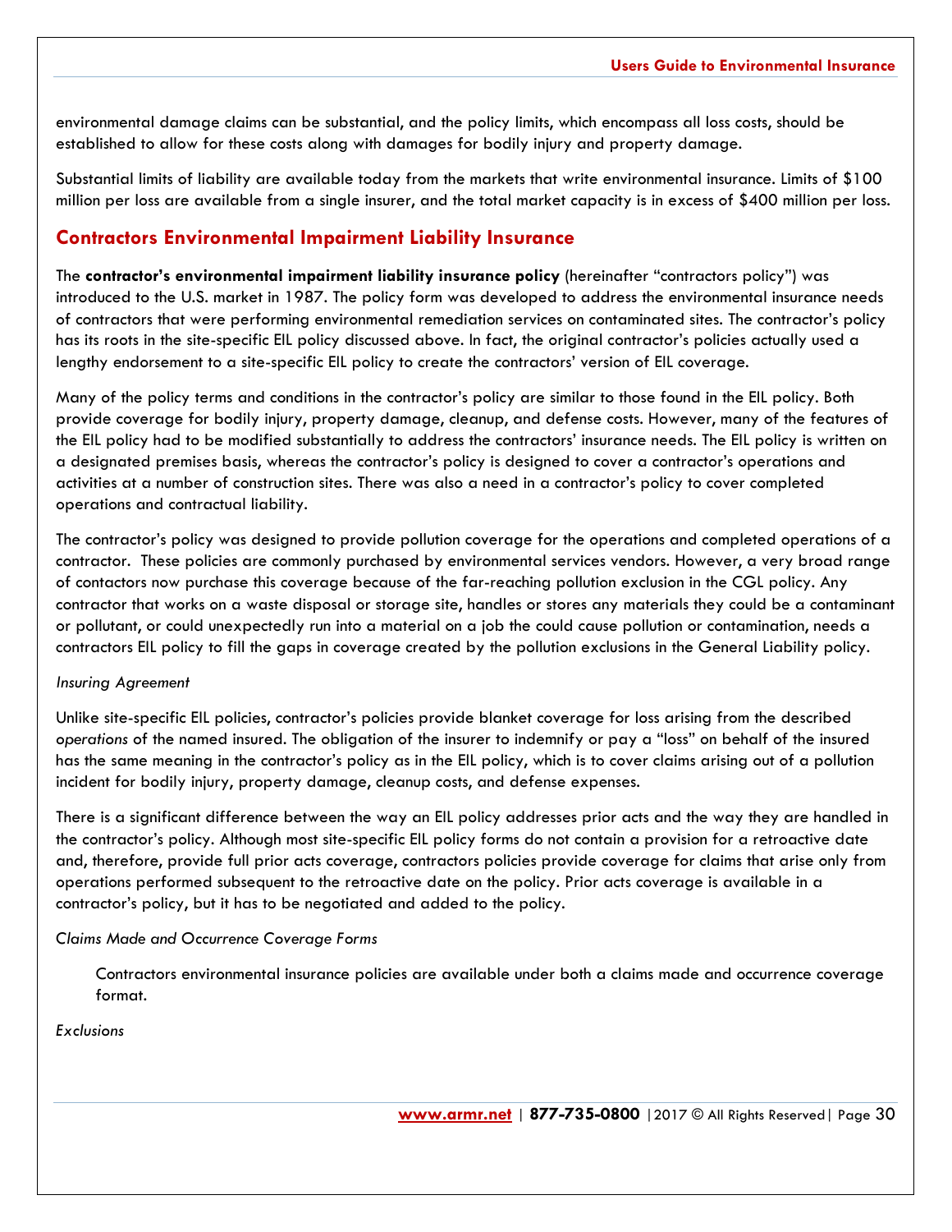environmental damage claims can be substantial, and the policy limits, which encompass all loss costs, should be established to allow for these costs along with damages for bodily injury and property damage.

Substantial limits of liability are available today from the markets that write environmental insurance. Limits of $100 million per loss are available from a single insurer, and the total market capacity is in excess of $400 million per loss.

## Contractors Environmental Impairment Liability Insurance

The **contractor's environmental impairment liability insurance policy** (hereinafter "contractors policy") was introduced to the U.S. market in 1987. The policy form was developed to address the environmental insurance needs of contractors that were performing environmental remediation services on contaminated sites. The contractor's policy has its roots in the site-specific EIL policy discussed above. In fact, the original contractor's policies actually used a lengthy endorsement to a site-specific EIL policy to create the contractors' version of EIL coverage.

Many of the policy terms and conditions in the contractor's policy are similar to those found in the EIL policy. Both provide coverage for bodily injury, property damage, cleanup, and defense costs. However, many of the features of the EIL policy had to be modified substantially to address the contractors' insurance needs. The EIL policy is written on a designated premises basis, whereas the contractor's policy is designed to cover a contractor's operations and activities at a number of construction sites. There was also a need in a contractor's policy to cover completed operations and contractual liability.

The contractor's policy was designed to provide pollution coverage for the operations and completed operations of a contractor. These policies are commonly purchased by environmental services vendors. However, a very broad range of contactors now purchase this coverage because of the far-reaching pollution exclusion in the CGL policy. Any contractor that works on a waste disposal or storage site, handles or stores any materials they could be a contaminant or pollutant, or could unexpectedly run into a material on a job the could cause pollution or contamination, needs a contractors EIL policy to fill the gaps in coverage created by the pollution exclusions in the General Liability policy.

*Insuring Agreement*

Unlike site-specific EIL policies, contractor's policies provide blanket coverage for loss arising from the described *operations* of the named insured. The obligation of the insurer to indemnify or pay a "loss" on behalf of the insured has the same meaning in the contractor's policy as in the EIL policy, which is to cover claims arising out of a pollution incident for bodily injury, property damage, cleanup costs, and defense expenses.

There is a significant difference between the way an EIL policy addresses prior acts and the way they are handled in the contractor's policy. Although most site-specific EIL policy forms do not contain a provision for a retroactive date and, therefore, provide full prior acts coverage, contractors policies provide coverage for claims that arise only from operations performed subsequent to the retroactive date on the policy. Prior acts coverage is available in a contractor's policy, but it has to be negotiated and added to the policy.

*Claims Made and Occurrence Coverage Forms*

Contractors environmental insurance policies are available under both a claims made and occurrence coverage format.

*Exclusions*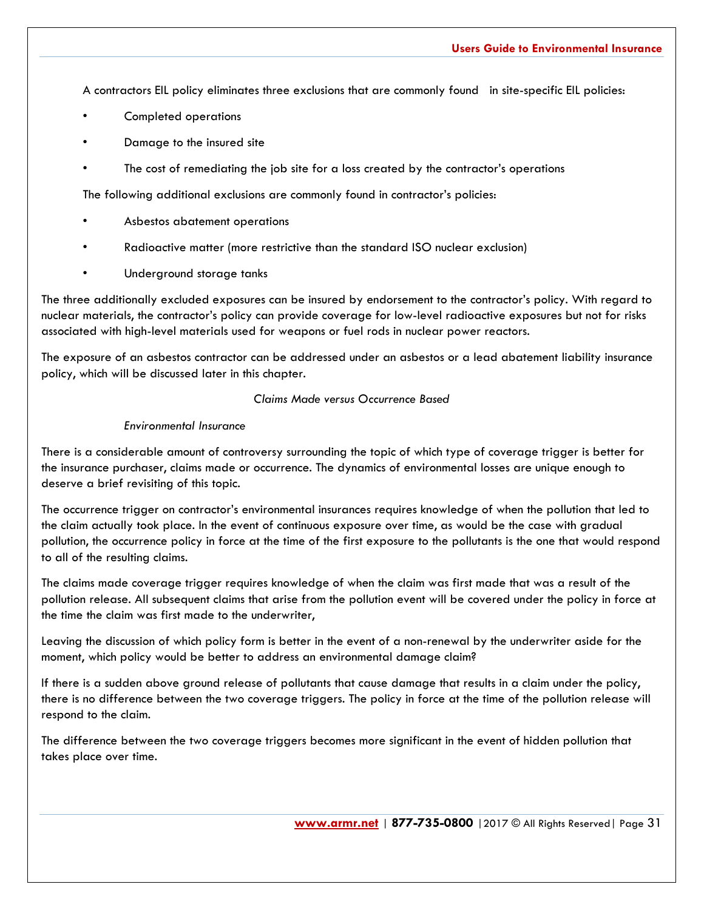A contractors EIL policy eliminates three exclusions that are commonly found in site-specific EIL policies:

- Completed operations
- Damage to the insured site
- The cost of remediating the job site for a loss created by the contractor's operations

The following additional exclusions are commonly found in contractor's policies:

- Asbestos abatement operations
- Radioactive matter (more restrictive than the standard ISO nuclear exclusion)
- Underground storage tanks

The three additionally excluded exposures can be insured by endorsement to the contractor's policy. With regard to nuclear materials, the contractor's policy can provide coverage for low-level radioactive exposures but not for risks associated with high-level materials used for weapons or fuel rods in nuclear power reactors.

The exposure of an asbestos contractor can be addressed under an asbestos or a lead abatement liability insurance policy, which will be discussed later in this chapter.

*Claims Made versus Occurrence Based*

*Environmental Insurance*

There is a considerable amount of controversy surrounding the topic of which type of coverage trigger is better for the insurance purchaser, claims made or occurrence. The dynamics of environmental losses are unique enough to deserve a brief revisiting of this topic.

The occurrence trigger on contractor's environmental insurances requires knowledge of when the pollution that led to the claim actually took place. In the event of continuous exposure over time, as would be the case with gradual pollution, the occurrence policy in force at the time of the first exposure to the pollutants is the one that would respond to all of the resulting claims.

The claims made coverage trigger requires knowledge of when the claim was first made that was a result of the pollution release. All subsequent claims that arise from the pollution event will be covered under the policy in force at the time the claim was first made to the underwriter,

Leaving the discussion of which policy form is better in the event of a non-renewal by the underwriter aside for the moment, which policy would be better to address an environmental damage claim?

If there is a sudden above ground release of pollutants that cause damage that results in a claim under the policy, there is no difference between the two coverage triggers. The policy in force at the time of the pollution release will respond to the claim.

The difference between the two coverage triggers becomes more significant in the event of hidden pollution that takes place over time.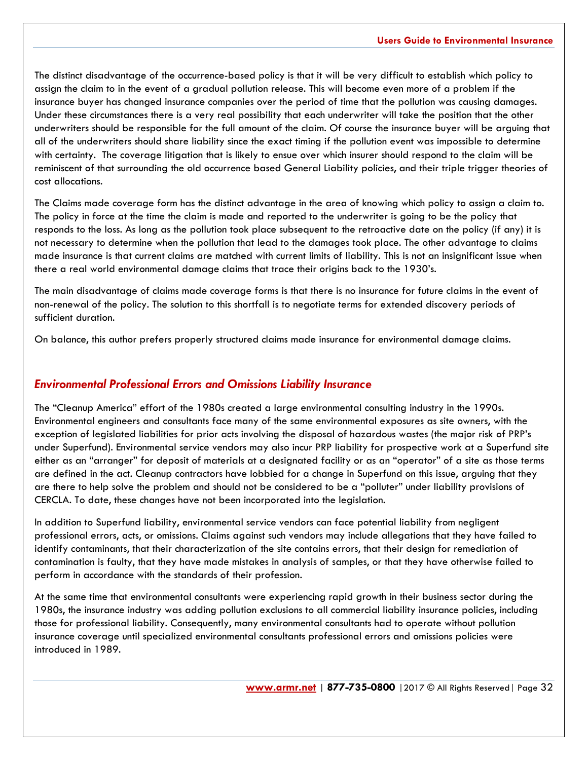The distinct disadvantage of the occurrence-based policy is that it will be very difficult to establish which policy to assign the claim to in the event of a gradual pollution release. This will become even more of a problem if the insurance buyer has changed insurance companies over the period of time that the pollution was causing damages. Under these circumstances there is a very real possibility that each underwriter will take the position that the other underwriters should be responsible for the full amount of the claim. Of course the insurance buyer will be arguing that all of the underwriters should share liability since the exact timing if the pollution event was impossible to determine with certainty. The coverage litigation that is likely to ensue over which insurer should respond to the claim will be reminiscent of that surrounding the old occurrence based General Liability policies, and their triple trigger theories of cost allocations.

The Claims made coverage form has the distinct advantage in the area of knowing which policy to assign a claim to. The policy in force at the time the claim is made and reported to the underwriter is going to be the policy that responds to the loss. As long as the pollution took place subsequent to the retroactive date on the policy (if any) it is not necessary to determine when the pollution that lead to the damages took place. The other advantage to claims made insurance is that current claims are matched with current limits of liability. This is not an insignificant issue when there a real world environmental damage claims that trace their origins back to the 1930's.

The main disadvantage of claims made coverage forms is that there is no insurance for future claims in the event of non-renewal of the policy. The solution to this shortfall is to negotiate terms for extended discovery periods of sufficient duration.

On balance, this author prefers properly structured claims made insurance for environmental damage claims.

## *Environmental Professional Errors and Omissions Liability Insurance*

The "Cleanup America" effort of the 1980s created a large environmental consulting industry in the 1990s. Environmental engineers and consultants face many of the same environmental exposures as site owners, with the exception of legislated liabilities for prior acts involving the disposal of hazardous wastes (the major risk of PRP's under Superfund). Environmental service vendors may also incur PRP liability for prospective work at a Superfund site either as an "arranger" for deposit of materials at a designated facility or as an "operator" of a site as those terms are defined in the act. Cleanup contractors have lobbied for a change in Superfund on this issue, arguing that they are there to help solve the problem and should not be considered to be a "polluter" under liability provisions of CERCLA. To date, these changes have not been incorporated into the legislation.

In addition to Superfund liability, environmental service vendors can face potential liability from negligent professional errors, acts, or omissions. Claims against such vendors may include allegations that they have failed to identify contaminants, that their characterization of the site contains errors, that their design for remediation of contamination is faulty, that they have made mistakes in analysis of samples, or that they have otherwise failed to perform in accordance with the standards of their profession.

At the same time that environmental consultants were experiencing rapid growth in their business sector during the 1980s, the insurance industry was adding pollution exclusions to all commercial liability insurance policies, including those for professional liability. Consequently, many environmental consultants had to operate without pollution insurance coverage until specialized environmental consultants professional errors and omissions policies were introduced in 1989.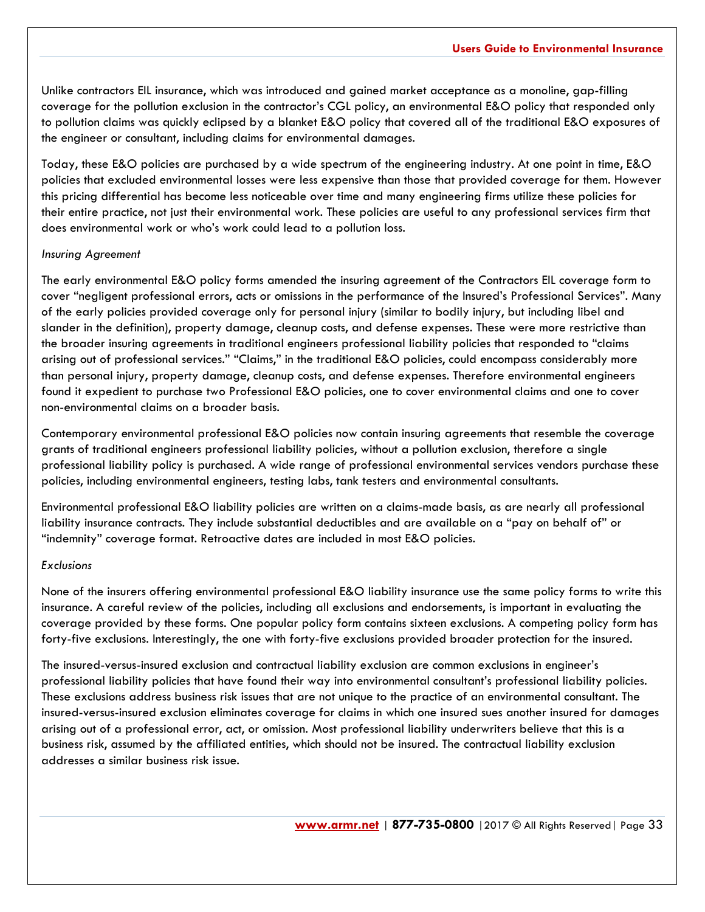Unlike contractors EIL insurance, which was introduced and gained market acceptance as a monoline, gap-filling coverage for the pollution exclusion in the contractor's CGL policy, an environmental E&O policy that responded only to pollution claims was quickly eclipsed by a blanket E&O policy that covered all of the traditional E&O exposures of the engineer or consultant, including claims for environmental damages.

Today, these E&O policies are purchased by a wide spectrum of the engineering industry. At one point in time, E&O policies that excluded environmental losses were less expensive than those that provided coverage for them. However this pricing differential has become less noticeable over time and many engineering firms utilize these policies for their entire practice, not just their environmental work. These policies are useful to any professional services firm that does environmental work or who's work could lead to a pollution loss.

*Insuring Agreement*

The early environmental E&O policy forms amended the insuring agreement of the Contractors EIL coverage form to cover "negligent professional errors, acts or omissions in the performance of the Insured's Professional Services". Many of the early policies provided coverage only for personal injury (similar to bodily injury, but including libel and slander in the definition), property damage, cleanup costs, and defense expenses. These were more restrictive than the broader insuring agreements in traditional engineers professional liability policies that responded to "claims arising out of professional services." "Claims," in the traditional E&O policies, could encompass considerably more than personal injury, property damage, cleanup costs, and defense expenses. Therefore environmental engineers found it expedient to purchase two Professional E&O policies, one to cover environmental claims and one to cover non-environmental claims on a broader basis.

Contemporary environmental professional E&O policies now contain insuring agreements that resemble the coverage grants of traditional engineers professional liability policies, without a pollution exclusion, therefore a single professional liability policy is purchased. A wide range of professional environmental services vendors purchase these policies, including environmental engineers, testing labs, tank testers and environmental consultants.

Environmental professional E&O liability policies are written on a claims-made basis, as are nearly all professional liability insurance contracts. They include substantial deductibles and are available on a "pay on behalf of" or "indemnity" coverage format. Retroactive dates are included in most E&O policies.

*Exclusions*

None of the insurers offering environmental professional E&O liability insurance use the same policy forms to write this insurance. A careful review of the policies, including all exclusions and endorsements, is important in evaluating the coverage provided by these forms. One popular policy form contains sixteen exclusions. A competing policy form has forty-five exclusions. Interestingly, the one with forty-five exclusions provided broader protection for the insured.

The insured-versus-insured exclusion and contractual liability exclusion are common exclusions in engineer's professional liability policies that have found their way into environmental consultant's professional liability policies. These exclusions address business risk issues that are not unique to the practice of an environmental consultant. The insured-versus-insured exclusion eliminates coverage for claims in which one insured sues another insured for damages arising out of a professional error, act, or omission. Most professional liability underwriters believe that this is a business risk, assumed by the affiliated entities, which should not be insured. The contractual liability exclusion addresses a similar business risk issue.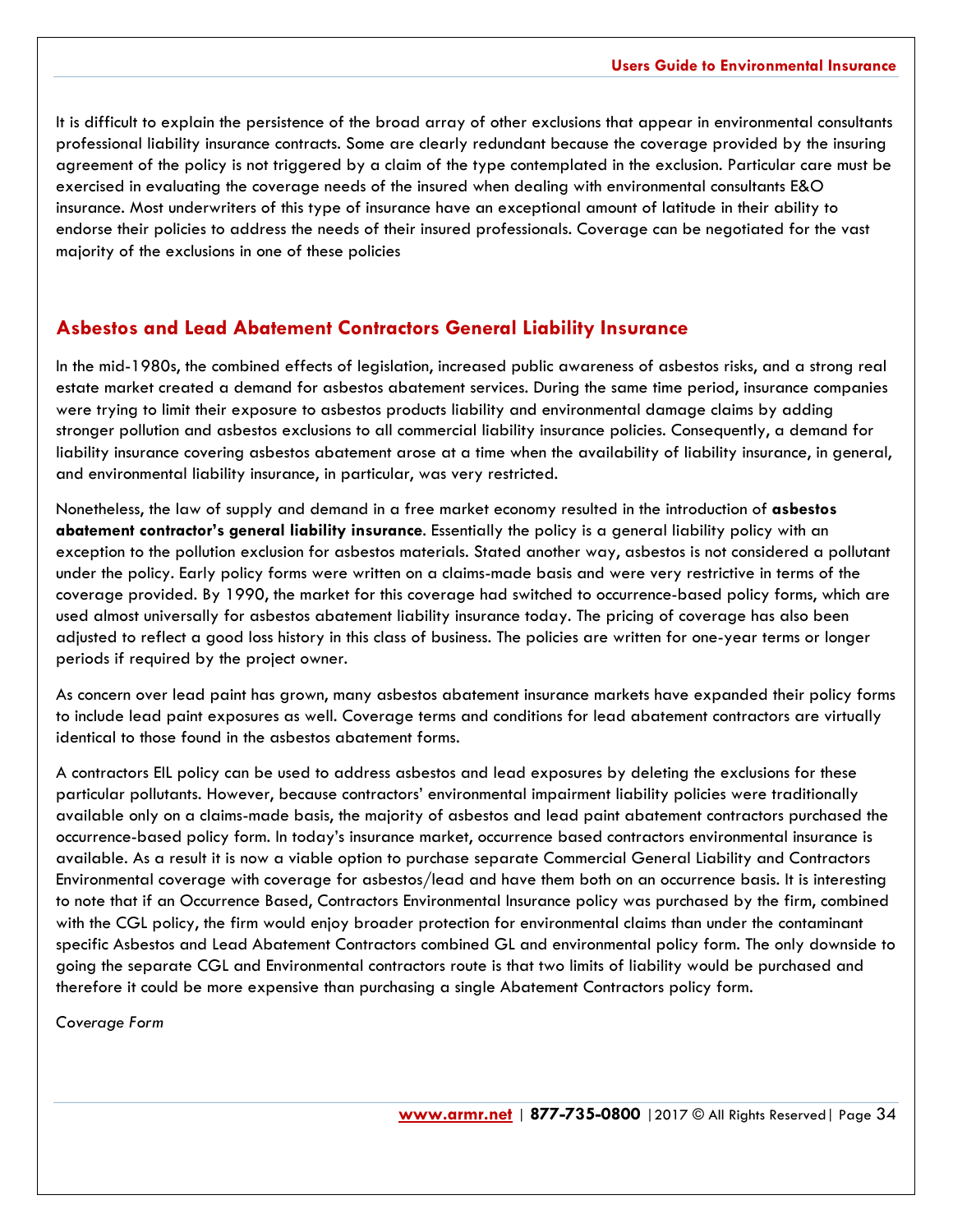It is difficult to explain the persistence of the broad array of other exclusions that appear in environmental consultants professional liability insurance contracts. Some are clearly redundant because the coverage provided by the insuring agreement of the policy is not triggered by a claim of the type contemplated in the exclusion. Particular care must be exercised in evaluating the coverage needs of the insured when dealing with environmental consultants E&O insurance. Most underwriters of this type of insurance have an exceptional amount of latitude in their ability to endorse their policies to address the needs of their insured professionals. Coverage can be negotiated for the vast majority of the exclusions in one of these policies

## Asbestos and Lead Abatement Contractors General Liability Insurance

In the mid-1980s, the combined effects of legislation, increased public awareness of asbestos risks, and a strong real estate market created a demand for asbestos abatement services. During the same time period, insurance companies were trying to limit their exposure to asbestos products liability and environmental damage claims by adding stronger pollution and asbestos exclusions to all commercial liability insurance policies. Consequently, a demand for liability insurance covering asbestos abatement arose at a time when the availability of liability insurance, in general, and environmental liability insurance, in particular, was very restricted.

Nonetheless, the law of supply and demand in a free market economy resulted in the introduction of **asbestos abatement contractor's general liability insurance**. Essentially the policy is a general liability policy with an exception to the pollution exclusion for asbestos materials. Stated another way, asbestos is not considered a pollutant under the policy. Early policy forms were written on a claims-made basis and were very restrictive in terms of the coverage provided. By 1990, the market for this coverage had switched to occurrence-based policy forms, which are used almost universally for asbestos abatement liability insurance today. The pricing of coverage has also been adjusted to reflect a good loss history in this class of business. The policies are written for one-year terms or longer periods if required by the project owner.

As concern over lead paint has grown, many asbestos abatement insurance markets have expanded their policy forms to include lead paint exposures as well. Coverage terms and conditions for lead abatement contractors are virtually identical to those found in the asbestos abatement forms.

A contractors EIL policy can be used to address asbestos and lead exposures by deleting the exclusions for these particular pollutants. However, because contractors' environmental impairment liability policies were traditionally available only on a claims-made basis, the majority of asbestos and lead paint abatement contractors purchased the occurrence-based policy form. In today's insurance market, occurrence based contractors environmental insurance is available. As a result it is now a viable option to purchase separate Commercial General Liability and Contractors Environmental coverage with coverage for asbestos/lead and have them both on an occurrence basis. It is interesting to note that if an Occurrence Based, Contractors Environmental Insurance policy was purchased by the firm, combined with the CGL policy, the firm would enjoy broader protection for environmental claims than under the contaminant specific Asbestos and Lead Abatement Contractors combined GL and environmental policy form. The only downside to going the separate CGL and Environmental contractors route is that two limits of liability would be purchased and therefore it could be more expensive than purchasing a single Abatement Contractors policy form.

*Coverage Form*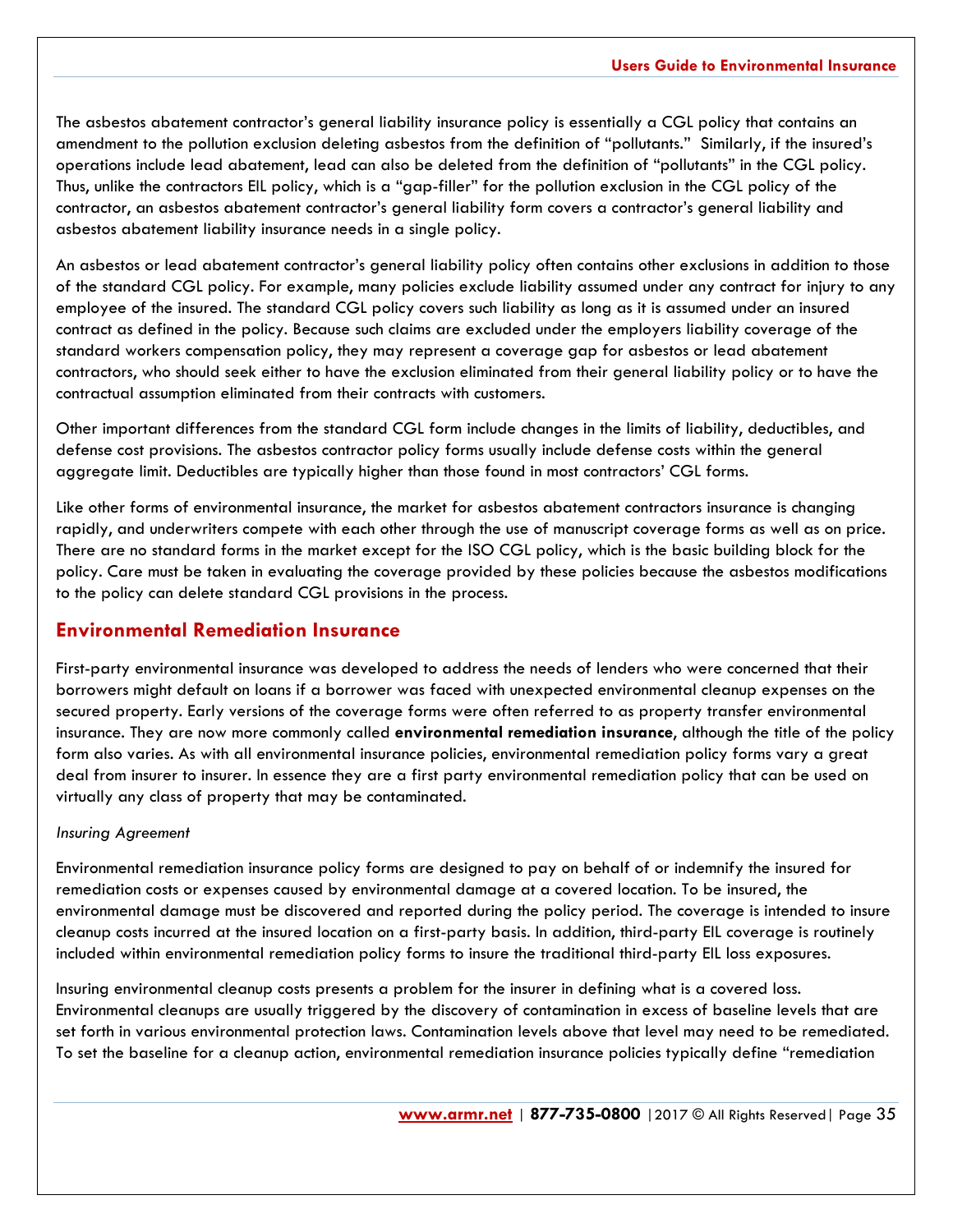The asbestos abatement contractor's general liability insurance policy is essentially a CGL policy that contains an amendment to the pollution exclusion deleting asbestos from the definition of "pollutants." Similarly, if the insured's operations include lead abatement, lead can also be deleted from the definition of "pollutants" in the CGL policy. Thus, unlike the contractors EIL policy, which is a "gap-filler" for the pollution exclusion in the CGL policy of the contractor, an asbestos abatement contractor's general liability form covers a contractor's general liability and asbestos abatement liability insurance needs in a single policy.

An asbestos or lead abatement contractor's general liability policy often contains other exclusions in addition to those of the standard CGL policy. For example, many policies exclude liability assumed under any contract for injury to any employee of the insured. The standard CGL policy covers such liability as long as it is assumed under an insured contract as defined in the policy. Because such claims are excluded under the employers liability coverage of the standard workers compensation policy, they may represent a coverage gap for asbestos or lead abatement contractors, who should seek either to have the exclusion eliminated from their general liability policy or to have the contractual assumption eliminated from their contracts with customers.

Other important differences from the standard CGL form include changes in the limits of liability, deductibles, and defense cost provisions. The asbestos contractor policy forms usually include defense costs within the general aggregate limit. Deductibles are typically higher than those found in most contractors' CGL forms.

Like other forms of environmental insurance, the market for asbestos abatement contractors insurance is changing rapidly, and underwriters compete with each other through the use of manuscript coverage forms as well as on price. There are no standard forms in the market except for the ISO CGL policy, which is the basic building block for the policy. Care must be taken in evaluating the coverage provided by these policies because the asbestos modifications to the policy can delete standard CGL provisions in the process.

## Environmental Remediation Insurance

First-party environmental insurance was developed to address the needs of lenders who were concerned that their borrowers might default on loans if a borrower was faced with unexpected environmental cleanup expenses on the secured property. Early versions of the coverage forms were often referred to as property transfer environmental insurance. They are now more commonly called **environmental remediation insurance**, although the title of the policy form also varies. As with all environmental insurance policies, environmental remediation policy forms vary a great deal from insurer to insurer. In essence they are a first party environmental remediation policy that can be used on virtually any class of property that may be contaminated.

*Insuring Agreement*

Environmental remediation insurance policy forms are designed to pay on behalf of or indemnify the insured for remediation costs or expenses caused by environmental damage at a covered location. To be insured, the environmental damage must be discovered and reported during the policy period. The coverage is intended to insure cleanup costs incurred at the insured location on a first-party basis. In addition, third-party EIL coverage is routinely included within environmental remediation policy forms to insure the traditional third-party EIL loss exposures.

Insuring environmental cleanup costs presents a problem for the insurer in defining what is a covered loss. Environmental cleanups are usually triggered by the discovery of contamination in excess of baseline levels that are set forth in various environmental protection laws. Contamination levels above that level may need to be remediated. To set the baseline for a cleanup action, environmental remediation insurance policies typically define "remediation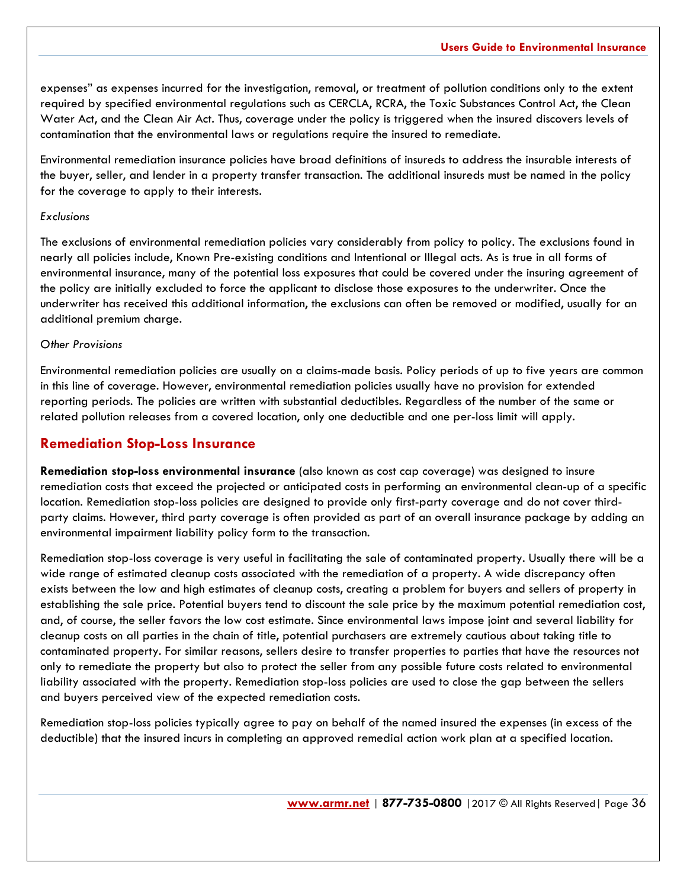expenses" as expenses incurred for the investigation, removal, or treatment of pollution conditions only to the extent required by specified environmental regulations such as CERCLA, RCRA, the Toxic Substances Control Act, the Clean Water Act, and the Clean Air Act. Thus, coverage under the policy is triggered when the insured discovers levels of contamination that the environmental laws or regulations require the insured to remediate.

Environmental remediation insurance policies have broad definitions of insureds to address the insurable interests of the buyer, seller, and lender in a property transfer transaction. The additional insureds must be named in the policy for the coverage to apply to their interests.

*Exclusions*

The exclusions of environmental remediation policies vary considerably from policy to policy. The exclusions found in nearly all policies include, Known Pre-existing conditions and Intentional or Illegal acts. As is true in all forms of environmental insurance, many of the potential loss exposures that could be covered under the insuring agreement of the policy are initially excluded to force the applicant to disclose those exposures to the underwriter. Once the underwriter has received this additional information, the exclusions can often be removed or modified, usually for an additional premium charge.

*Other Provisions*

Environmental remediation policies are usually on a claims-made basis. Policy periods of up to five years are common in this line of coverage. However, environmental remediation policies usually have no provision for extended reporting periods. The policies are written with substantial deductibles. Regardless of the number of the same or related pollution releases from a covered location, only one deductible and one per-loss limit will apply.

## Remediation Stop-Loss Insurance

**Remediation stop-loss environmental insurance** (also known as cost cap coverage) was designed to insure remediation costs that exceed the projected or anticipated costs in performing an environmental clean-up of a specific location. Remediation stop-loss policies are designed to provide only first-party coverage and do not cover third-party claims. However, third party coverage is often provided as part of an overall insurance package by adding an environmental impairment liability policy form to the transaction.

Remediation stop-loss coverage is very useful in facilitating the sale of contaminated property. Usually there will be a wide range of estimated cleanup costs associated with the remediation of a property. A wide discrepancy often exists between the low and high estimates of cleanup costs, creating a problem for buyers and sellers of property in establishing the sale price. Potential buyers tend to discount the sale price by the maximum potential remediation cost, and, of course, the seller favors the low cost estimate. Since environmental laws impose joint and several liability for cleanup costs on all parties in the chain of title, potential purchasers are extremely cautious about taking title to contaminated property. For similar reasons, sellers desire to transfer properties to parties that have the resources not only to remediate the property but also to protect the seller from any possible future costs related to environmental liability associated with the property. Remediation stop-loss policies are used to close the gap between the sellers and buyers perceived view of the expected remediation costs.

Remediation stop-loss policies typically agree to pay on behalf of the named insured the expenses (in excess of the deductible) that the insured incurs in completing an approved remedial action work plan at a specified location.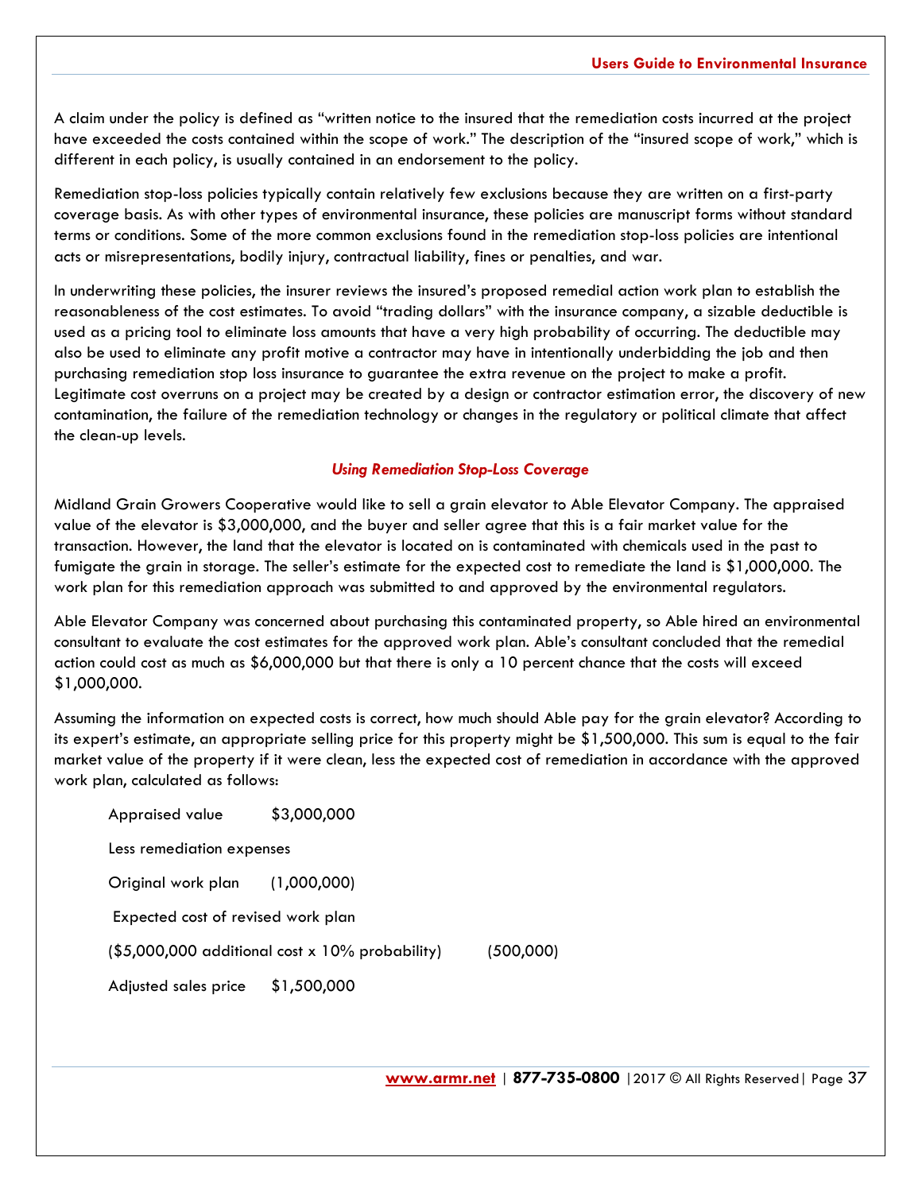A claim under the policy is defined as "written notice to the insured that the remediation costs incurred at the project have exceeded the costs contained within the scope of work." The description of the "insured scope of work," which is different in each policy, is usually contained in an endorsement to the policy.

Remediation stop-loss policies typically contain relatively few exclusions because they are written on a first-party coverage basis. As with other types of environmental insurance, these policies are manuscript forms without standard terms or conditions. Some of the more common exclusions found in the remediation stop-loss policies are intentional acts or misrepresentations, bodily injury, contractual liability, fines or penalties, and war.

In underwriting these policies, the insurer reviews the insured's proposed remedial action work plan to establish the reasonableness of the cost estimates. To avoid "trading dollars" with the insurance company, a sizable deductible is used as a pricing tool to eliminate loss amounts that have a very high probability of occurring. The deductible may also be used to eliminate any profit motive a contractor may have in intentionally underbidding the job and then purchasing remediation stop loss insurance to guarantee the extra revenue on the project to make a profit. Legitimate cost overruns on a project may be created by a design or contractor estimation error, the discovery of new contamination, the failure of the remediation technology or changes in the regulatory or political climate that affect the clean-up levels.

### *Using Remediation Stop-Loss Coverage*

Midland Grain Growers Cooperative would like to sell a grain elevator to Able Elevator Company. The appraised value of the elevator is $3,000,000, and the buyer and seller agree that this is a fair market value for the transaction. However, the land that the elevator is located on is contaminated with chemicals used in the past to fumigate the grain in storage. The seller's estimate for the expected cost to remediate the land is $1,000,000. The work plan for this remediation approach was submitted to and approved by the environmental regulators.

Able Elevator Company was concerned about purchasing this contaminated property, so Able hired an environmental consultant to evaluate the cost estimates for the approved work plan. Able's consultant concluded that the remedial action could cost as much as $6,000,000 but that there is only a 10 percent chance that the costs will exceed $1,000,000.

Assuming the information on expected costs is correct, how much should Able pay for the grain elevator? According to its expert's estimate, an appropriate selling price for this property might be $1,500,000. This sum is equal to the fair market value of the property if it were clean, less the expected cost of remediation in accordance with the approved work plan, calculated as follows:

| | | |
|---|---|---|
| Appraised value | $3,000,000 | |
| Less remediation expenses | | |
| Original work plan | (1,000,000) | |
| Expected cost of revised work plan | | |
| ($5,000,000 additional cost x 10% probability) | | (500,000) |
| Adjusted sales price | $1,500,000 | |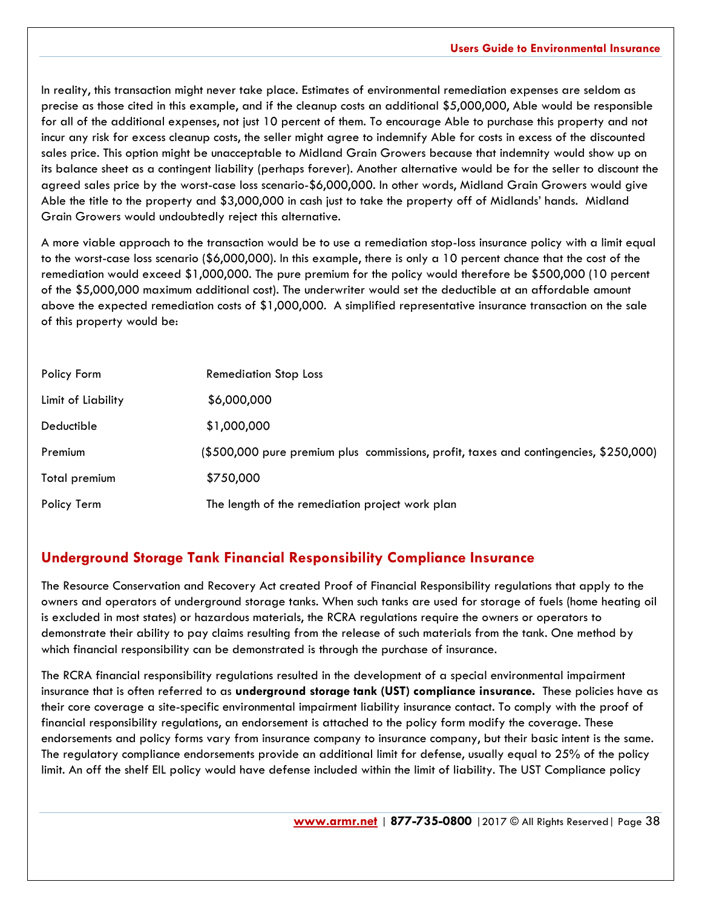In reality, this transaction might never take place. Estimates of environmental remediation expenses are seldom as precise as those cited in this example, and if the cleanup costs an additional $5,000,000, Able would be responsible for all of the additional expenses, not just 10 percent of them. To encourage Able to purchase this property and not incur any risk for excess cleanup costs, the seller might agree to indemnify Able for costs in excess of the discounted sales price. This option might be unacceptable to Midland Grain Growers because that indemnity would show up on its balance sheet as a contingent liability (perhaps forever). Another alternative would be for the seller to discount the agreed sales price by the worst-case loss scenario-$6,000,000. In other words, Midland Grain Growers would give Able the title to the property and $3,000,000 in cash just to take the property off of Midlands' hands. Midland Grain Growers would undoubtedly reject this alternative.

A more viable approach to the transaction would be to use a remediation stop-loss insurance policy with a limit equal to the worst-case loss scenario ($6,000,000). In this example, there is only a 10 percent chance that the cost of the remediation would exceed $1,000,000. The pure premium for the policy would therefore be $500,000 (10 percent of the $5,000,000 maximum additional cost). The underwriter would set the deductible at an affordable amount above the expected remediation costs of $1,000,000. A simplified representative insurance transaction on the sale of this property would be:

| | |
|---|---|
| Policy Form | Remediation Stop Loss |
| Limit of Liability | $6,000,000 |
| Deductible | $1,000,000 |
| Premium | ($500,000 pure premium plus commissions, profit, taxes and contingencies, $250,000) |
| Total premium | $750,000 |
| Policy Term | The length of the remediation project work plan |

## Underground Storage Tank Financial Responsibility Compliance Insurance

The Resource Conservation and Recovery Act created Proof of Financial Responsibility regulations that apply to the owners and operators of underground storage tanks. When such tanks are used for storage of fuels (home heating oil is excluded in most states) or hazardous materials, the RCRA regulations require the owners or operators to demonstrate their ability to pay claims resulting from the release of such materials from the tank. One method by which financial responsibility can be demonstrated is through the purchase of insurance.

The RCRA financial responsibility regulations resulted in the development of a special environmental impairment insurance that is often referred to as **underground storage tank (UST) compliance insurance.** These policies have as their core coverage a site-specific environmental impairment liability insurance contact. To comply with the proof of financial responsibility regulations, an endorsement is attached to the policy form modify the coverage. These endorsements and policy forms vary from insurance company to insurance company, but their basic intent is the same. The regulatory compliance endorsements provide an additional limit for defense, usually equal to 25% of the policy limit. An off the shelf EIL policy would have defense included within the limit of liability. The UST Compliance policy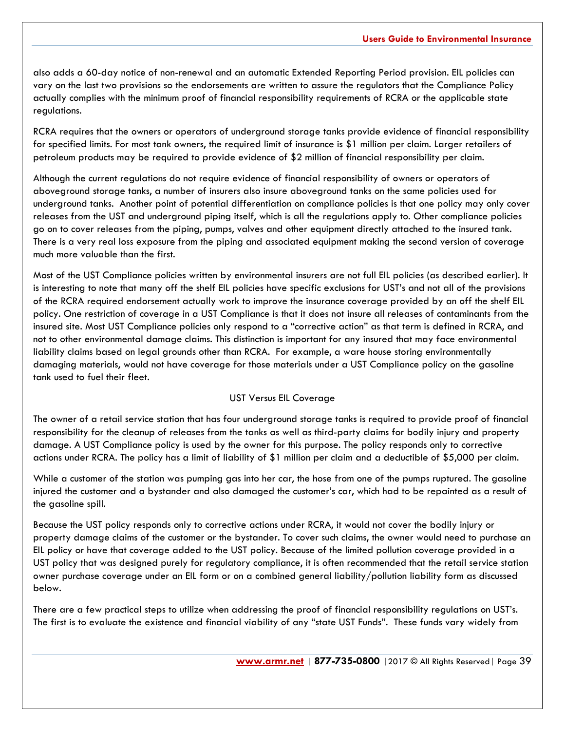also adds a 60-day notice of non-renewal and an automatic Extended Reporting Period provision. EIL policies can vary on the last two provisions so the endorsements are written to assure the regulators that the Compliance Policy actually complies with the minimum proof of financial responsibility requirements of RCRA or the applicable state regulations.

RCRA requires that the owners or operators of underground storage tanks provide evidence of financial responsibility for specified limits. For most tank owners, the required limit of insurance is $1 million per claim. Larger retailers of petroleum products may be required to provide evidence of $2 million of financial responsibility per claim.

Although the current regulations do not require evidence of financial responsibility of owners or operators of aboveground storage tanks, a number of insurers also insure aboveground tanks on the same policies used for underground tanks. Another point of potential differentiation on compliance policies is that one policy may only cover releases from the UST and underground piping itself, which is all the regulations apply to. Other compliance policies go on to cover releases from the piping, pumps, valves and other equipment directly attached to the insured tank. There is a very real loss exposure from the piping and associated equipment making the second version of coverage much more valuable than the first.

Most of the UST Compliance policies written by environmental insurers are not full EIL policies (as described earlier). It is interesting to note that many off the shelf EIL policies have specific exclusions for UST's and not all of the provisions of the RCRA required endorsement actually work to improve the insurance coverage provided by an off the shelf EIL policy. One restriction of coverage in a UST Compliance is that it does not insure all releases of contaminants from the insured site. Most UST Compliance policies only respond to a "corrective action" as that term is defined in RCRA, and not to other environmental damage claims. This distinction is important for any insured that may face environmental liability claims based on legal grounds other than RCRA. For example, a ware house storing environmentally damaging materials, would not have coverage for those materials under a UST Compliance policy on the gasoline tank used to fuel their fleet.

UST Versus EIL Coverage

The owner of a retail service station that has four underground storage tanks is required to provide proof of financial responsibility for the cleanup of releases from the tanks as well as third-party claims for bodily injury and property damage. A UST Compliance policy is used by the owner for this purpose. The policy responds only to corrective actions under RCRA. The policy has a limit of liability of $1 million per claim and a deductible of $5,000 per claim.

While a customer of the station was pumping gas into her car, the hose from one of the pumps ruptured. The gasoline injured the customer and a bystander and also damaged the customer's car, which had to be repainted as a result of the gasoline spill.

Because the UST policy responds only to corrective actions under RCRA, it would not cover the bodily injury or property damage claims of the customer or the bystander. To cover such claims, the owner would need to purchase an EIL policy or have that coverage added to the UST policy. Because of the limited pollution coverage provided in a UST policy that was designed purely for regulatory compliance, it is often recommended that the retail service station owner purchase coverage under an EIL form or on a combined general liability/pollution liability form as discussed below.

There are a few practical steps to utilize when addressing the proof of financial responsibility regulations on UST's. The first is to evaluate the existence and financial viability of any "state UST Funds". These funds vary widely from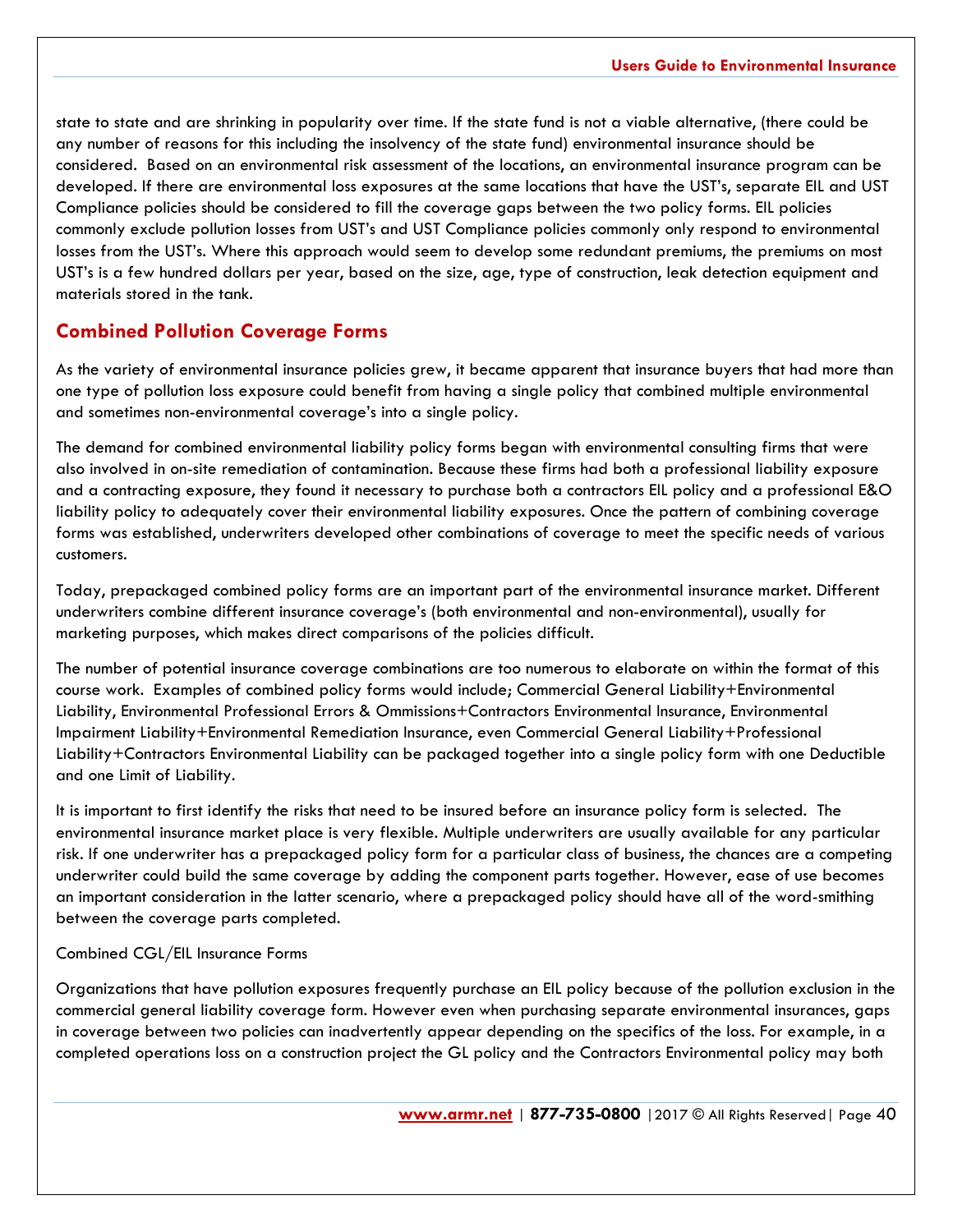state to state and are shrinking in popularity over time. If the state fund is not a viable alternative, (there could be any number of reasons for this including the insolvency of the state fund) environmental insurance should be considered. Based on an environmental risk assessment of the locations, an environmental insurance program can be developed. If there are environmental loss exposures at the same locations that have the UST's, separate EIL and UST Compliance policies should be considered to fill the coverage gaps between the two policy forms. EIL policies commonly exclude pollution losses from UST's and UST Compliance policies commonly only respond to environmental losses from the UST's. Where this approach would seem to develop some redundant premiums, the premiums on most UST's is a few hundred dollars per year, based on the size, age, type of construction, leak detection equipment and materials stored in the tank.

## Combined Pollution Coverage Forms

As the variety of environmental insurance policies grew, it became apparent that insurance buyers that had more than one type of pollution loss exposure could benefit from having a single policy that combined multiple environmental and sometimes non-environmental coverage's into a single policy.

The demand for combined environmental liability policy forms began with environmental consulting firms that were also involved in on-site remediation of contamination. Because these firms had both a professional liability exposure and a contracting exposure, they found it necessary to purchase both a contractors EIL policy and a professional E&O liability policy to adequately cover their environmental liability exposures. Once the pattern of combining coverage forms was established, underwriters developed other combinations of coverage to meet the specific needs of various customers.

Today, prepackaged combined policy forms are an important part of the environmental insurance market. Different underwriters combine different insurance coverage's (both environmental and non-environmental), usually for marketing purposes, which makes direct comparisons of the policies difficult.

The number of potential insurance coverage combinations are too numerous to elaborate on within the format of this course work. Examples of combined policy forms would include; Commercial General Liability+Environmental Liability, Environmental Professional Errors & Ommissions+Contractors Environmental Insurance, Environmental Impairment Liability+Environmental Remediation Insurance, even Commercial General Liability+Professional Liability+Contractors Environmental Liability can be packaged together into a single policy form with one Deductible and one Limit of Liability.

It is important to first identify the risks that need to be insured before an insurance policy form is selected. The environmental insurance market place is very flexible. Multiple underwriters are usually available for any particular risk. If one underwriter has a prepackaged policy form for a particular class of business, the chances are a competing underwriter could build the same coverage by adding the component parts together. However, ease of use becomes an important consideration in the latter scenario, where a prepackaged policy should have all of the word-smithing between the coverage parts completed.

Combined CGL/EIL Insurance Forms

Organizations that have pollution exposures frequently purchase an EIL policy because of the pollution exclusion in the commercial general liability coverage form. However even when purchasing separate environmental insurances, gaps in coverage between two policies can inadvertently appear depending on the specifics of the loss. For example, in a completed operations loss on a construction project the GL policy and the Contractors Environmental policy may both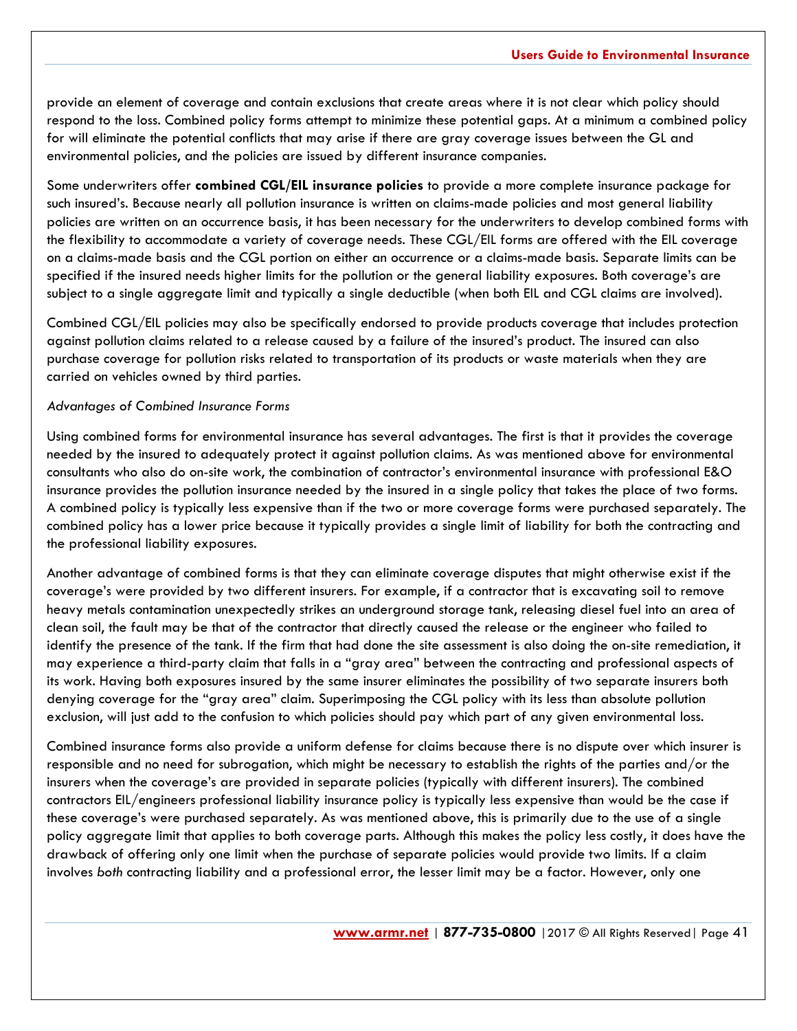provide an element of coverage and contain exclusions that create areas where it is not clear which policy should respond to the loss. Combined policy forms attempt to minimize these potential gaps. At a minimum a combined policy for will eliminate the potential conflicts that may arise if there are gray coverage issues between the GL and environmental policies, and the policies are issued by different insurance companies.

Some underwriters offer **combined CGL/EIL insurance policies** to provide a more complete insurance package for such insured's. Because nearly all pollution insurance is written on claims-made policies and most general liability policies are written on an occurrence basis, it has been necessary for the underwriters to develop combined forms with the flexibility to accommodate a variety of coverage needs. These CGL/EIL forms are offered with the EIL coverage on a claims-made basis and the CGL portion on either an occurrence or a claims-made basis. Separate limits can be specified if the insured needs higher limits for the pollution or the general liability exposures. Both coverage's are subject to a single aggregate limit and typically a single deductible (when both EIL and CGL claims are involved).

Combined CGL/EIL policies may also be specifically endorsed to provide products coverage that includes protection against pollution claims related to a release caused by a failure of the insured's product. The insured can also purchase coverage for pollution risks related to transportation of its products or waste materials when they are carried on vehicles owned by third parties.

*Advantages of Combined Insurance Forms*

Using combined forms for environmental insurance has several advantages. The first is that it provides the coverage needed by the insured to adequately protect it against pollution claims. As was mentioned above for environmental consultants who also do on-site work, the combination of contractor's environmental insurance with professional E&O insurance provides the pollution insurance needed by the insured in a single policy that takes the place of two forms. A combined policy is typically less expensive than if the two or more coverage forms were purchased separately. The combined policy has a lower price because it typically provides a single limit of liability for both the contracting and the professional liability exposures.

Another advantage of combined forms is that they can eliminate coverage disputes that might otherwise exist if the coverage's were provided by two different insurers. For example, if a contractor that is excavating soil to remove heavy metals contamination unexpectedly strikes an underground storage tank, releasing diesel fuel into an area of clean soil, the fault may be that of the contractor that directly caused the release or the engineer who failed to identify the presence of the tank. If the firm that had done the site assessment is also doing the on-site remediation, it may experience a third-party claim that falls in a "gray area" between the contracting and professional aspects of its work. Having both exposures insured by the same insurer eliminates the possibility of two separate insurers both denying coverage for the "gray area" claim. Superimposing the CGL policy with its less than absolute pollution exclusion, will just add to the confusion to which policies should pay which part of any given environmental loss.

Combined insurance forms also provide a uniform defense for claims because there is no dispute over which insurer is responsible and no need for subrogation, which might be necessary to establish the rights of the parties and/or the insurers when the coverage's are provided in separate policies (typically with different insurers). The combined contractors EIL/engineers professional liability insurance policy is typically less expensive than would be the case if these coverage's were purchased separately. As was mentioned above, this is primarily due to the use of a single policy aggregate limit that applies to both coverage parts. Although this makes the policy less costly, it does have the drawback of offering only one limit when the purchase of separate policies would provide two limits. If a claim involves *both* contracting liability and a professional error, the lesser limit may be a factor. However, only one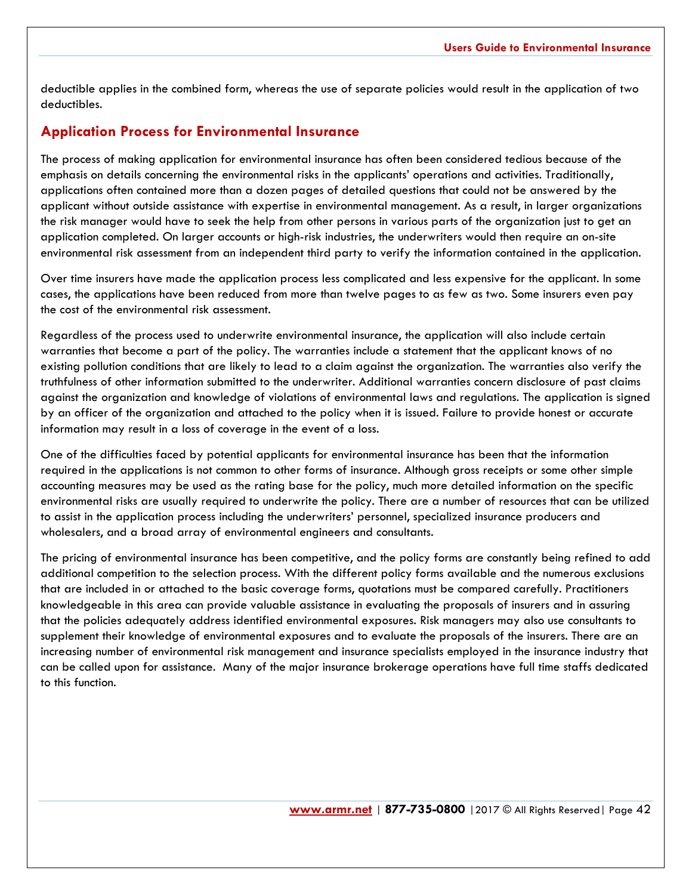deductible applies in the combined form, whereas the use of separate policies would result in the application of two deductibles.

## Application Process for Environmental Insurance

The process of making application for environmental insurance has often been considered tedious because of the emphasis on details concerning the environmental risks in the applicants' operations and activities. Traditionally, applications often contained more than a dozen pages of detailed questions that could not be answered by the applicant without outside assistance with expertise in environmental management. As a result, in larger organizations the risk manager would have to seek the help from other persons in various parts of the organization just to get an application completed. On larger accounts or high-risk industries, the underwriters would then require an on-site environmental risk assessment from an independent third party to verify the information contained in the application.

Over time insurers have made the application process less complicated and less expensive for the applicant. In some cases, the applications have been reduced from more than twelve pages to as few as two. Some insurers even pay the cost of the environmental risk assessment.

Regardless of the process used to underwrite environmental insurance, the application will also include certain warranties that become a part of the policy. The warranties include a statement that the applicant knows of no existing pollution conditions that are likely to lead to a claim against the organization. The warranties also verify the truthfulness of other information submitted to the underwriter. Additional warranties concern disclosure of past claims against the organization and knowledge of violations of environmental laws and regulations. The application is signed by an officer of the organization and attached to the policy when it is issued. Failure to provide honest or accurate information may result in a loss of coverage in the event of a loss.

One of the difficulties faced by potential applicants for environmental insurance has been that the information required in the applications is not common to other forms of insurance. Although gross receipts or some other simple accounting measures may be used as the rating base for the policy, much more detailed information on the specific environmental risks are usually required to underwrite the policy. There are a number of resources that can be utilized to assist in the application process including the underwriters' personnel, specialized insurance producers and wholesalers, and a broad array of environmental engineers and consultants.

The pricing of environmental insurance has been competitive, and the policy forms are constantly being refined to add additional competition to the selection process. With the different policy forms available and the numerous exclusions that are included in or attached to the basic coverage forms, quotations must be compared carefully. Practitioners knowledgeable in this area can provide valuable assistance in evaluating the proposals of insurers and in assuring that the policies adequately address identified environmental exposures. Risk managers may also use consultants to supplement their knowledge of environmental exposures and to evaluate the proposals of the insurers. There are an increasing number of environmental risk management and insurance specialists employed in the insurance industry that can be called upon for assistance. Many of the major insurance brokerage operations have full time staffs dedicated to this function.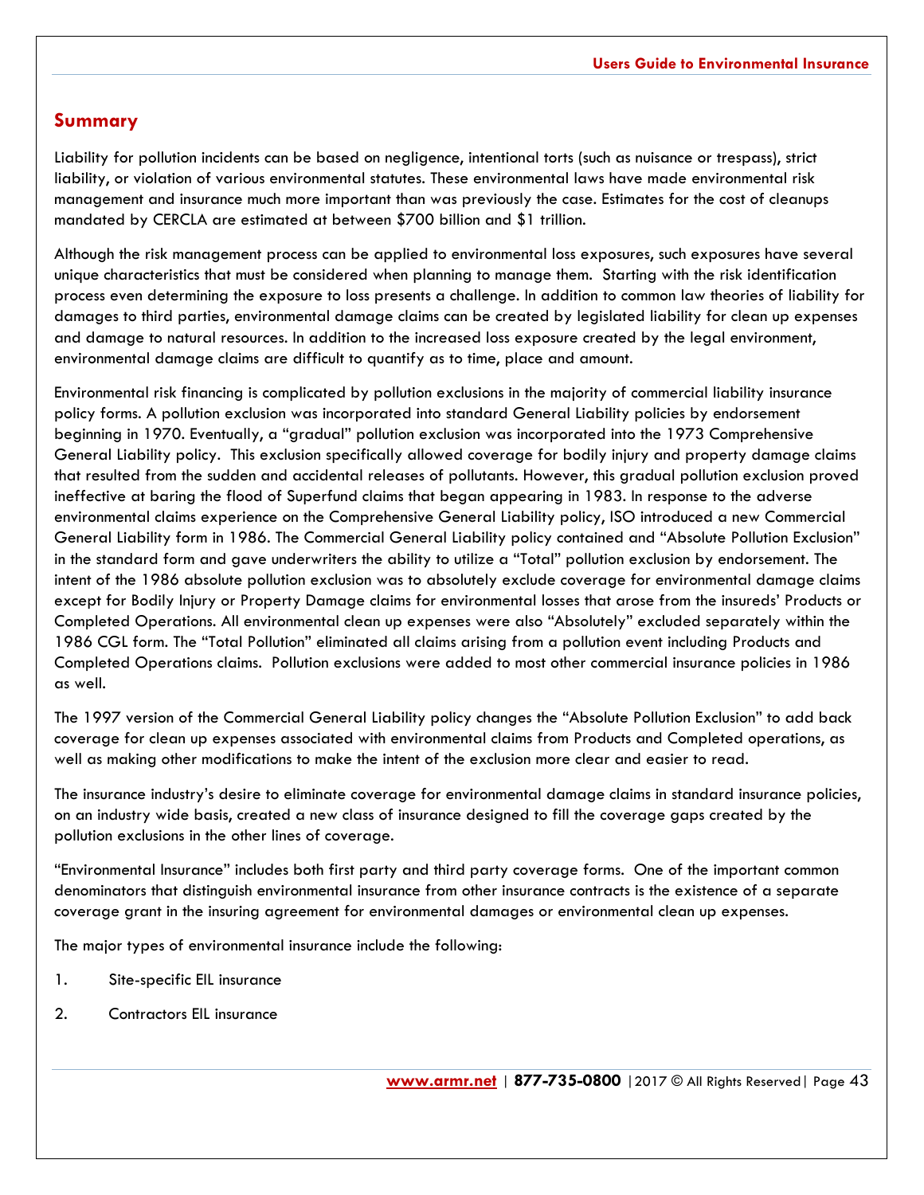## Summary

Liability for pollution incidents can be based on negligence, intentional torts (such as nuisance or trespass), strict liability, or violation of various environmental statutes. These environmental laws have made environmental risk management and insurance much more important than was previously the case. Estimates for the cost of cleanups mandated by CERCLA are estimated at between $700 billion and $1 trillion.

Although the risk management process can be applied to environmental loss exposures, such exposures have several unique characteristics that must be considered when planning to manage them. Starting with the risk identification process even determining the exposure to loss presents a challenge. In addition to common law theories of liability for damages to third parties, environmental damage claims can be created by legislated liability for clean up expenses and damage to natural resources. In addition to the increased loss exposure created by the legal environment, environmental damage claims are difficult to quantify as to time, place and amount.

Environmental risk financing is complicated by pollution exclusions in the majority of commercial liability insurance policy forms. A pollution exclusion was incorporated into standard General Liability policies by endorsement beginning in 1970. Eventually, a "gradual" pollution exclusion was incorporated into the 1973 Comprehensive General Liability policy. This exclusion specifically allowed coverage for bodily injury and property damage claims that resulted from the sudden and accidental releases of pollutants. However, this gradual pollution exclusion proved ineffective at baring the flood of Superfund claims that began appearing in 1983. In response to the adverse environmental claims experience on the Comprehensive General Liability policy, ISO introduced a new Commercial General Liability form in 1986. The Commercial General Liability policy contained and "Absolute Pollution Exclusion" in the standard form and gave underwriters the ability to utilize a "Total" pollution exclusion by endorsement. The intent of the 1986 absolute pollution exclusion was to absolutely exclude coverage for environmental damage claims except for Bodily Injury or Property Damage claims for environmental losses that arose from the insureds' Products or Completed Operations. All environmental clean up expenses were also "Absolutely" excluded separately within the 1986 CGL form. The "Total Pollution" eliminated all claims arising from a pollution event including Products and Completed Operations claims. Pollution exclusions were added to most other commercial insurance policies in 1986 as well.

The 1997 version of the Commercial General Liability policy changes the "Absolute Pollution Exclusion" to add back coverage for clean up expenses associated with environmental claims from Products and Completed operations, as well as making other modifications to make the intent of the exclusion more clear and easier to read.

The insurance industry's desire to eliminate coverage for environmental damage claims in standard insurance policies, on an industry wide basis, created a new class of insurance designed to fill the coverage gaps created by the pollution exclusions in the other lines of coverage.

"Environmental Insurance" includes both first party and third party coverage forms. One of the important common denominators that distinguish environmental insurance from other insurance contracts is the existence of a separate coverage grant in the insuring agreement for environmental damages or environmental clean up expenses.

The major types of environmental insurance include the following:

1. Site-specific EIL insurance
2. Contractors EIL insurance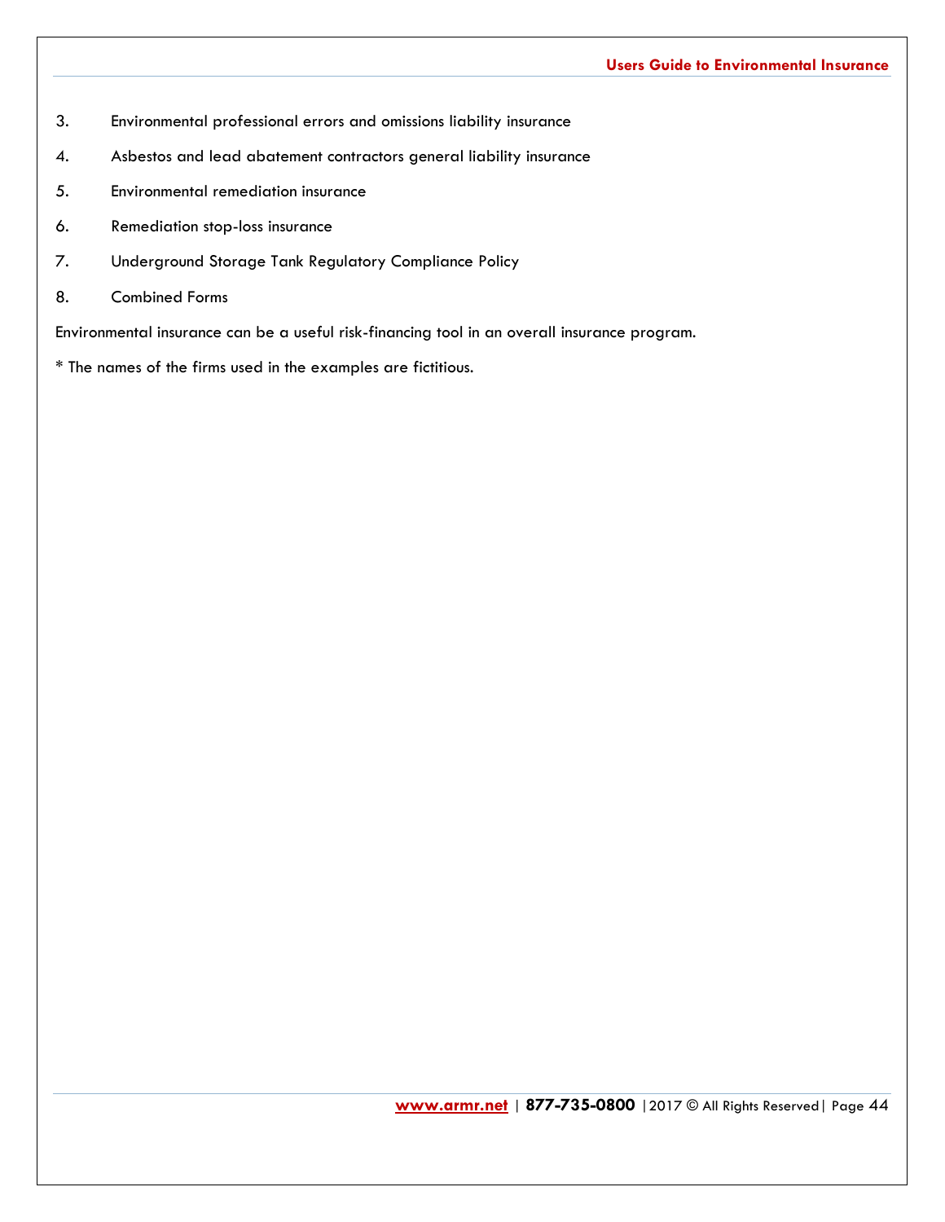3. Environmental professional errors and omissions liability insurance
4. Asbestos and lead abatement contractors general liability insurance
5. Environmental remediation insurance
6. Remediation stop-loss insurance
7. Underground Storage Tank Regulatory Compliance Policy
8. Combined Forms

Environmental insurance can be a useful risk-financing tool in an overall insurance program.

* The names of the firms used in the examples are fictitious.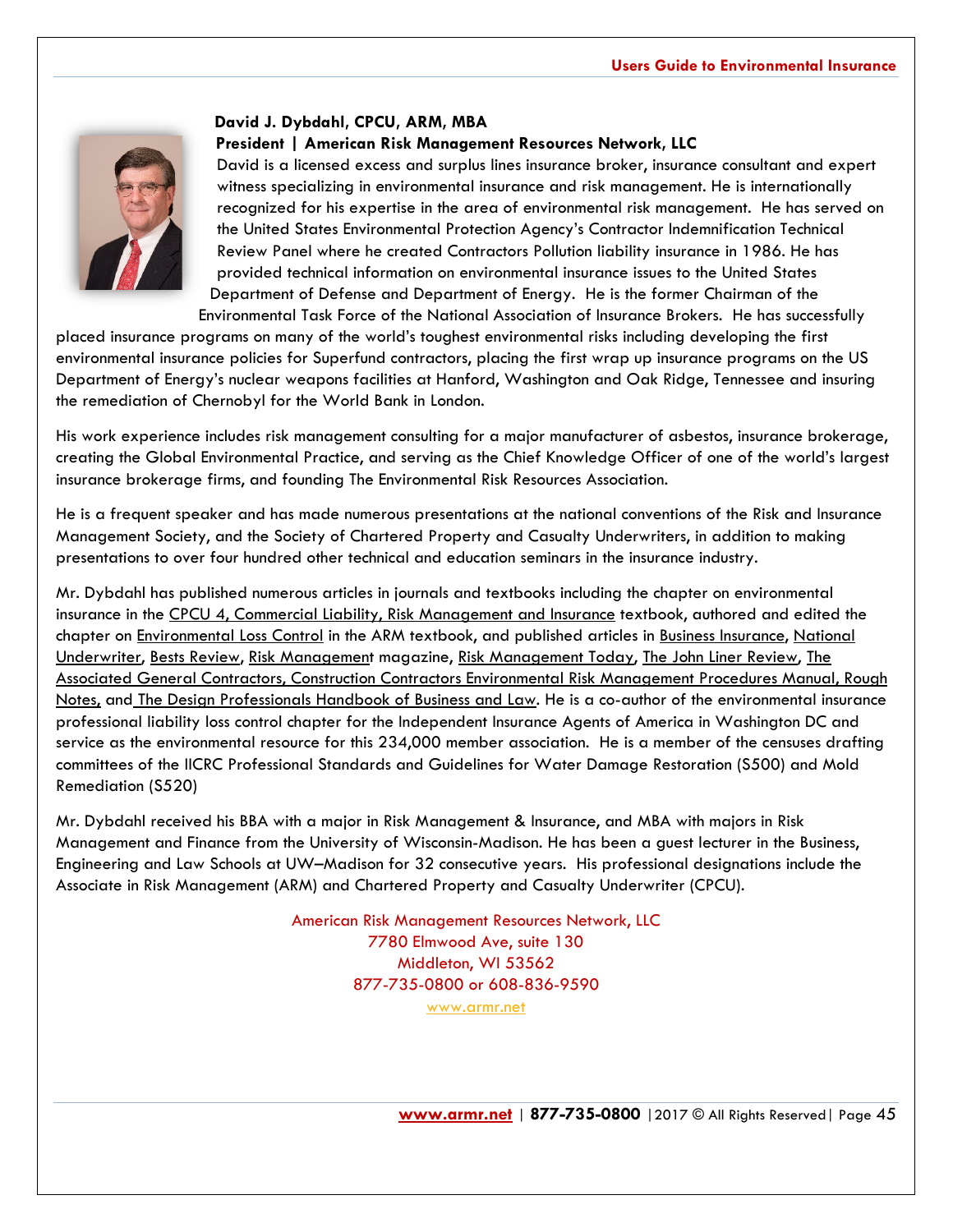**David J. Dybdahl, CPCU, ARM, MBA**

**President | American Risk Management Resources Network, LLC**

David is a licensed excess and surplus lines insurance broker, insurance consultant and expert witness specializing in environmental insurance and risk management. He is internationally recognized for his expertise in the area of environmental risk management. He has served on the United States Environmental Protection Agency's Contractor Indemnification Technical Review Panel where he created Contractors Pollution liability insurance in 1986. He has provided technical information on environmental insurance issues to the United States Department of Defense and Department of Energy. He is the former Chairman of the Environmental Task Force of the National Association of Insurance Brokers. He has successfully placed insurance programs on many of the world's toughest environmental risks including developing the first environmental insurance policies for Superfund contractors, placing the first wrap up insurance programs on the US Department of Energy's nuclear weapons facilities at Hanford, Washington and Oak Ridge, Tennessee and insuring the remediation of Chernobyl for the World Bank in London.

His work experience includes risk management consulting for a major manufacturer of asbestos, insurance brokerage, creating the Global Environmental Practice, and serving as the Chief Knowledge Officer of one of the world's largest insurance brokerage firms, and founding The Environmental Risk Resources Association.

He is a frequent speaker and has made numerous presentations at the national conventions of the Risk and Insurance Management Society, and the Society of Chartered Property and Casualty Underwriters, in addition to making presentations to over four hundred other technical and education seminars in the insurance industry.

Mr. Dybdahl has published numerous articles in journals and textbooks including the chapter on environmental insurance in the CPCU 4, Commercial Liability, Risk Management and Insurance textbook, authored and edited the chapter on Environmental Loss Control in the ARM textbook, and published articles in Business Insurance, National Underwriter, Bests Review, Risk Management magazine, Risk Management Today, The John Liner Review, The Associated General Contractors, Construction Contractors Environmental Risk Management Procedures Manual, Rough Notes, and The Design Professionals Handbook of Business and Law. He is a co-author of the environmental insurance professional liability loss control chapter for the Independent Insurance Agents of America in Washington DC and service as the environmental resource for this 234,000 member association. He is a member of the censuses drafting committees of the IICRC Professional Standards and Guidelines for Water Damage Restoration (S500) and Mold Remediation (S520)

Mr. Dybdahl received his BBA with a major in Risk Management & Insurance, and MBA with majors in Risk Management and Finance from the University of Wisconsin-Madison. He has been a guest lecturer in the Business, Engineering and Law Schools at UW–Madison for 32 consecutive years. His professional designations include the Associate in Risk Management (ARM) and Chartered Property and Casualty Underwriter (CPCU).

American Risk Management Resources Network, LLC
7780 Elmwood Ave, suite 130
Middleton, WI 53562
877-735-0800 or 608-836-9590
www.armr.net